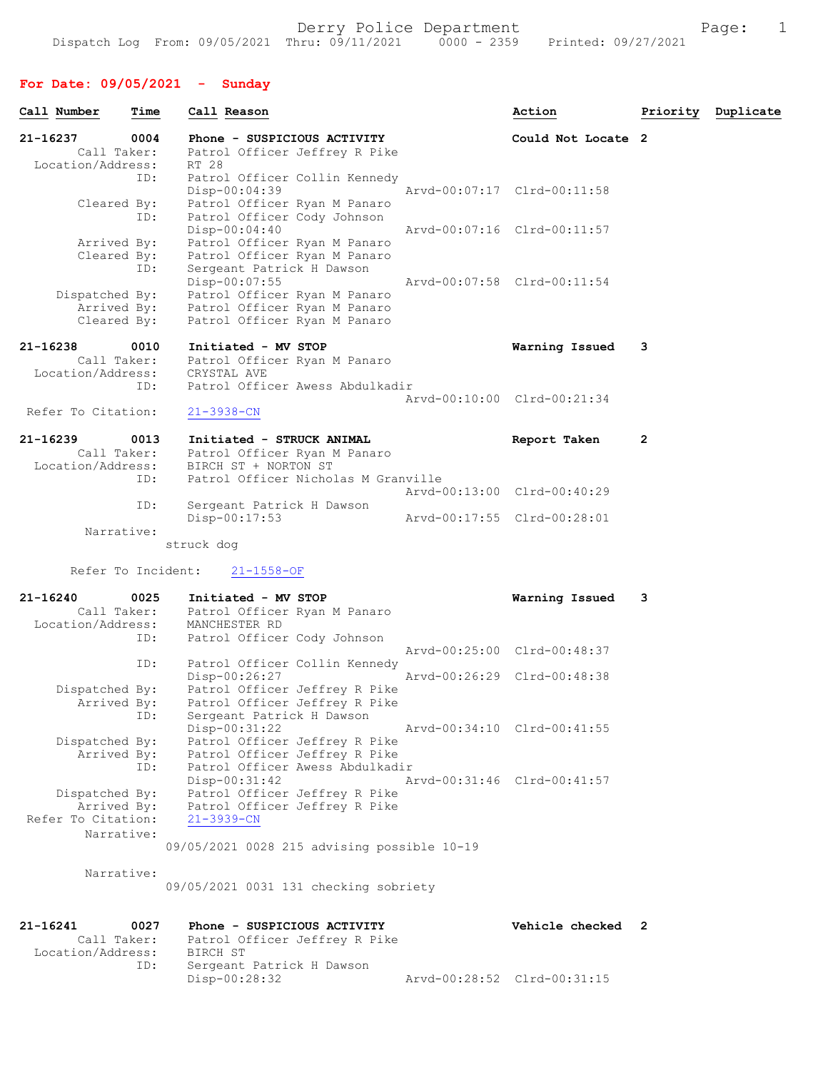Derry Police Department

Dispatch Log From: 09/05/2021 Thru: 09/11/2021 0000 - 2359 Printed: 09/27/2021

## For Date: 09/05/2021 - Sunday

| Call Number | Time | Call Reason | Action | Priority | Duplicate |
|---|---|---|---|---|---|

**21-16237 0004 Phone - SUSPICIOUS ACTIVITY** — Could Not Locate 2

Call Taker: Patrol Officer Jeffrey R Pike
Location/Address: RT 28
ID: Patrol Officer Collin Kennedy
Disp-00:04:39 Arvd-00:07:17 Clrd-00:11:58
Cleared By: Patrol Officer Ryan M Panaro
ID: Patrol Officer Cody Johnson
Disp-00:04:40 Arvd-00:07:16 Clrd-00:11:57
Arrived By: Patrol Officer Ryan M Panaro
Cleared By: Patrol Officer Ryan M Panaro
ID: Sergeant Patrick H Dawson
Disp-00:07:55 Arvd-00:07:58 Clrd-00:11:54
Dispatched By: Patrol Officer Ryan M Panaro
Arrived By: Patrol Officer Ryan M Panaro
Cleared By: Patrol Officer Ryan M Panaro

**21-16238 0010 Initiated - MV STOP** — Warning Issued 3

Call Taker: Patrol Officer Ryan M Panaro
Location/Address: CRYSTAL AVE
ID: Patrol Officer Awess Abdulkadir
Arvd-00:10:00 Clrd-00:21:34
Refer To Citation: 21-3938-CN

**21-16239 0013 Initiated - STRUCK ANIMAL** — Report Taken 2

Call Taker: Patrol Officer Ryan M Panaro
Location/Address: BIRCH ST + NORTON ST
ID: Patrol Officer Nicholas M Granville
Arvd-00:13:00 Clrd-00:40:29
ID: Sergeant Patrick H Dawson
Disp-00:17:53 Arvd-00:17:55 Clrd-00:28:01
Narrative:
struck dog

Refer To Incident: 21-1558-OF

**21-16240 0025 Initiated - MV STOP** — Warning Issued 3

Call Taker: Patrol Officer Ryan M Panaro
Location/Address: MANCHESTER RD
ID: Patrol Officer Cody Johnson
Arvd-00:25:00 Clrd-00:48:37
ID: Patrol Officer Collin Kennedy
Disp-00:26:27 Arvd-00:26:29 Clrd-00:48:38
Dispatched By: Patrol Officer Jeffrey R Pike
Arrived By: Patrol Officer Jeffrey R Pike
ID: Sergeant Patrick H Dawson
Disp-00:31:22 Arvd-00:34:10 Clrd-00:41:55
Dispatched By: Patrol Officer Jeffrey R Pike
Arrived By: Patrol Officer Jeffrey R Pike
ID: Patrol Officer Awess Abdulkadir
Disp-00:31:42 Arvd-00:31:46 Clrd-00:41:57
Dispatched By: Patrol Officer Jeffrey R Pike
Arrived By: Patrol Officer Jeffrey R Pike
Refer To Citation: 21-3939-CN
Narrative:
09/05/2021 0028 215 advising possible 10-19

Narrative:
09/05/2021 0031 131 checking sobriety

**21-16241 0027 Phone - SUSPICIOUS ACTIVITY** — Vehicle checked 2

Call Taker: Patrol Officer Jeffrey R Pike
Location/Address: BIRCH ST
ID: Sergeant Patrick H Dawson
Disp-00:28:32 Arvd-00:28:52 Clrd-00:31:15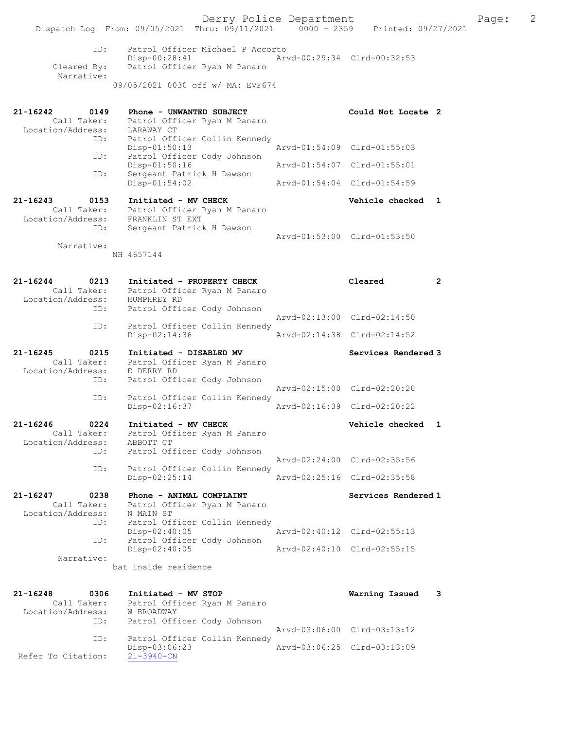```
            ID:     Patrol Officer Michael P Accorto
                    Disp-00:28:41              Arvd-00:29:34  Clrd-00:32:53
   Cleared By:      Patrol Officer Ryan M Panaro
    Narrative:
                 09/05/2021 0030 off w/ MA: EVF674


21-16242       0149    Phone - UNWANTED SUBJECT                    Could Not Locate  2
       Call Taker:     Patrol Officer Ryan M Panaro
 Location/Address:     LARAWAY CT
               ID:     Patrol Officer Collin Kennedy
                       Disp-01:50:13              Arvd-01:54:09  Clrd-01:55:03
               ID:     Patrol Officer Cody Johnson
                       Disp-01:50:16              Arvd-01:54:07  Clrd-01:55:01
               ID:     Sergeant Patrick H Dawson
                       Disp-01:54:02              Arvd-01:54:04  Clrd-01:54:59

21-16243       0153    Initiated - MV CHECK                        Vehicle checked   1
       Call Taker:     Patrol Officer Ryan M Panaro
 Location/Address:     FRANKLIN ST EXT
               ID:     Sergeant Patrick H Dawson
                                                  Arvd-01:53:00  Clrd-01:53:50
        Narrative:
                 NH 4657144


21-16244       0213    Initiated - PROPERTY CHECK                  Cleared           2
       Call Taker:     Patrol Officer Ryan M Panaro
 Location/Address:     HUMPHREY RD
               ID:     Patrol Officer Cody Johnson
                                                  Arvd-02:13:00  Clrd-02:14:50
               ID:     Patrol Officer Collin Kennedy
                       Disp-02:14:36              Arvd-02:14:38  Clrd-02:14:52

21-16245       0215    Initiated - DISABLED MV                     Services Rendered 3
       Call Taker:     Patrol Officer Ryan M Panaro
 Location/Address:     E DERRY RD
               ID:     Patrol Officer Cody Johnson
                                                  Arvd-02:15:00  Clrd-02:20:20
               ID:     Patrol Officer Collin Kennedy
                       Disp-02:16:37              Arvd-02:16:39  Clrd-02:20:22

21-16246       0224    Initiated - MV CHECK                        Vehicle checked   1
       Call Taker:     Patrol Officer Ryan M Panaro
 Location/Address:     ABBOTT CT
               ID:     Patrol Officer Cody Johnson
                                                  Arvd-02:24:00  Clrd-02:35:56
               ID:     Patrol Officer Collin Kennedy
                       Disp-02:25:14              Arvd-02:25:16  Clrd-02:35:58

21-16247       0238    Phone - ANIMAL COMPLAINT                    Services Rendered 1
       Call Taker:     Patrol Officer Ryan M Panaro
 Location/Address:     N MAIN ST
               ID:     Patrol Officer Collin Kennedy
                       Disp-02:40:05              Arvd-02:40:12  Clrd-02:55:13
               ID:     Patrol Officer Cody Johnson
                       Disp-02:40:05              Arvd-02:40:10  Clrd-02:55:15
        Narrative:
                 bat inside residence


21-16248       0306    Initiated - MV STOP                         Warning Issued    3
       Call Taker:     Patrol Officer Ryan M Panaro
 Location/Address:     W BROADWAY
               ID:     Patrol Officer Cody Johnson
                                                  Arvd-03:06:00  Clrd-03:13:12
               ID:     Patrol Officer Collin Kennedy
                       Disp-03:06:23              Arvd-03:06:25  Clrd-03:13:09
Refer To Citation:     21-3940-CN
```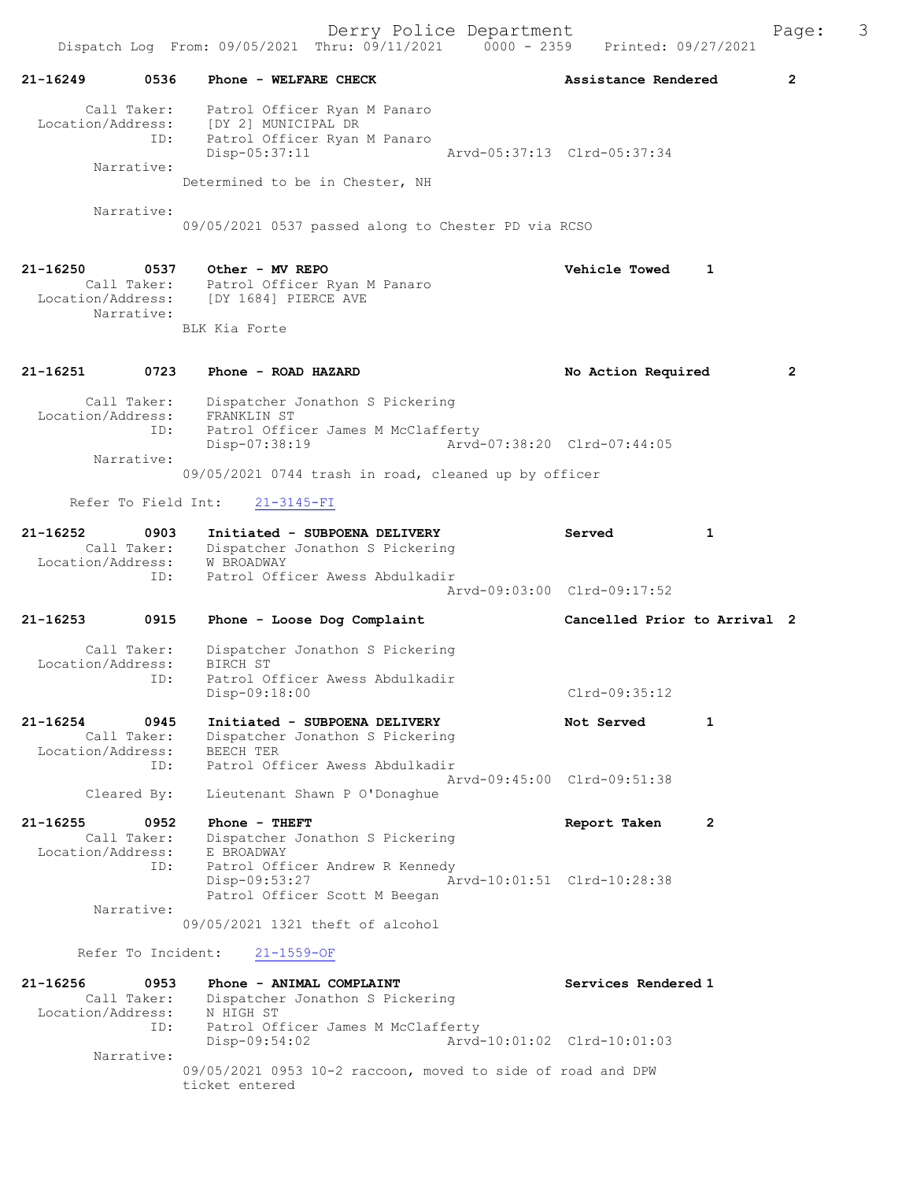**21-16249 0536 Phone - WELFARE CHECK** — **Assistance Rendered** — **2**

Call Taker: Patrol Officer Ryan M Panaro
Location/Address: [DY 2] MUNICIPAL DR
ID: Patrol Officer Ryan M Panaro
Disp-05:37:11 Arvd-05:37:13 Clrd-05:37:34
Narrative:
Determined to be in Chester, NH

Narrative:
09/05/2021 0537 passed along to Chester PD via RCSO

**21-16250 0537 Other - MV REPO** — **Vehicle Towed** — **1**
Call Taker: Patrol Officer Ryan M Panaro
Location/Address: [DY 1684] PIERCE AVE
Narrative:
BLK Kia Forte

**21-16251 0723 Phone - ROAD HAZARD** — **No Action Required** — **2**

Call Taker: Dispatcher Jonathon S Pickering
Location/Address: FRANKLIN ST
ID: Patrol Officer James M McClafferty
Disp-07:38:19 Arvd-07:38:20 Clrd-07:44:05
Narrative:
09/05/2021 0744 trash in road, cleaned up by officer

Refer To Field Int: 21-3145-FI

**21-16252 0903 Initiated - SUBPOENA DELIVERY** — **Served** — **1**
Call Taker: Dispatcher Jonathon S Pickering
Location/Address: W BROADWAY
ID: Patrol Officer Awess Abdulkadir
Arvd-09:03:00 Clrd-09:17:52

**21-16253 0915 Phone - Loose Dog Complaint** — **Cancelled Prior to Arrival** — **2**

Call Taker: Dispatcher Jonathon S Pickering
Location/Address: BIRCH ST
ID: Patrol Officer Awess Abdulkadir
Disp-09:18:00 Clrd-09:35:12

**21-16254 0945 Initiated - SUBPOENA DELIVERY** — **Not Served** — **1**
Call Taker: Dispatcher Jonathon S Pickering
Location/Address: BEECH TER
ID: Patrol Officer Awess Abdulkadir
Arvd-09:45:00 Clrd-09:51:38
Cleared By: Lieutenant Shawn P O'Donaghue

**21-16255 0952 Phone - THEFT** — **Report Taken** — **2**
Call Taker: Dispatcher Jonathon S Pickering
Location/Address: E BROADWAY
ID: Patrol Officer Andrew R Kennedy
Disp-09:53:27 Arvd-10:01:51 Clrd-10:28:38
Patrol Officer Scott M Beegan
Narrative:
09/05/2021 1321 theft of alcohol

Refer To Incident: 21-1559-OF

**21-16256 0953 Phone - ANIMAL COMPLAINT** — **Services Rendered** — **1**
Call Taker: Dispatcher Jonathon S Pickering
Location/Address: N HIGH ST
ID: Patrol Officer James M McClafferty
Disp-09:54:02 Arvd-10:01:02 Clrd-10:01:03
Narrative:
09/05/2021 0953 10-2 raccoon, moved to side of road and DPW ticket entered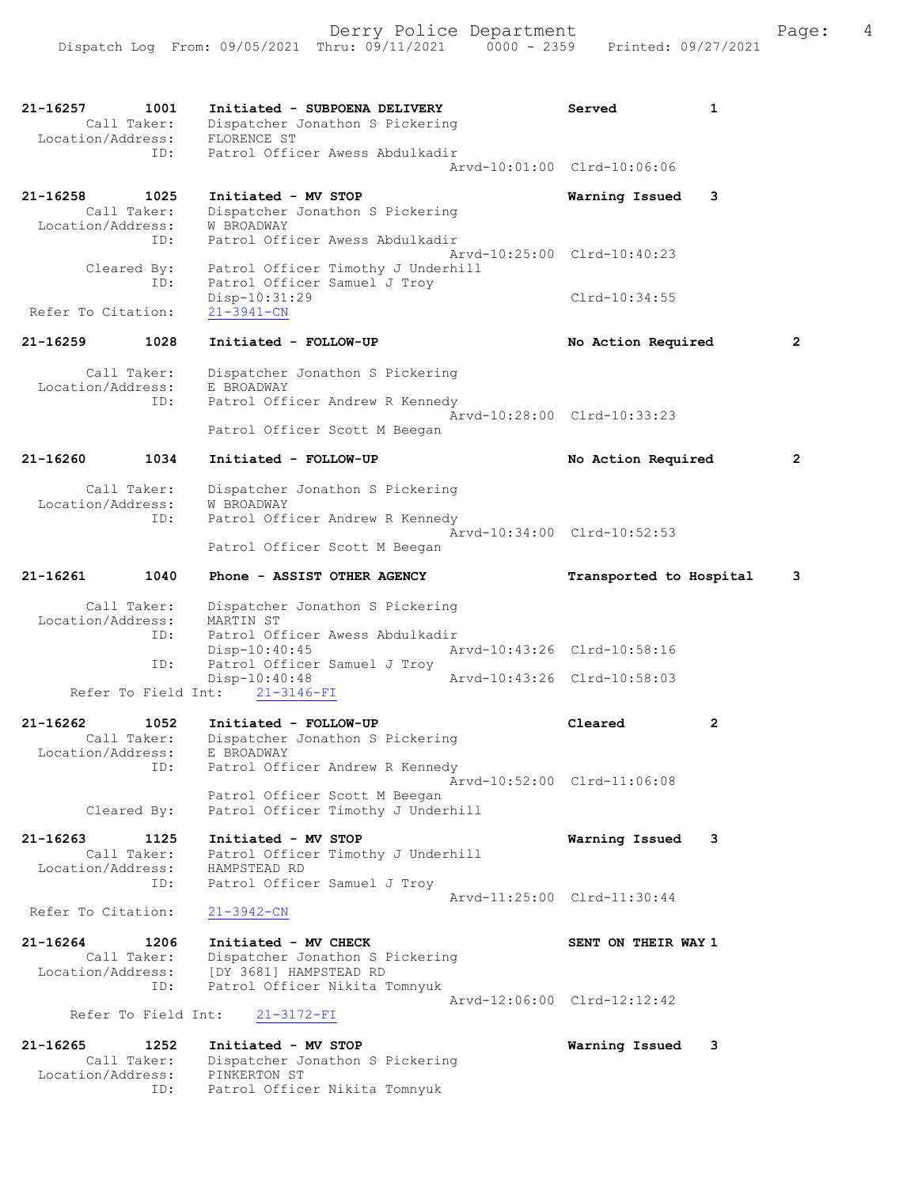```
21-16257        1001    Initiated - SUBPOENA DELIVERY              Served          1
        Call Taker:     Dispatcher Jonathon S Pickering
  Location/Address:     FLORENCE ST
                ID:     Patrol Officer Awess Abdulkadir
                                              Arvd-10:01:00  Clrd-10:06:06

21-16258        1025    Initiated - MV STOP                        Warning Issued   3
        Call Taker:     Dispatcher Jonathon S Pickering
  Location/Address:     W BROADWAY
                ID:     Patrol Officer Awess Abdulkadir
                                              Arvd-10:25:00  Clrd-10:40:23
        Cleared By:     Patrol Officer Timothy J Underhill
                ID:     Patrol Officer Samuel J Troy
                        Disp-10:31:29                        Clrd-10:34:55
 Refer To Citation:     21-3941-CN

21-16259        1028    Initiated - FOLLOW-UP                      No Action Required        2

        Call Taker:     Dispatcher Jonathon S Pickering
  Location/Address:     E BROADWAY
                ID:     Patrol Officer Andrew R Kennedy
                                              Arvd-10:28:00  Clrd-10:33:23
                        Patrol Officer Scott M Beegan

21-16260        1034    Initiated - FOLLOW-UP                      No Action Required        2

        Call Taker:     Dispatcher Jonathon S Pickering
  Location/Address:     W BROADWAY
                ID:     Patrol Officer Andrew R Kennedy
                                              Arvd-10:34:00  Clrd-10:52:53
                        Patrol Officer Scott M Beegan

21-16261        1040    Phone - ASSIST OTHER AGENCY                Transported to Hospital   3

        Call Taker:     Dispatcher Jonathon S Pickering
  Location/Address:     MARTIN ST
                ID:     Patrol Officer Awess Abdulkadir
                        Disp-10:40:45         Arvd-10:43:26  Clrd-10:58:16
                ID:     Patrol Officer Samuel J Troy
                        Disp-10:40:48         Arvd-10:43:26  Clrd-10:58:03
     Refer To Field Int:     21-3146-FI

21-16262        1052    Initiated - FOLLOW-UP                      Cleared          2
        Call Taker:     Dispatcher Jonathon S Pickering
  Location/Address:     E BROADWAY
                ID:     Patrol Officer Andrew R Kennedy
                                              Arvd-10:52:00  Clrd-11:06:08
                        Patrol Officer Scott M Beegan
        Cleared By:     Patrol Officer Timothy J Underhill

21-16263        1125    Initiated - MV STOP                        Warning Issued   3
        Call Taker:     Patrol Officer Timothy J Underhill
  Location/Address:     HAMPSTEAD RD
                ID:     Patrol Officer Samuel J Troy
                                              Arvd-11:25:00  Clrd-11:30:44
 Refer To Citation:     21-3942-CN

21-16264        1206    Initiated - MV CHECK                       SENT ON THEIR WAY 1
        Call Taker:     Dispatcher Jonathon S Pickering
  Location/Address:     [DY 3681] HAMPSTEAD RD
                ID:     Patrol Officer Nikita Tomnyuk
                                              Arvd-12:06:00  Clrd-12:12:42
     Refer To Field Int:     21-3172-FI

21-16265        1252    Initiated - MV STOP                        Warning Issued   3
        Call Taker:     Dispatcher Jonathon S Pickering
  Location/Address:     PINKERTON ST
                ID:     Patrol Officer Nikita Tomnyuk
```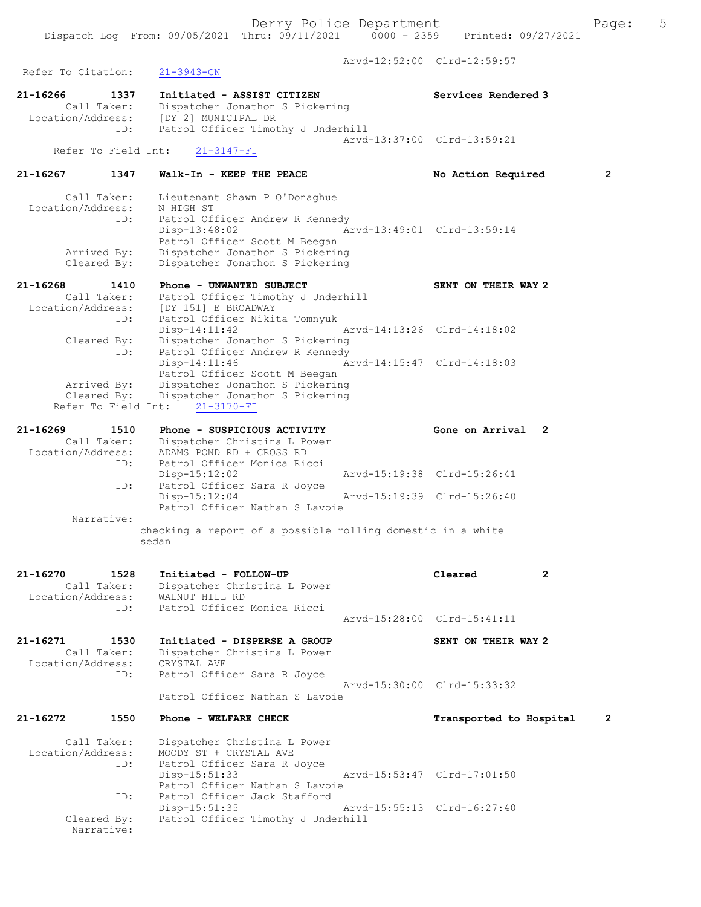Arvd-12:52:00 Clrd-12:59:57

Refer To Citation: 21-3943-CN

**21-16266 1337 Initiated - ASSIST CITIZEN** — Services Rendered 3

Call Taker: Dispatcher Jonathon S Pickering
Location/Address: [DY 2] MUNICIPAL DR
ID: Patrol Officer Timothy J Underhill
Arvd-13:37:00 Clrd-13:59:21
Refer To Field Int: 21-3147-FI

**21-16267 1347 Walk-In - KEEP THE PEACE** — No Action Required 2

Call Taker: Lieutenant Shawn P O'Donaghue
Location/Address: N HIGH ST
ID: Patrol Officer Andrew R Kennedy
Disp-13:48:02 Arvd-13:49:01 Clrd-13:59:14
Patrol Officer Scott M Beegan
Arrived By: Dispatcher Jonathon S Pickering
Cleared By: Dispatcher Jonathon S Pickering

**21-16268 1410 Phone - UNWANTED SUBJECT** — SENT ON THEIR WAY 2

Call Taker: Patrol Officer Timothy J Underhill
Location/Address: [DY 151] E BROADWAY
ID: Patrol Officer Nikita Tomnyuk
Disp-14:11:42 Arvd-14:13:26 Clrd-14:18:02
Cleared By: Dispatcher Jonathon S Pickering
ID: Patrol Officer Andrew R Kennedy
Disp-14:11:46 Arvd-14:15:47 Clrd-14:18:03
Patrol Officer Scott M Beegan
Arrived By: Dispatcher Jonathon S Pickering
Cleared By: Dispatcher Jonathon S Pickering
Refer To Field Int: 21-3170-FI

**21-16269 1510 Phone - SUSPICIOUS ACTIVITY** — Gone on Arrival 2

Call Taker: Dispatcher Christina L Power
Location/Address: ADAMS POND RD + CROSS RD
ID: Patrol Officer Monica Ricci
Disp-15:12:02 Arvd-15:19:38 Clrd-15:26:41
ID: Patrol Officer Sara R Joyce
Disp-15:12:04 Arvd-15:19:39 Clrd-15:26:40
Patrol Officer Nathan S Lavoie
Narrative:
checking a report of a possible rolling domestic in a white sedan

**21-16270 1528 Initiated - FOLLOW-UP** — Cleared 2

Call Taker: Dispatcher Christina L Power
Location/Address: WALNUT HILL RD
ID: Patrol Officer Monica Ricci
Arvd-15:28:00 Clrd-15:41:11

**21-16271 1530 Initiated - DISPERSE A GROUP** — SENT ON THEIR WAY 2

Call Taker: Dispatcher Christina L Power
Location/Address: CRYSTAL AVE
ID: Patrol Officer Sara R Joyce
Arvd-15:30:00 Clrd-15:33:32
Patrol Officer Nathan S Lavoie

**21-16272 1550 Phone - WELFARE CHECK** — Transported to Hospital 2

Call Taker: Dispatcher Christina L Power
Location/Address: MOODY ST + CRYSTAL AVE
ID: Patrol Officer Sara R Joyce
Disp-15:51:33 Arvd-15:53:47 Clrd-17:01:50
Patrol Officer Nathan S Lavoie
ID: Patrol Officer Jack Stafford
Disp-15:51:35 Arvd-15:55:13 Clrd-16:27:40
Cleared By: Patrol Officer Timothy J Underhill
Narrative: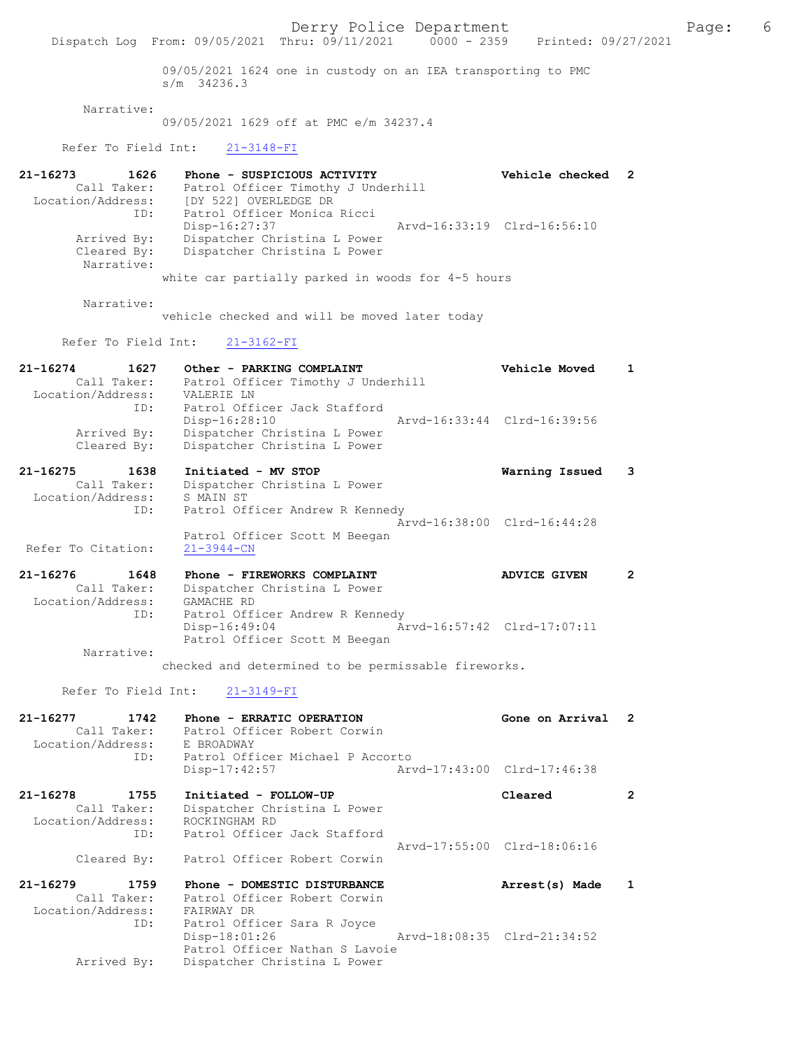09/05/2021 1624 one in custody on an IEA transporting to PMC s/m 34236.3

Narrative:
09/05/2021 1629 off at PMC e/m 34237.4

Refer To Field Int: 21-3148-FI

**21-16273 1626 Phone - SUSPICIOUS ACTIVITY — Vehicle checked 2**
Call Taker: Patrol Officer Timothy J Underhill
Location/Address: [DY 522] OVERLEDGE DR
ID: Patrol Officer Monica Ricci
Disp-16:27:37 Arvd-16:33:19 Clrd-16:56:10
Arrived By: Dispatcher Christina L Power
Cleared By: Dispatcher Christina L Power
Narrative:
white car partially parked in woods for 4-5 hours

Narrative:
vehicle checked and will be moved later today

Refer To Field Int: 21-3162-FI

**21-16274 1627 Other - PARKING COMPLAINT — Vehicle Moved 1**
Call Taker: Patrol Officer Timothy J Underhill
Location/Address: VALERIE LN
ID: Patrol Officer Jack Stafford
Disp-16:28:10 Arvd-16:33:44 Clrd-16:39:56
Arrived By: Dispatcher Christina L Power
Cleared By: Dispatcher Christina L Power

**21-16275 1638 Initiated - MV STOP — Warning Issued 3**
Call Taker: Dispatcher Christina L Power
Location/Address: S MAIN ST
ID: Patrol Officer Andrew R Kennedy
Arvd-16:38:00 Clrd-16:44:28
Patrol Officer Scott M Beegan
Refer To Citation: 21-3944-CN

**21-16276 1648 Phone - FIREWORKS COMPLAINT — ADVICE GIVEN 2**
Call Taker: Dispatcher Christina L Power
Location/Address: GAMACHE RD
ID: Patrol Officer Andrew R Kennedy
Disp-16:49:04 Arvd-16:57:42 Clrd-17:07:11
Patrol Officer Scott M Beegan
Narrative:
checked and determined to be permissable fireworks.

Refer To Field Int: 21-3149-FI

**21-16277 1742 Phone - ERRATIC OPERATION — Gone on Arrival 2**
Call Taker: Patrol Officer Robert Corwin
Location/Address: E BROADWAY
ID: Patrol Officer Michael P Accorto
Disp-17:42:57 Arvd-17:43:00 Clrd-17:46:38

**21-16278 1755 Initiated - FOLLOW-UP — Cleared 2**
Call Taker: Dispatcher Christina L Power
Location/Address: ROCKINGHAM RD
ID: Patrol Officer Jack Stafford
Arvd-17:55:00 Clrd-18:06:16
Cleared By: Patrol Officer Robert Corwin

**21-16279 1759 Phone - DOMESTIC DISTURBANCE — Arrest(s) Made 1**
Call Taker: Patrol Officer Robert Corwin
Location/Address: FAIRWAY DR
ID: Patrol Officer Sara R Joyce
Disp-18:01:26 Arvd-18:08:35 Clrd-21:34:52
Patrol Officer Nathan S Lavoie
Arrived By: Dispatcher Christina L Power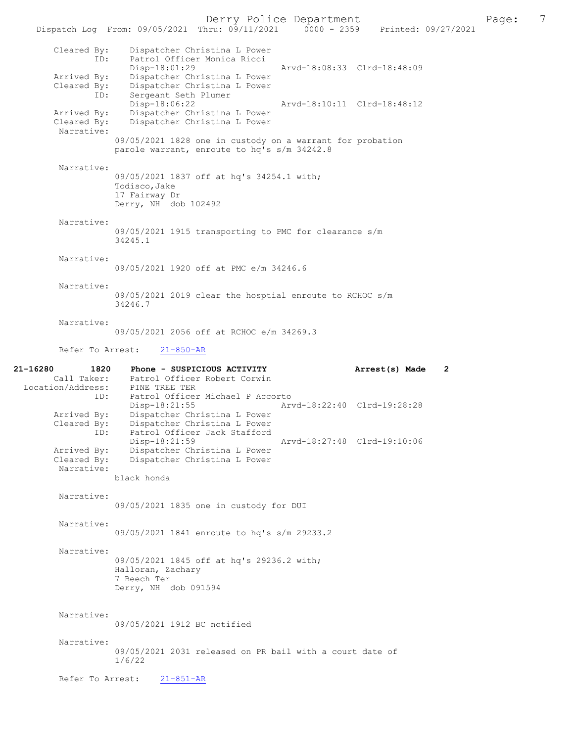```
        Cleared By:    Dispatcher Christina L Power
               ID:     Patrol Officer Monica Ricci
                       Disp-18:01:29                   Arvd-18:08:33  Clrd-18:48:09
       Arrived By:     Dispatcher Christina L Power
       Cleared By:     Dispatcher Christina L Power
               ID:     Sergeant Seth Plumer
                       Disp-18:06:22                   Arvd-18:10:11  Clrd-18:48:12
       Arrived By:     Dispatcher Christina L Power
       Cleared By:     Dispatcher Christina L Power
        Narrative:
                  09/05/2021 1828 one in custody on a warrant for probation
                  parole warrant, enroute to hq's s/m 34242.8

        Narrative:
                  09/05/2021 1837 off at hq's 34254.1 with;
                  Todisco,Jake
                  17 Fairway Dr
                  Derry, NH  dob 102492

        Narrative:
                  09/05/2021 1915 transporting to PMC for clearance s/m
                  34245.1

        Narrative:
                  09/05/2021 1920 off at PMC e/m 34246.6

        Narrative:
                  09/05/2021 2019 clear the hosptial enroute to RCHOC s/m
                  34246.7

        Narrative:
                  09/05/2021 2056 off at RCHOC e/m 34269.3

        Refer To Arrest:     21-850-AR

21-16280        1820    Phone - SUSPICIOUS ACTIVITY                 Arrest(s) Made    2
       Call Taker:     Patrol Officer Robert Corwin
 Location/Address:     PINE TREE TER
               ID:     Patrol Officer Michael P Accorto
                       Disp-18:21:55                   Arvd-18:22:40  Clrd-19:28:28
       Arrived By:     Dispatcher Christina L Power
       Cleared By:     Dispatcher Christina L Power
               ID:     Patrol Officer Jack Stafford
                       Disp-18:21:59                   Arvd-18:27:48  Clrd-19:10:06
       Arrived By:     Dispatcher Christina L Power
       Cleared By:     Dispatcher Christina L Power
        Narrative:
                  black honda

        Narrative:
                  09/05/2021 1835 one in custody for DUI

        Narrative:
                  09/05/2021 1841 enroute to hq's s/m 29233.2

        Narrative:
                  09/05/2021 1845 off at hq's 29236.2 with;
                  Halloran, Zachary
                  7 Beech Ter
                  Derry, NH  dob 091594

        Narrative:
                  09/05/2021 1912 BC notified

        Narrative:
                  09/05/2021 2031 released on PR bail with a court date of
                  1/6/22

        Refer To Arrest:     21-851-AR
```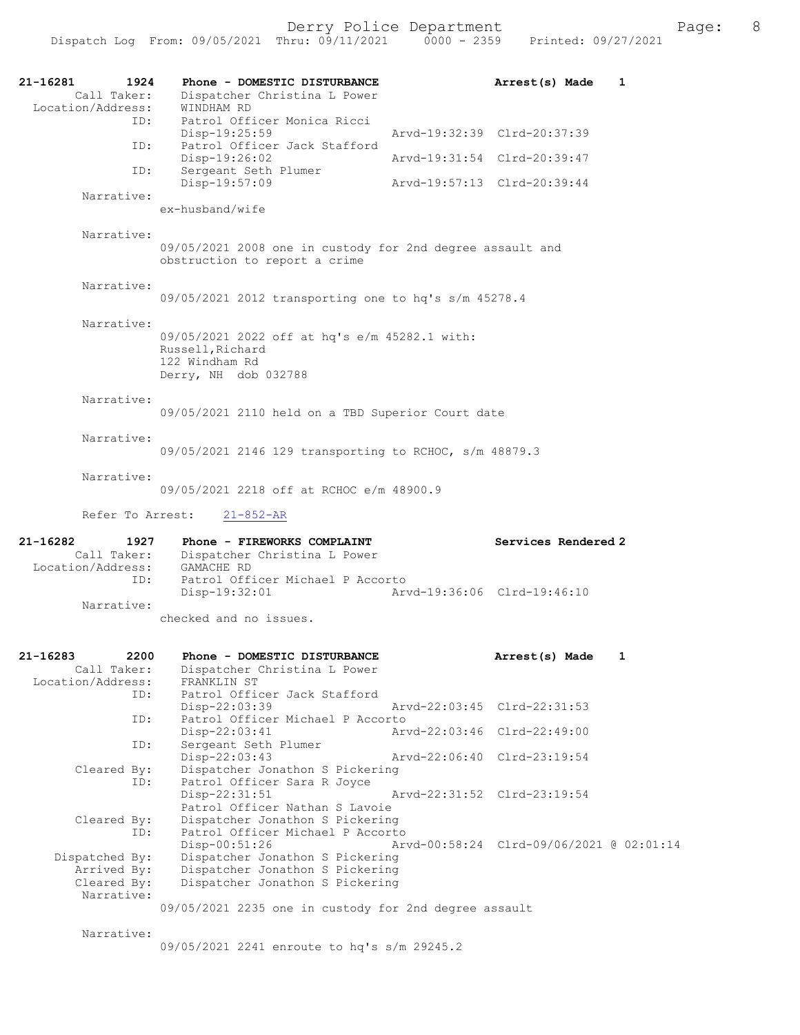```
21-16281        1924    Phone - DOMESTIC DISTURBANCE                  Arrest(s) Made    1
        Call Taker:     Dispatcher Christina L Power
  Location/Address:     WINDHAM RD
                ID:     Patrol Officer Monica Ricci
                        Disp-19:25:59                 Arvd-19:32:39  Clrd-20:37:39
                ID:     Patrol Officer Jack Stafford
                        Disp-19:26:02                 Arvd-19:31:54  Clrd-20:39:47
                ID:     Sergeant Seth Plumer
                        Disp-19:57:09                 Arvd-19:57:13  Clrd-20:39:44
         Narrative:
                        ex-husband/wife

         Narrative:
                        09/05/2021 2008 one in custody for 2nd degree assault and
                        obstruction to report a crime

         Narrative:
                        09/05/2021 2012 transporting one to hq's s/m 45278.4

         Narrative:
                        09/05/2021 2022 off at hq's e/m 45282.1 with:
                        Russell,Richard
                        122 Windham Rd
                        Derry, NH  dob 032788

         Narrative:
                        09/05/2021 2110 held on a TBD Superior Court date

         Narrative:
                        09/05/2021 2146 129 transporting to RCHOC, s/m 48879.3

         Narrative:
                        09/05/2021 2218 off at RCHOC e/m 48900.9

         Refer To Arrest:    21-852-AR

21-16282        1927    Phone - FIREWORKS COMPLAINT                   Services Rendered 2
        Call Taker:     Dispatcher Christina L Power
  Location/Address:     GAMACHE RD
                ID:     Patrol Officer Michael P Accorto
                        Disp-19:32:01                 Arvd-19:36:06  Clrd-19:46:10
         Narrative:
                        checked and no issues.

21-16283        2200    Phone - DOMESTIC DISTURBANCE                  Arrest(s) Made    1
        Call Taker:     Dispatcher Christina L Power
  Location/Address:     FRANKLIN ST
                ID:     Patrol Officer Jack Stafford
                        Disp-22:03:39                 Arvd-22:03:45  Clrd-22:31:53
                ID:     Patrol Officer Michael P Accorto
                        Disp-22:03:41                 Arvd-22:03:46  Clrd-22:49:00
                ID:     Sergeant Seth Plumer
                        Disp-22:03:43                 Arvd-22:06:40  Clrd-23:19:54
       Cleared By:      Dispatcher Jonathon S Pickering
                ID:     Patrol Officer Sara R Joyce
                        Disp-22:31:51                 Arvd-22:31:52  Clrd-23:19:54
                        Patrol Officer Nathan S Lavoie
       Cleared By:      Dispatcher Jonathon S Pickering
                ID:     Patrol Officer Michael P Accorto
                        Disp-00:51:26                 Arvd-00:58:24  Clrd-09/06/2021 @ 02:01:14
    Dispatched By:      Dispatcher Jonathon S Pickering
       Arrived By:      Dispatcher Jonathon S Pickering
       Cleared By:      Dispatcher Jonathon S Pickering
         Narrative:
                        09/05/2021 2235 one in custody for 2nd degree assault

         Narrative:
                        09/05/2021 2241 enroute to hq's s/m 29245.2
```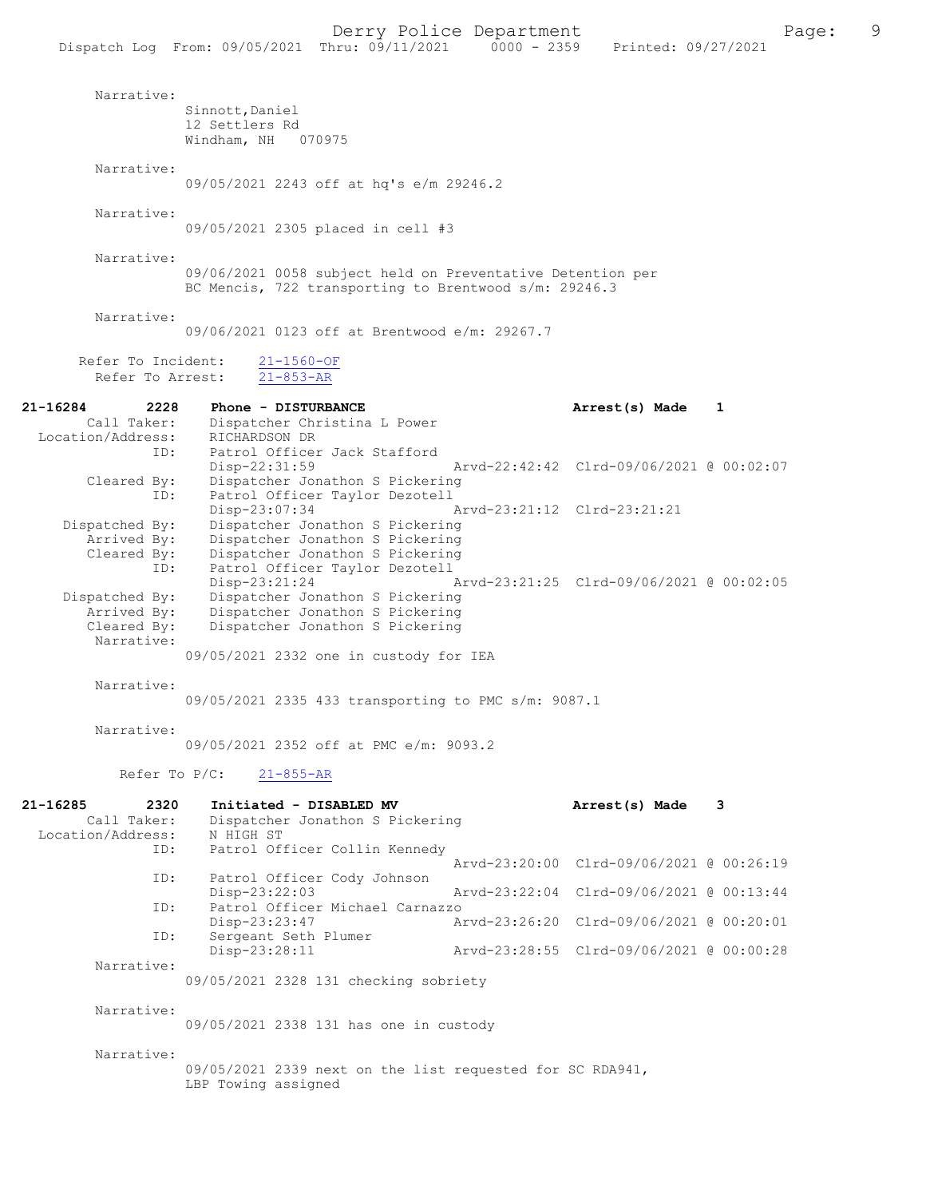Narrative:
Sinnott,Daniel
12 Settlers Rd
Windham, NH 070975

Narrative:
09/05/2021 2243 off at hq's e/m 29246.2

Narrative:
09/05/2021 2305 placed in cell #3

Narrative:
09/06/2021 0058 subject held on Preventative Detention per BC Mencis, 722 transporting to Brentwood s/m: 29246.3

Narrative:
09/06/2021 0123 off at Brentwood e/m: 29267.7

Refer To Incident: 21-1560-OF
Refer To Arrest: 21-853-AR

**21-16284 2228 Phone - DISTURBANCE** **Arrest(s) Made 1**

Call Taker: Dispatcher Christina L Power
Location/Address: RICHARDSON DR
ID: Patrol Officer Jack Stafford
Disp-22:31:59 Arvd-22:42:42 Clrd-09/06/2021 @ 00:02:07
Cleared By: Dispatcher Jonathon S Pickering
ID: Patrol Officer Taylor Dezotell
Disp-23:07:34 Arvd-23:21:12 Clrd-23:21:21
Dispatched By: Dispatcher Jonathon S Pickering
Arrived By: Dispatcher Jonathon S Pickering
Cleared By: Dispatcher Jonathon S Pickering
ID: Patrol Officer Taylor Dezotell
Disp-23:21:24 Arvd-23:21:25 Clrd-09/06/2021 @ 00:02:05
Dispatched By: Dispatcher Jonathon S Pickering
Arrived By: Dispatcher Jonathon S Pickering
Cleared By: Dispatcher Jonathon S Pickering
Narrative:
09/05/2021 2332 one in custody for IEA

Narrative:
09/05/2021 2335 433 transporting to PMC s/m: 9087.1

Narrative:
09/05/2021 2352 off at PMC e/m: 9093.2

Refer To P/C: 21-855-AR

**21-16285 2320 Initiated - DISABLED MV** **Arrest(s) Made 3**

Call Taker: Dispatcher Jonathon S Pickering
Location/Address: N HIGH ST
ID: Patrol Officer Collin Kennedy
Arvd-23:20:00 Clrd-09/06/2021 @ 00:26:19
ID: Patrol Officer Cody Johnson
Disp-23:22:03 Arvd-23:22:04 Clrd-09/06/2021 @ 00:13:44
ID: Patrol Officer Michael Carnazzo
Disp-23:23:47 Arvd-23:26:20 Clrd-09/06/2021 @ 00:20:01
ID: Sergeant Seth Plumer
Disp-23:28:11 Arvd-23:28:55 Clrd-09/06/2021 @ 00:00:28
Narrative:
09/05/2021 2328 131 checking sobriety

Narrative:
09/05/2021 2338 131 has one in custody

Narrative:
09/05/2021 2339 next on the list requested for SC RDA941, LBP Towing assigned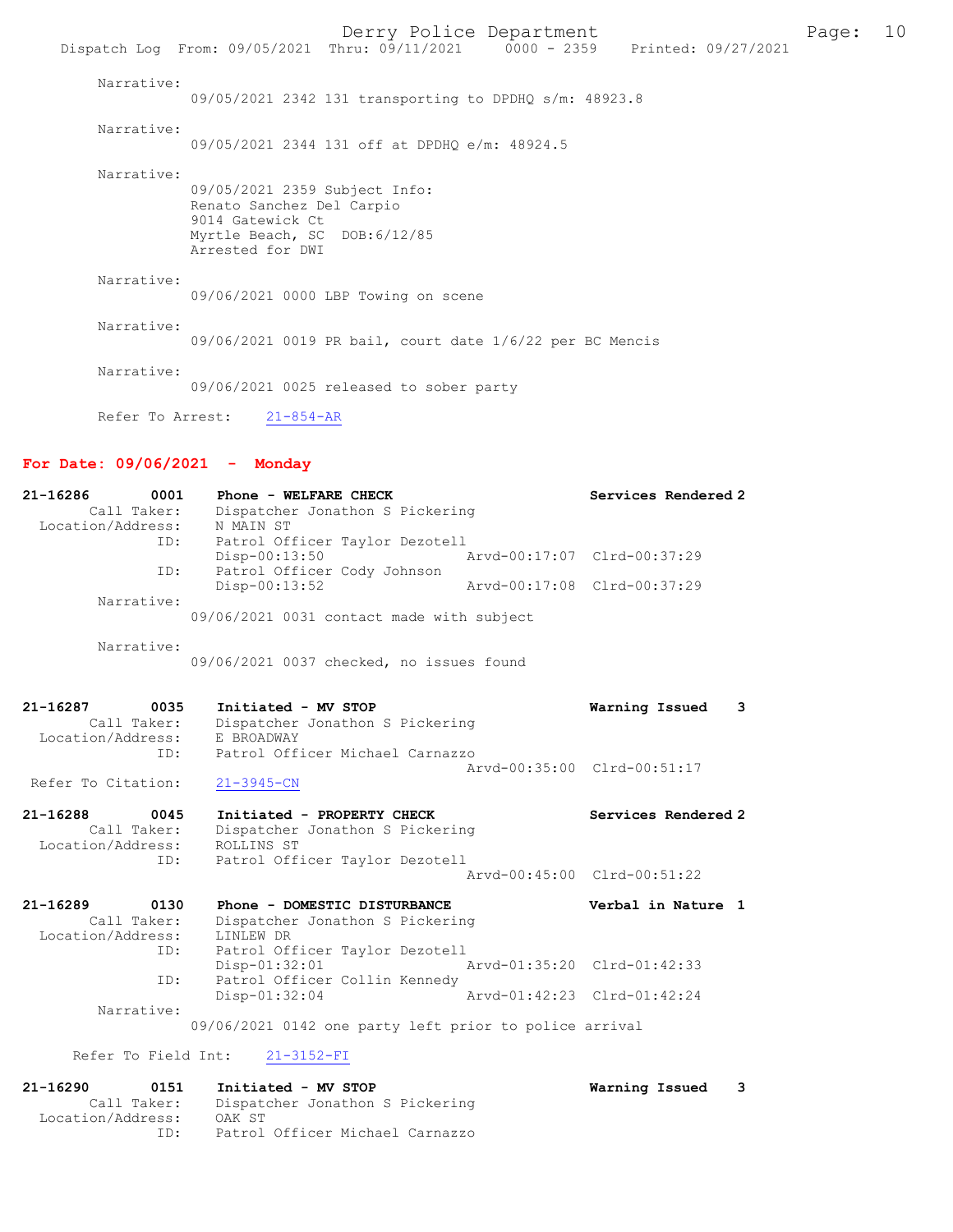Narrative:
09/05/2021 2342 131 transporting to DPDHQ s/m: 48923.8

Narrative:
09/05/2021 2344 131 off at DPDHQ e/m: 48924.5

Narrative:
09/05/2021 2359 Subject Info:
Renato Sanchez Del Carpio
9014 Gatewick Ct
Myrtle Beach, SC DOB:6/12/85
Arrested for DWI

Narrative:
09/06/2021 0000 LBP Towing on scene

Narrative:
09/06/2021 0019 PR bail, court date 1/6/22 per BC Mencis

Narrative:
09/06/2021 0025 released to sober party

Refer To Arrest: 21-854-AR

## For Date: 09/06/2021 - Monday

**21-16286 0001 Phone - WELFARE CHECK** — Services Rendered 2
Call Taker: Dispatcher Jonathon S Pickering
Location/Address: N MAIN ST
ID: Patrol Officer Taylor Dezotell
Disp-00:13:50 Arvd-00:17:07 Clrd-00:37:29
ID: Patrol Officer Cody Johnson
Disp-00:13:52 Arvd-00:17:08 Clrd-00:37:29
Narrative:
09/06/2021 0031 contact made with subject

Narrative:
09/06/2021 0037 checked, no issues found

**21-16287 0035 Initiated - MV STOP** — Warning Issued 3
Call Taker: Dispatcher Jonathon S Pickering
Location/Address: E BROADWAY
ID: Patrol Officer Michael Carnazzo
Arvd-00:35:00 Clrd-00:51:17
Refer To Citation: 21-3945-CN

**21-16288 0045 Initiated - PROPERTY CHECK** — Services Rendered 2
Call Taker: Dispatcher Jonathon S Pickering
Location/Address: ROLLINS ST
ID: Patrol Officer Taylor Dezotell
Arvd-00:45:00 Clrd-00:51:22

**21-16289 0130 Phone - DOMESTIC DISTURBANCE** — Verbal in Nature 1
Call Taker: Dispatcher Jonathon S Pickering
Location/Address: LINLEW DR
ID: Patrol Officer Taylor Dezotell
Disp-01:32:01 Arvd-01:35:20 Clrd-01:42:33
ID: Patrol Officer Collin Kennedy
Disp-01:32:04 Arvd-01:42:23 Clrd-01:42:24
Narrative:
09/06/2021 0142 one party left prior to police arrival

Refer To Field Int: 21-3152-FI

**21-16290 0151 Initiated - MV STOP** — Warning Issued 3
Call Taker: Dispatcher Jonathon S Pickering
Location/Address: OAK ST
ID: Patrol Officer Michael Carnazzo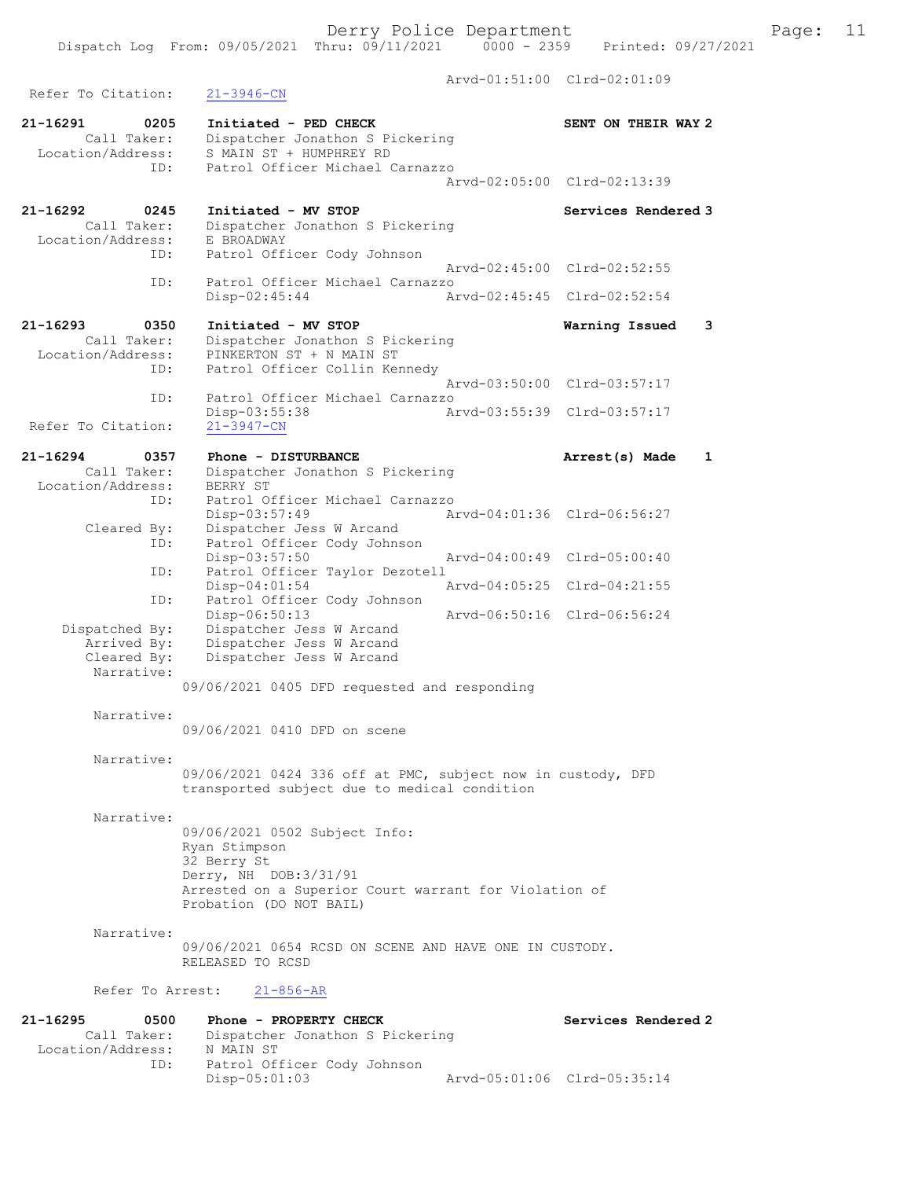Arvd-01:51:00 Clrd-02:01:09

Refer To Citation: 21-3946-CN

**21-16291 0205 Initiated - PED CHECK** **SENT ON THEIR WAY 2**
Call Taker: Dispatcher Jonathon S Pickering
Location/Address: S MAIN ST + HUMPHREY RD
ID: Patrol Officer Michael Carnazzo
Arvd-02:05:00 Clrd-02:13:39

**21-16292 0245 Initiated - MV STOP** **Services Rendered 3**
Call Taker: Dispatcher Jonathon S Pickering
Location/Address: E BROADWAY
ID: Patrol Officer Cody Johnson
Arvd-02:45:00 Clrd-02:52:55
ID: Patrol Officer Michael Carnazzo
Disp-02:45:44 Arvd-02:45:45 Clrd-02:52:54

**21-16293 0350 Initiated - MV STOP** **Warning Issued 3**
Call Taker: Dispatcher Jonathon S Pickering
Location/Address: PINKERTON ST + N MAIN ST
ID: Patrol Officer Collin Kennedy
Arvd-03:50:00 Clrd-03:57:17
ID: Patrol Officer Michael Carnazzo
Disp-03:55:38 Arvd-03:55:39 Clrd-03:57:17
Refer To Citation: 21-3947-CN

**21-16294 0357 Phone - DISTURBANCE** **Arrest(s) Made 1**
Call Taker: Dispatcher Jonathon S Pickering
Location/Address: BERRY ST
ID: Patrol Officer Michael Carnazzo
Disp-03:57:49 Arvd-04:01:36 Clrd-06:56:27
Cleared By: Dispatcher Jess W Arcand
ID: Patrol Officer Cody Johnson
Disp-03:57:50 Arvd-04:00:49 Clrd-05:00:40
ID: Patrol Officer Taylor Dezotell
Disp-04:01:54 Arvd-04:05:25 Clrd-04:21:55
ID: Patrol Officer Cody Johnson
Disp-06:50:13 Arvd-06:50:16 Clrd-06:56:24
Dispatched By: Dispatcher Jess W Arcand
Arrived By: Dispatcher Jess W Arcand
Cleared By: Dispatcher Jess W Arcand
Narrative:
09/06/2021 0405 DFD requested and responding

Narrative:
09/06/2021 0410 DFD on scene

Narrative:
09/06/2021 0424 336 off at PMC, subject now in custody, DFD transported subject due to medical condition

Narrative:
09/06/2021 0502 Subject Info:
Ryan Stimpson
32 Berry St
Derry, NH DOB:3/31/91
Arrested on a Superior Court warrant for Violation of Probation (DO NOT BAIL)

Narrative:
09/06/2021 0654 RCSD ON SCENE AND HAVE ONE IN CUSTODY. RELEASED TO RCSD

Refer To Arrest: 21-856-AR

**21-16295 0500 Phone - PROPERTY CHECK** **Services Rendered 2**
Call Taker: Dispatcher Jonathon S Pickering
Location/Address: N MAIN ST
ID: Patrol Officer Cody Johnson
Disp-05:01:03 Arvd-05:01:06 Clrd-05:35:14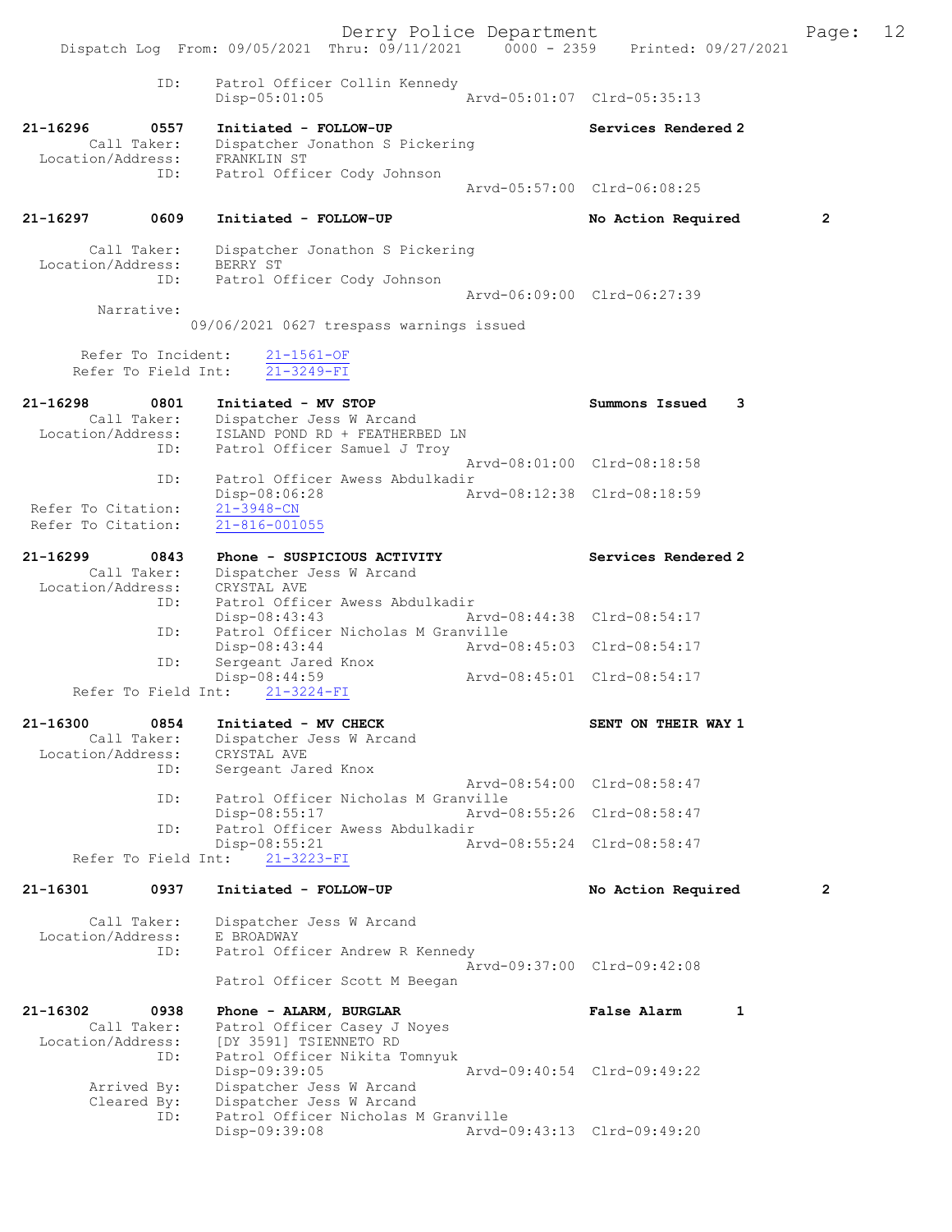```
                ID:      Patrol Officer Collin Kennedy
                         Disp-05:01:05                 Arvd-05:01:07  Clrd-05:35:13

21-16296        0557     Initiated - FOLLOW-UP                         Services Rendered 2
         Call Taker:     Dispatcher Jonathon S Pickering
   Location/Address:     FRANKLIN ST
                ID:      Patrol Officer Cody Johnson
                                                       Arvd-05:57:00  Clrd-06:08:25

21-16297        0609     Initiated - FOLLOW-UP                         No Action Required        2

         Call Taker:     Dispatcher Jonathon S Pickering
   Location/Address:     BERRY ST
                ID:      Patrol Officer Cody Johnson
                                                       Arvd-06:09:00  Clrd-06:27:39
          Narrative:
                       09/06/2021 0627 trespass warnings issued

        Refer To Incident:    21-1561-OF
        Refer To Field Int:   21-3249-FI

21-16298        0801     Initiated - MV STOP                           Summons Issued    3
         Call Taker:     Dispatcher Jess W Arcand
   Location/Address:     ISLAND POND RD + FEATHERBED LN
                ID:      Patrol Officer Samuel J Troy
                                                       Arvd-08:01:00  Clrd-08:18:58
                ID:      Patrol Officer Awess Abdulkadir
                         Disp-08:06:28                 Arvd-08:12:38  Clrd-08:18:59
 Refer To Citation:     21-3948-CN
 Refer To Citation:     21-816-001055

21-16299        0843     Phone - SUSPICIOUS ACTIVITY                   Services Rendered 2
         Call Taker:     Dispatcher Jess W Arcand
   Location/Address:     CRYSTAL AVE
                ID:      Patrol Officer Awess Abdulkadir
                         Disp-08:43:43                 Arvd-08:44:38  Clrd-08:54:17
                ID:      Patrol Officer Nicholas M Granville
                         Disp-08:43:44                 Arvd-08:45:03  Clrd-08:54:17
                ID:      Sergeant Jared Knox
                         Disp-08:44:59                 Arvd-08:45:01  Clrd-08:54:17
     Refer To Field Int:    21-3224-FI

21-16300        0854     Initiated - MV CHECK                          SENT ON THEIR WAY 1
         Call Taker:     Dispatcher Jess W Arcand
   Location/Address:     CRYSTAL AVE
                ID:      Sergeant Jared Knox
                                                       Arvd-08:54:00  Clrd-08:58:47
                ID:      Patrol Officer Nicholas M Granville
                         Disp-08:55:17                 Arvd-08:55:26  Clrd-08:58:47
                ID:      Patrol Officer Awess Abdulkadir
                         Disp-08:55:21                 Arvd-08:55:24  Clrd-08:58:47
     Refer To Field Int:    21-3223-FI

21-16301        0937     Initiated - FOLLOW-UP                         No Action Required        2

         Call Taker:     Dispatcher Jess W Arcand
   Location/Address:     E BROADWAY
                ID:      Patrol Officer Andrew R Kennedy
                                                       Arvd-09:37:00  Clrd-09:42:08
                         Patrol Officer Scott M Beegan

21-16302        0938     Phone - ALARM, BURGLAR                        False Alarm       1
         Call Taker:     Patrol Officer Casey J Noyes
   Location/Address:     [DY 3591] TSIENNETO RD
                ID:      Patrol Officer Nikita Tomnyuk
                         Disp-09:39:05                 Arvd-09:40:54  Clrd-09:49:22
        Arrived By:      Dispatcher Jess W Arcand
        Cleared By:      Dispatcher Jess W Arcand
                ID:      Patrol Officer Nicholas M Granville
                         Disp-09:39:08                 Arvd-09:43:13  Clrd-09:49:20
```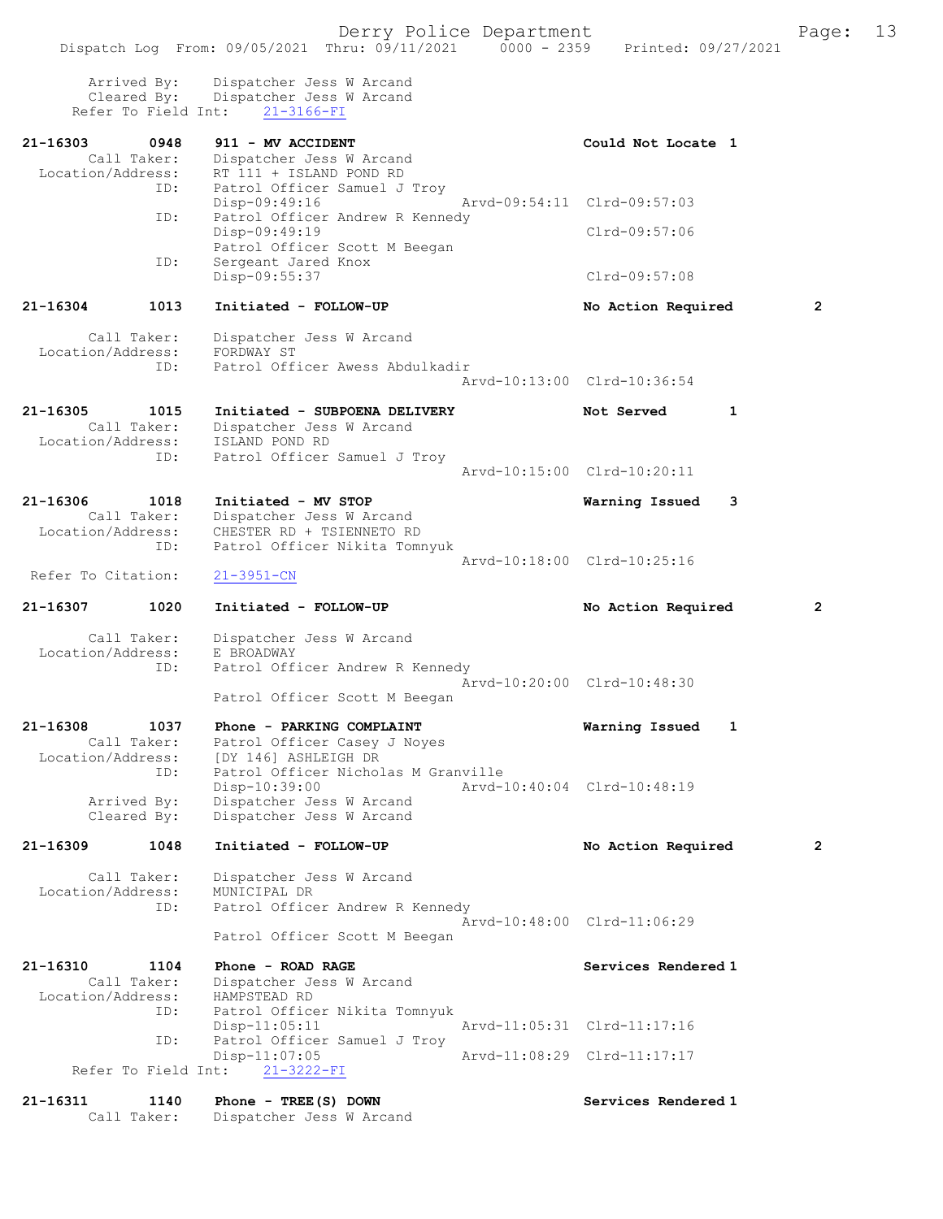```
        Arrived By:    Dispatcher Jess W Arcand
        Cleared By:    Dispatcher Jess W Arcand
     Refer To Field Int:    21-3166-FI

21-16303       0948    911 - MV ACCIDENT                          Could Not Locate 1
          Call Taker:    Dispatcher Jess W Arcand
    Location/Address:    RT 111 + ISLAND POND RD
                 ID:    Patrol Officer Samuel J Troy
                        Disp-09:49:16              Arvd-09:54:11  Clrd-09:57:03
                 ID:    Patrol Officer Andrew R Kennedy
                        Disp-09:49:19                             Clrd-09:57:06
                        Patrol Officer Scott M Beegan
                 ID:    Sergeant Jared Knox
                        Disp-09:55:37                             Clrd-09:57:08

21-16304       1013    Initiated - FOLLOW-UP                      No Action Required        2

          Call Taker:    Dispatcher Jess W Arcand
    Location/Address:    FORDWAY ST
                 ID:    Patrol Officer Awess Abdulkadir
                                                   Arvd-10:13:00  Clrd-10:36:54

21-16305       1015    Initiated - SUBPOENA DELIVERY              Not Served        1
          Call Taker:    Dispatcher Jess W Arcand
    Location/Address:    ISLAND POND RD
                 ID:    Patrol Officer Samuel J Troy
                                                   Arvd-10:15:00  Clrd-10:20:11

21-16306       1018    Initiated - MV STOP                        Warning Issued    3
          Call Taker:    Dispatcher Jess W Arcand
    Location/Address:    CHESTER RD + TSIENNETO RD
                 ID:    Patrol Officer Nikita Tomnyuk
                                                   Arvd-10:18:00  Clrd-10:25:16
  Refer To Citation:    21-3951-CN

21-16307       1020    Initiated - FOLLOW-UP                      No Action Required        2

          Call Taker:    Dispatcher Jess W Arcand
    Location/Address:    E BROADWAY
                 ID:    Patrol Officer Andrew R Kennedy
                                                   Arvd-10:20:00  Clrd-10:48:30
                        Patrol Officer Scott M Beegan

21-16308       1037    Phone - PARKING COMPLAINT                  Warning Issued    1
          Call Taker:    Patrol Officer Casey J Noyes
    Location/Address:    [DY 146] ASHLEIGH DR
                 ID:    Patrol Officer Nicholas M Granville
                        Disp-10:39:00              Arvd-10:40:04  Clrd-10:48:19
          Arrived By:    Dispatcher Jess W Arcand
          Cleared By:    Dispatcher Jess W Arcand

21-16309       1048    Initiated - FOLLOW-UP                      No Action Required        2

          Call Taker:    Dispatcher Jess W Arcand
    Location/Address:    MUNICIPAL DR
                 ID:    Patrol Officer Andrew R Kennedy
                                                   Arvd-10:48:00  Clrd-11:06:29
                        Patrol Officer Scott M Beegan

21-16310       1104    Phone - ROAD RAGE                          Services Rendered 1
          Call Taker:    Dispatcher Jess W Arcand
    Location/Address:    HAMPSTEAD RD
                 ID:    Patrol Officer Nikita Tomnyuk
                        Disp-11:05:11              Arvd-11:05:31  Clrd-11:17:16
                 ID:    Patrol Officer Samuel J Troy
                        Disp-11:07:05              Arvd-11:08:29  Clrd-11:17:17
     Refer To Field Int:    21-3222-FI

21-16311       1140    Phone - TREE(S) DOWN                       Services Rendered 1
          Call Taker:    Dispatcher Jess W Arcand
```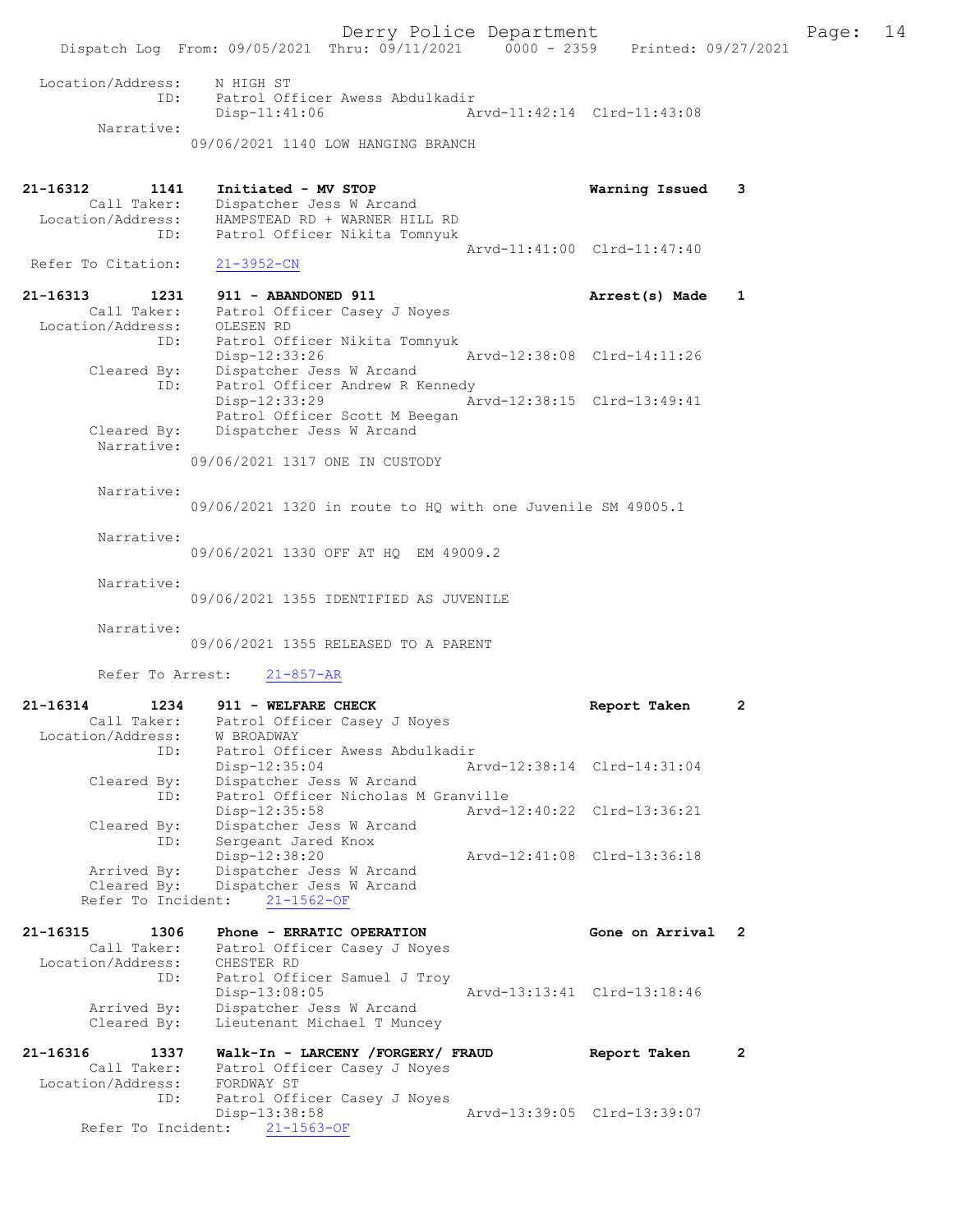```
 Location/Address:    N HIGH ST
               ID:    Patrol Officer Awess Abdulkadir
                      Disp-11:41:06              Arvd-11:42:14  Clrd-11:43:08
        Narrative:
                 09/06/2021 1140 LOW HANGING BRANCH


21-16312        1141    Initiated - MV STOP                          Warning Issued    3
       Call Taker:    Dispatcher Jess W Arcand
 Location/Address:    HAMPSTEAD RD + WARNER HILL RD
               ID:    Patrol Officer Nikita Tomnyuk
                                                 Arvd-11:41:00  Clrd-11:47:40
 Refer To Citation:   21-3952-CN

21-16313        1231    911 - ABANDONED 911                          Arrest(s) Made    1
       Call Taker:    Patrol Officer Casey J Noyes
 Location/Address:    OLESEN RD
               ID:    Patrol Officer Nikita Tomnyuk
                      Disp-12:33:26              Arvd-12:38:08  Clrd-14:11:26
       Cleared By:    Dispatcher Jess W Arcand
               ID:    Patrol Officer Andrew R Kennedy
                      Disp-12:33:29              Arvd-12:38:15  Clrd-13:49:41
                      Patrol Officer Scott M Beegan
       Cleared By:    Dispatcher Jess W Arcand
        Narrative:
                 09/06/2021 1317 ONE IN CUSTODY

        Narrative:
                 09/06/2021 1320 in route to HQ with one Juvenile SM 49005.1

        Narrative:
                 09/06/2021 1330 OFF AT HQ  EM 49009.2

        Narrative:
                 09/06/2021 1355 IDENTIFIED AS JUVENILE

        Narrative:
                 09/06/2021 1355 RELEASED TO A PARENT

        Refer To Arrest:    21-857-AR

21-16314        1234    911 - WELFARE CHECK                          Report Taken      2
       Call Taker:    Patrol Officer Casey J Noyes
 Location/Address:    W BROADWAY
               ID:    Patrol Officer Awess Abdulkadir
                      Disp-12:35:04              Arvd-12:38:14  Clrd-14:31:04
       Cleared By:    Dispatcher Jess W Arcand
               ID:    Patrol Officer Nicholas M Granville
                      Disp-12:35:58              Arvd-12:40:22  Clrd-13:36:21
       Cleared By:    Dispatcher Jess W Arcand
               ID:    Sergeant Jared Knox
                      Disp-12:38:20              Arvd-12:41:08  Clrd-13:36:18
       Arrived By:    Dispatcher Jess W Arcand
       Cleared By:    Dispatcher Jess W Arcand
    Refer To Incident:    21-1562-OF

21-16315        1306    Phone - ERRATIC OPERATION                    Gone on Arrival   2
       Call Taker:    Patrol Officer Casey J Noyes
 Location/Address:    CHESTER RD
               ID:    Patrol Officer Samuel J Troy
                      Disp-13:08:05              Arvd-13:13:41  Clrd-13:18:46
       Arrived By:    Dispatcher Jess W Arcand
       Cleared By:    Lieutenant Michael T Muncey

21-16316        1337    Walk-In - LARCENY /FORGERY/ FRAUD            Report Taken      2
       Call Taker:    Patrol Officer Casey J Noyes
 Location/Address:    FORDWAY ST
               ID:    Patrol Officer Casey J Noyes
                      Disp-13:38:58              Arvd-13:39:05  Clrd-13:39:07
    Refer To Incident:    21-1563-OF
```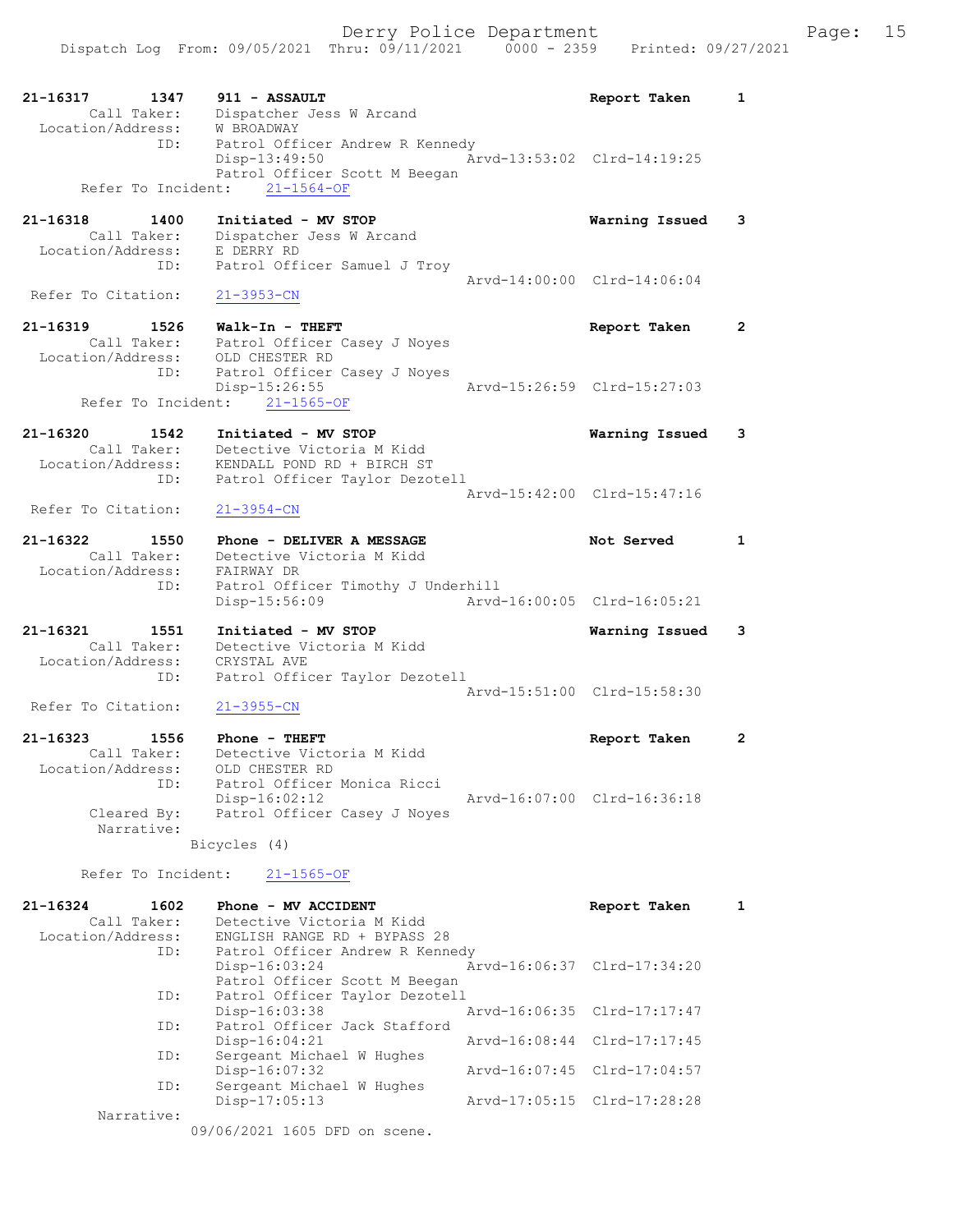```
21-16317        1347    911 - ASSAULT                              Report Taken      1
         Call Taker:    Dispatcher Jess W Arcand
   Location/Address:    W BROADWAY
                ID:     Patrol Officer Andrew R Kennedy
                        Disp-13:49:50                  Arvd-13:53:02  Clrd-14:19:25
                        Patrol Officer Scott M Beegan
       Refer To Incident:    21-1564-OF

21-16318        1400    Initiated - MV STOP                        Warning Issued    3
         Call Taker:    Dispatcher Jess W Arcand
   Location/Address:    E DERRY RD
                ID:     Patrol Officer Samuel J Troy
                                                       Arvd-14:00:00  Clrd-14:06:04
   Refer To Citation:    21-3953-CN

21-16319        1526    Walk-In - THEFT                            Report Taken      2
         Call Taker:    Patrol Officer Casey J Noyes
   Location/Address:    OLD CHESTER RD
                ID:     Patrol Officer Casey J Noyes
                        Disp-15:26:55                  Arvd-15:26:59  Clrd-15:27:03
       Refer To Incident:    21-1565-OF

21-16320        1542    Initiated - MV STOP                        Warning Issued    3
         Call Taker:    Detective Victoria M Kidd
   Location/Address:    KENDALL POND RD + BIRCH ST
                ID:     Patrol Officer Taylor Dezotell
                                                       Arvd-15:42:00  Clrd-15:47:16
   Refer To Citation:    21-3954-CN

21-16322        1550    Phone - DELIVER A MESSAGE                  Not Served        1
         Call Taker:    Detective Victoria M Kidd
   Location/Address:    FAIRWAY DR
                ID:     Patrol Officer Timothy J Underhill
                        Disp-15:56:09                  Arvd-16:00:05  Clrd-16:05:21

21-16321        1551    Initiated - MV STOP                        Warning Issued    3
         Call Taker:    Detective Victoria M Kidd
   Location/Address:    CRYSTAL AVE
                ID:     Patrol Officer Taylor Dezotell
                                                       Arvd-15:51:00  Clrd-15:58:30
   Refer To Citation:    21-3955-CN

21-16323        1556    Phone - THEFT                              Report Taken      2
         Call Taker:    Detective Victoria M Kidd
   Location/Address:    OLD CHESTER RD
                ID:     Patrol Officer Monica Ricci
                        Disp-16:02:12                  Arvd-16:07:00  Clrd-16:36:18
         Cleared By:    Patrol Officer Casey J Noyes
          Narrative:
                      Bicycles (4)

       Refer To Incident:    21-1565-OF

21-16324        1602    Phone - MV ACCIDENT                        Report Taken      1
         Call Taker:    Detective Victoria M Kidd
   Location/Address:    ENGLISH RANGE RD + BYPASS 28
                ID:     Patrol Officer Andrew R Kennedy
                        Disp-16:03:24                  Arvd-16:06:37  Clrd-17:34:20
                        Patrol Officer Scott M Beegan
                ID:     Patrol Officer Taylor Dezotell
                        Disp-16:03:38                  Arvd-16:06:35  Clrd-17:17:47
                ID:     Patrol Officer Jack Stafford
                        Disp-16:04:21                  Arvd-16:08:44  Clrd-17:17:45
                ID:     Sergeant Michael W Hughes
                        Disp-16:07:32                  Arvd-16:07:45  Clrd-17:04:57
                ID:     Sergeant Michael W Hughes
                        Disp-17:05:13                  Arvd-17:05:15  Clrd-17:28:28
          Narrative:
                      09/06/2021 1605 DFD on scene.
```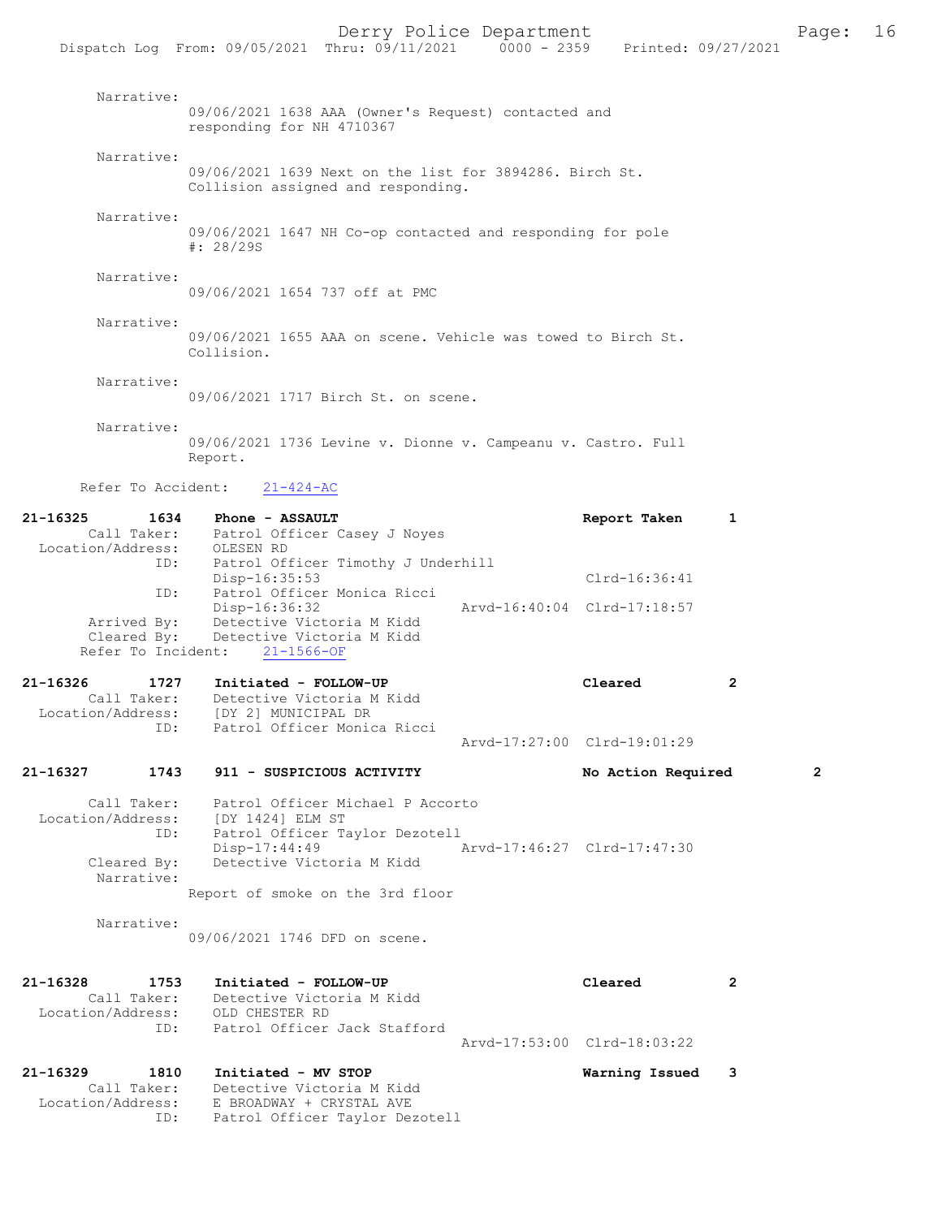Narrative:
09/06/2021 1638 AAA (Owner's Request) contacted and responding for NH 4710367

Narrative:
09/06/2021 1639 Next on the list for 3894286. Birch St. Collision assigned and responding.

Narrative:
09/06/2021 1647 NH Co-op contacted and responding for pole #: 28/29S

Narrative:
09/06/2021 1654 737 off at PMC

Narrative:
09/06/2021 1655 AAA on scene. Vehicle was towed to Birch St. Collision.

Narrative:
09/06/2021 1717 Birch St. on scene.

Narrative:
09/06/2021 1736 Levine v. Dionne v. Campeanu v. Castro. Full Report.

Refer To Accident: 21-424-AC

**21-16325 1634 Phone - ASSAULT** — Report Taken 1
Call Taker: Patrol Officer Casey J Noyes
Location/Address: OLESEN RD
ID: Patrol Officer Timothy J Underhill
Disp-16:35:53 Clrd-16:36:41
ID: Patrol Officer Monica Ricci
Disp-16:36:32 Arvd-16:40:04 Clrd-17:18:57
Arrived By: Detective Victoria M Kidd
Cleared By: Detective Victoria M Kidd
Refer To Incident: 21-1566-OF

**21-16326 1727 Initiated - FOLLOW-UP** — Cleared 2
Call Taker: Detective Victoria M Kidd
Location/Address: [DY 2] MUNICIPAL DR
ID: Patrol Officer Monica Ricci
Arvd-17:27:00 Clrd-19:01:29

**21-16327 1743 911 - SUSPICIOUS ACTIVITY** — No Action Required 2
Call Taker: Patrol Officer Michael P Accorto
Location/Address: [DY 1424] ELM ST
ID: Patrol Officer Taylor Dezotell
Disp-17:44:49 Arvd-17:46:27 Clrd-17:47:30
Cleared By: Detective Victoria M Kidd
Narrative:
Report of smoke on the 3rd floor

Narrative:
09/06/2021 1746 DFD on scene.

**21-16328 1753 Initiated - FOLLOW-UP** — Cleared 2
Call Taker: Detective Victoria M Kidd
Location/Address: OLD CHESTER RD
ID: Patrol Officer Jack Stafford
Arvd-17:53:00 Clrd-18:03:22

**21-16329 1810 Initiated - MV STOP** — Warning Issued 3
Call Taker: Detective Victoria M Kidd
Location/Address: E BROADWAY + CRYSTAL AVE
ID: Patrol Officer Taylor Dezotell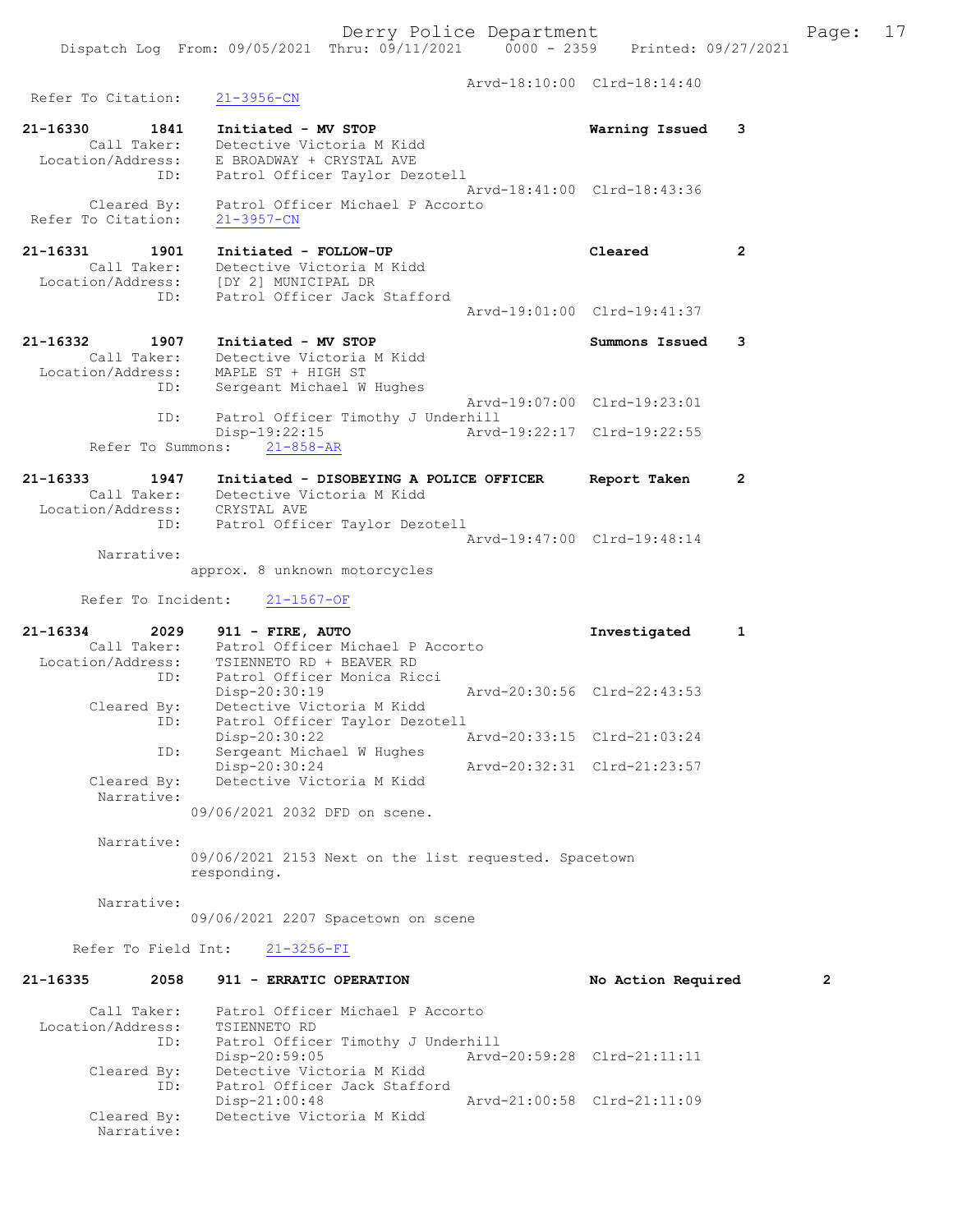Arvd-18:10:00 Clrd-18:14:40
Refer To Citation: 21-3956-CN

21-16330 1841 Initiated - MV STOP Warning Issued 3
Call Taker: Detective Victoria M Kidd
Location/Address: E BROADWAY + CRYSTAL AVE
ID: Patrol Officer Taylor Dezotell
Arvd-18:41:00 Clrd-18:43:36
Cleared By: Patrol Officer Michael P Accorto
Refer To Citation: 21-3957-CN

21-16331 1901 Initiated - FOLLOW-UP Cleared 2
Call Taker: Detective Victoria M Kidd
Location/Address: [DY 2] MUNICIPAL DR
ID: Patrol Officer Jack Stafford
Arvd-19:01:00 Clrd-19:41:37

21-16332 1907 Initiated - MV STOP Summons Issued 3
Call Taker: Detective Victoria M Kidd
Location/Address: MAPLE ST + HIGH ST
ID: Sergeant Michael W Hughes
Arvd-19:07:00 Clrd-19:23:01
ID: Patrol Officer Timothy J Underhill
Disp-19:22:15 Arvd-19:22:17 Clrd-19:22:55
Refer To Summons: 21-858-AR

21-16333 1947 Initiated - DISOBEYING A POLICE OFFICER Report Taken 2
Call Taker: Detective Victoria M Kidd
Location/Address: CRYSTAL AVE
ID: Patrol Officer Taylor Dezotell
Arvd-19:47:00 Clrd-19:48:14
Narrative:
approx. 8 unknown motorcycles

Refer To Incident: 21-1567-OF

21-16334 2029 911 - FIRE, AUTO Investigated 1
Call Taker: Patrol Officer Michael P Accorto
Location/Address: TSIENNETO RD + BEAVER RD
ID: Patrol Officer Monica Ricci
Disp-20:30:19 Arvd-20:30:56 Clrd-22:43:53
Cleared By: Detective Victoria M Kidd
ID: Patrol Officer Taylor Dezotell
Disp-20:30:22 Arvd-20:33:15 Clrd-21:03:24
ID: Sergeant Michael W Hughes
Disp-20:30:24 Arvd-20:32:31 Clrd-21:23:57
Cleared By: Detective Victoria M Kidd
Narrative:
09/06/2021 2032 DFD on scene.

Narrative:
09/06/2021 2153 Next on the list requested. Spacetown responding.

Narrative:
09/06/2021 2207 Spacetown on scene

Refer To Field Int: 21-3256-FI

21-16335 2058 911 - ERRATIC OPERATION No Action Required 2

Call Taker: Patrol Officer Michael P Accorto
Location/Address: TSIENNETO RD
ID: Patrol Officer Timothy J Underhill
Disp-20:59:05 Arvd-20:59:28 Clrd-21:11:11
Cleared By: Detective Victoria M Kidd
ID: Patrol Officer Jack Stafford
Disp-21:00:48 Arvd-21:00:58 Clrd-21:11:09
Cleared By: Detective Victoria M Kidd
Narrative: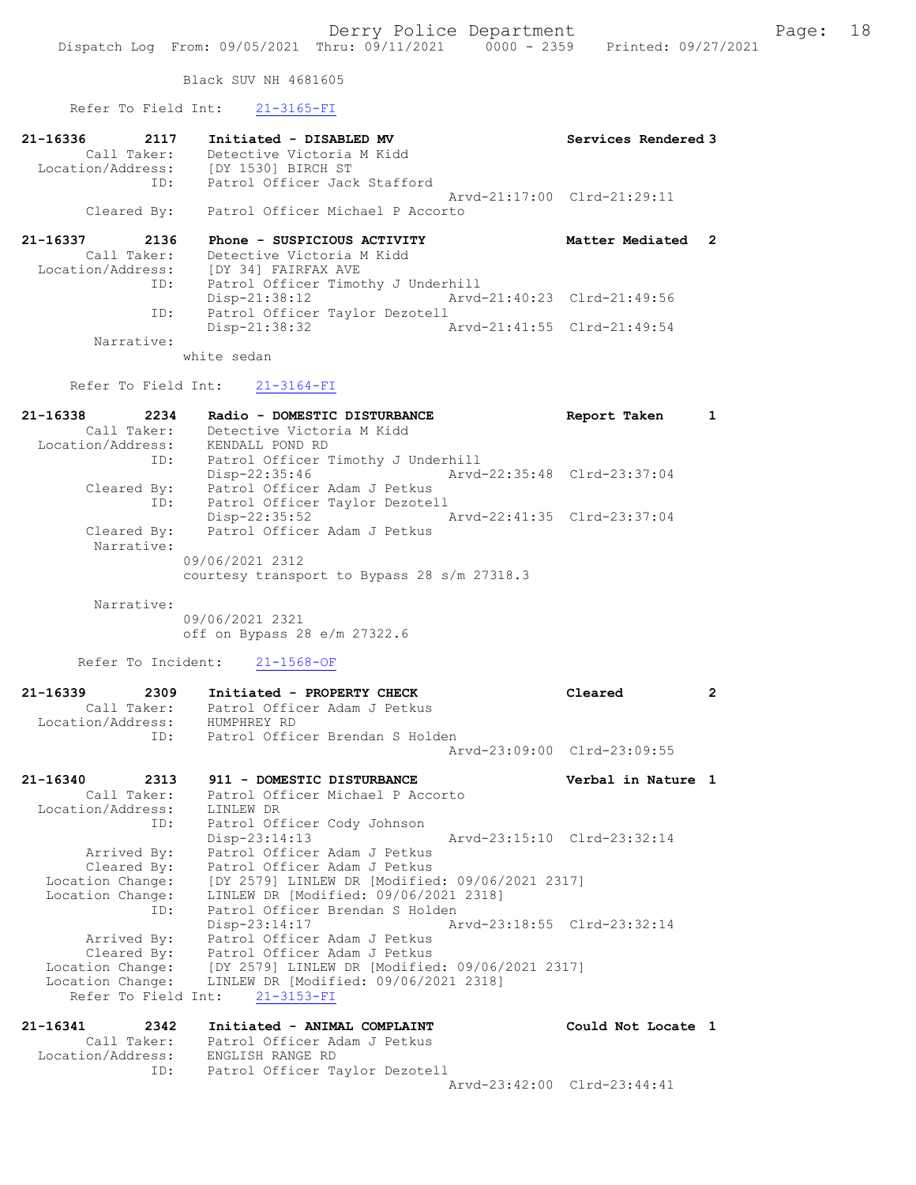Black SUV NH 4681605

Refer To Field Int: 21-3165-FI

```
21-16336        2117    Initiated - DISABLED MV                    Services Rendered 3
        Call Taker:     Detective Victoria M Kidd
  Location/Address:     [DY 1530] BIRCH ST
                ID:     Patrol Officer Jack Stafford
                                                   Arvd-21:17:00  Clrd-21:29:11
        Cleared By:     Patrol Officer Michael P Accorto

21-16337        2136    Phone - SUSPICIOUS ACTIVITY                Matter Mediated  2
        Call Taker:     Detective Victoria M Kidd
  Location/Address:     [DY 34] FAIRFAX AVE
                ID:     Patrol Officer Timothy J Underhill
                        Disp-21:38:12              Arvd-21:40:23  Clrd-21:49:56
                ID:     Patrol Officer Taylor Dezotell
                        Disp-21:38:32              Arvd-21:41:55  Clrd-21:49:54
         Narrative:
                      white sedan

      Refer To Field Int:    21-3164-FI

21-16338        2234    Radio - DOMESTIC DISTURBANCE               Report Taken     1
        Call Taker:     Detective Victoria M Kidd
  Location/Address:     KENDALL POND RD
                ID:     Patrol Officer Timothy J Underhill
                        Disp-22:35:46              Arvd-22:35:48  Clrd-23:37:04
        Cleared By:     Patrol Officer Adam J Petkus
                ID:     Patrol Officer Taylor Dezotell
                        Disp-22:35:52              Arvd-22:41:35  Clrd-23:37:04
        Cleared By:     Patrol Officer Adam J Petkus
         Narrative:
                      09/06/2021 2312
                      courtesy transport to Bypass 28 s/m 27318.3

         Narrative:
                      09/06/2021 2321
                      off on Bypass 28 e/m 27322.6

       Refer To Incident:    21-1568-OF

21-16339        2309    Initiated - PROPERTY CHECK                 Cleared          2
        Call Taker:     Patrol Officer Adam J Petkus
  Location/Address:     HUMPHREY RD
                ID:     Patrol Officer Brendan S Holden
                                                   Arvd-23:09:00  Clrd-23:09:55

21-16340        2313    911 - DOMESTIC DISTURBANCE                 Verbal in Nature 1
        Call Taker:     Patrol Officer Michael P Accorto
  Location/Address:     LINLEW DR
                ID:     Patrol Officer Cody Johnson
                        Disp-23:14:13              Arvd-23:15:10  Clrd-23:32:14
        Arrived By:     Patrol Officer Adam J Petkus
        Cleared By:     Patrol Officer Adam J Petkus
   Location Change:     [DY 2579] LINLEW DR [Modified: 09/06/2021 2317]
   Location Change:     LINLEW DR [Modified: 09/06/2021 2318]
                ID:     Patrol Officer Brendan S Holden
                        Disp-23:14:17              Arvd-23:18:55  Clrd-23:32:14
        Arrived By:     Patrol Officer Adam J Petkus
        Cleared By:     Patrol Officer Adam J Petkus
   Location Change:     [DY 2579] LINLEW DR [Modified: 09/06/2021 2317]
   Location Change:     LINLEW DR [Modified: 09/06/2021 2318]
      Refer To Field Int:    21-3153-FI

21-16341        2342    Initiated - ANIMAL COMPLAINT               Could Not Locate 1
        Call Taker:     Patrol Officer Adam J Petkus
  Location/Address:     ENGLISH RANGE RD
                ID:     Patrol Officer Taylor Dezotell
                                                   Arvd-23:42:00  Clrd-23:44:41
```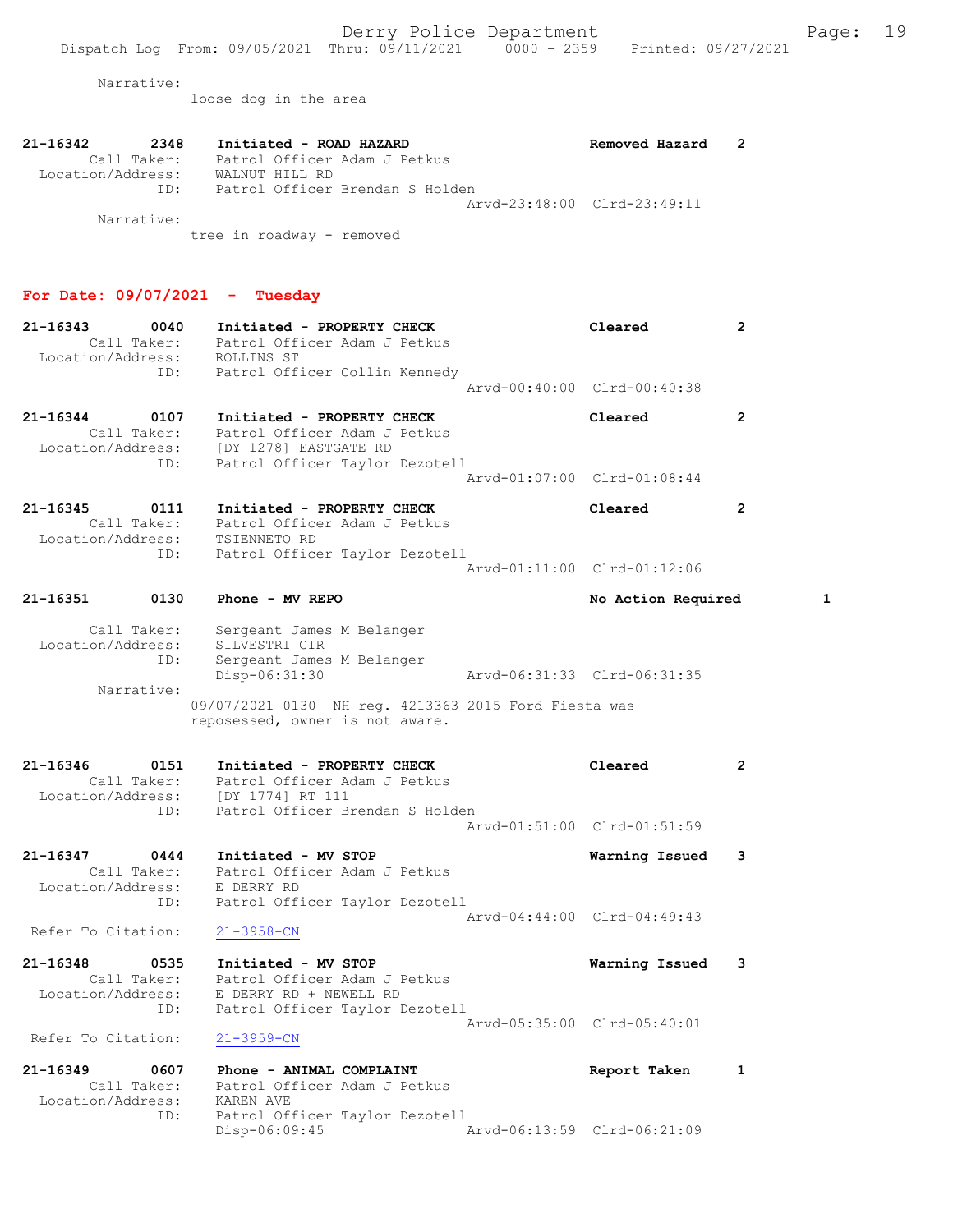Narrative:
loose dog in the area

**21-16342** 2348 Initiated - ROAD HAZARD — Removed Hazard 2
Call Taker: Patrol Officer Adam J Petkus
Location/Address: WALNUT HILL RD
ID: Patrol Officer Brendan S Holden
Arvd-23:48:00 Clrd-23:49:11
Narrative:
tree in roadway - removed

## For Date: 09/07/2021 - Tuesday

**21-16343** 0040 Initiated - PROPERTY CHECK — Cleared 2
Call Taker: Patrol Officer Adam J Petkus
Location/Address: ROLLINS ST
ID: Patrol Officer Collin Kennedy
Arvd-00:40:00 Clrd-00:40:38

**21-16344** 0107 Initiated - PROPERTY CHECK — Cleared 2
Call Taker: Patrol Officer Adam J Petkus
Location/Address: [DY 1278] EASTGATE RD
ID: Patrol Officer Taylor Dezotell
Arvd-01:07:00 Clrd-01:08:44

**21-16345** 0111 Initiated - PROPERTY CHECK — Cleared 2
Call Taker: Patrol Officer Adam J Petkus
Location/Address: TSIENNETO RD
ID: Patrol Officer Taylor Dezotell
Arvd-01:11:00 Clrd-01:12:06

**21-16351** 0130 Phone - MV REPO — No Action Required 1
Call Taker: Sergeant James M Belanger
Location/Address: SILVESTRI CIR
ID: Sergeant James M Belanger
Disp-06:31:30 Arvd-06:31:33 Clrd-06:31:35
Narrative:
09/07/2021 0130 NH reg. 4213363 2015 Ford Fiesta was reposessed, owner is not aware.

**21-16346** 0151 Initiated - PROPERTY CHECK — Cleared 2
Call Taker: Patrol Officer Adam J Petkus
Location/Address: [DY 1774] RT 111
ID: Patrol Officer Brendan S Holden
Arvd-01:51:00 Clrd-01:51:59

**21-16347** 0444 Initiated - MV STOP — Warning Issued 3
Call Taker: Patrol Officer Adam J Petkus
Location/Address: E DERRY RD
ID: Patrol Officer Taylor Dezotell
Arvd-04:44:00 Clrd-04:49:43
Refer To Citation: 21-3958-CN

**21-16348** 0535 Initiated - MV STOP — Warning Issued 3
Call Taker: Patrol Officer Adam J Petkus
Location/Address: E DERRY RD + NEWELL RD
ID: Patrol Officer Taylor Dezotell
Arvd-05:35:00 Clrd-05:40:01
Refer To Citation: 21-3959-CN

**21-16349** 0607 Phone - ANIMAL COMPLAINT — Report Taken 1
Call Taker: Patrol Officer Adam J Petkus
Location/Address: KAREN AVE
ID: Patrol Officer Taylor Dezotell
Disp-06:09:45 Arvd-06:13:59 Clrd-06:21:09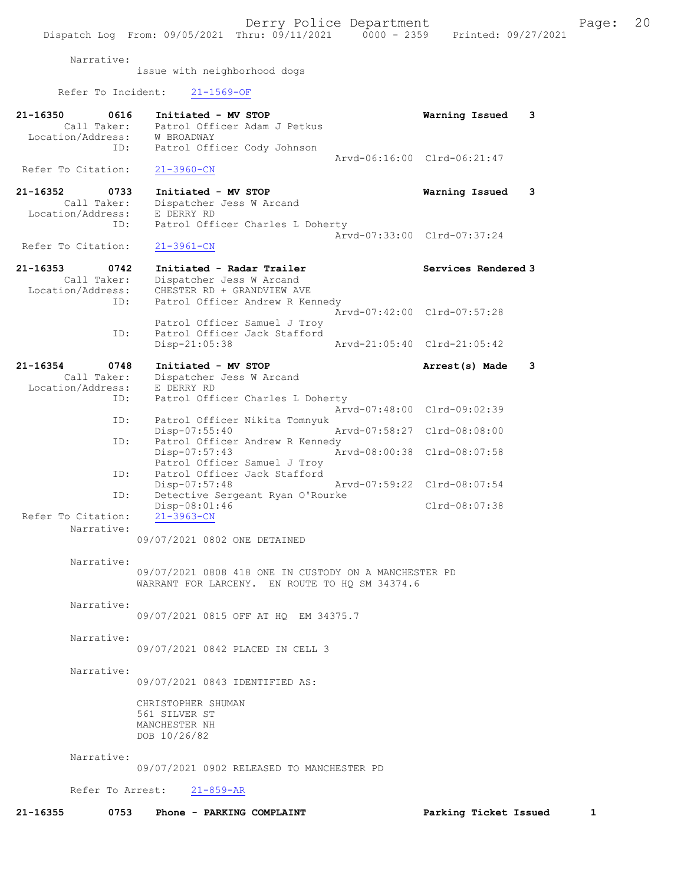Narrative:
issue with neighborhood dogs

Refer To Incident: 21-1569-OF

**21-16350 0616 Initiated - MV STOP — Warning Issued 3**
Call Taker: Patrol Officer Adam J Petkus
Location/Address: W BROADWAY
ID: Patrol Officer Cody Johnson
Arvd-06:16:00 Clrd-06:21:47
Refer To Citation: 21-3960-CN

**21-16352 0733 Initiated - MV STOP — Warning Issued 3**
Call Taker: Dispatcher Jess W Arcand
Location/Address: E DERRY RD
ID: Patrol Officer Charles L Doherty
Arvd-07:33:00 Clrd-07:37:24
Refer To Citation: 21-3961-CN

**21-16353 0742 Initiated - Radar Trailer — Services Rendered 3**
Call Taker: Dispatcher Jess W Arcand
Location/Address: CHESTER RD + GRANDVIEW AVE
ID: Patrol Officer Andrew R Kennedy
Arvd-07:42:00 Clrd-07:57:28
Patrol Officer Samuel J Troy
ID: Patrol Officer Jack Stafford
Disp-21:05:38 Arvd-21:05:40 Clrd-21:05:42

**21-16354 0748 Initiated - MV STOP — Arrest(s) Made 3**
Call Taker: Dispatcher Jess W Arcand
Location/Address: E DERRY RD
ID: Patrol Officer Charles L Doherty
Arvd-07:48:00 Clrd-09:02:39
ID: Patrol Officer Nikita Tomnyuk
Disp-07:55:40 Arvd-07:58:27 Clrd-08:08:00
ID: Patrol Officer Andrew R Kennedy
Disp-07:57:43 Arvd-08:00:38 Clrd-08:07:58
Patrol Officer Samuel J Troy
ID: Patrol Officer Jack Stafford
Disp-07:57:48 Arvd-07:59:22 Clrd-08:07:54
ID: Detective Sergeant Ryan O'Rourke
Disp-08:01:46 Clrd-08:07:38
Refer To Citation: 21-3963-CN

Narrative:
09/07/2021 0802 ONE DETAINED

Narrative:
09/07/2021 0808 418 ONE IN CUSTODY ON A MANCHESTER PD WARRANT FOR LARCENY. EN ROUTE TO HQ SM 34374.6

Narrative:
09/07/2021 0815 OFF AT HQ EM 34375.7

Narrative:
09/07/2021 0842 PLACED IN CELL 3

Narrative:
09/07/2021 0843 IDENTIFIED AS:

CHRISTOPHER SHUMAN
561 SILVER ST
MANCHESTER NH
DOB 10/26/82

Narrative:
09/07/2021 0902 RELEASED TO MANCHESTER PD

Refer To Arrest: 21-859-AR

**21-16355 0753 Phone - PARKING COMPLAINT — Parking Ticket Issued 1**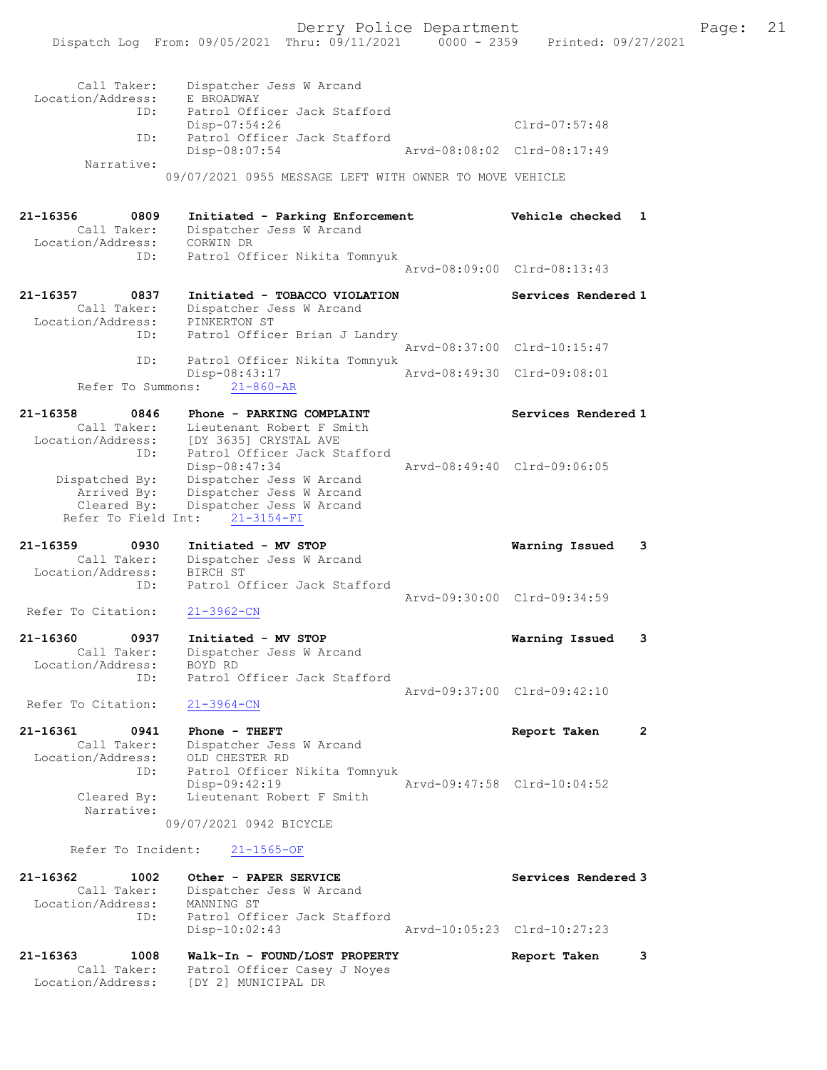```
        Call Taker:    Dispatcher Jess W Arcand
  Location/Address:    E BROADWAY
               ID:     Patrol Officer Jack Stafford
                       Disp-07:54:26                              Clrd-07:57:48
               ID:     Patrol Officer Jack Stafford
                       Disp-08:07:54               Arvd-08:08:02  Clrd-08:17:49
         Narrative:
                   09/07/2021 0955 MESSAGE LEFT WITH OWNER TO MOVE VEHICLE

21-16356        0809   Initiated - Parking Enforcement            Vehicle checked  1
        Call Taker:    Dispatcher Jess W Arcand
  Location/Address:    CORWIN DR
               ID:     Patrol Officer Nikita Tomnyuk
                                                   Arvd-08:09:00  Clrd-08:13:43

21-16357        0837   Initiated - TOBACCO VIOLATION              Services Rendered 1
        Call Taker:    Dispatcher Jess W Arcand
  Location/Address:    PINKERTON ST
               ID:     Patrol Officer Brian J Landry
                                                   Arvd-08:37:00  Clrd-10:15:47
               ID:     Patrol Officer Nikita Tomnyuk
                       Disp-08:43:17               Arvd-08:49:30  Clrd-09:08:01
        Refer To Summons:    21-860-AR

21-16358        0846   Phone - PARKING COMPLAINT                  Services Rendered 1
        Call Taker:    Lieutenant Robert F Smith
  Location/Address:    [DY 3635] CRYSTAL AVE
               ID:     Patrol Officer Jack Stafford
                       Disp-08:47:34               Arvd-08:49:40  Clrd-09:06:05
     Dispatched By:    Dispatcher Jess W Arcand
        Arrived By:    Dispatcher Jess W Arcand
        Cleared By:    Dispatcher Jess W Arcand
      Refer To Field Int:    21-3154-FI

21-16359        0930   Initiated - MV STOP                        Warning Issued   3
        Call Taker:    Dispatcher Jess W Arcand
  Location/Address:    BIRCH ST
               ID:     Patrol Officer Jack Stafford
                                                   Arvd-09:30:00  Clrd-09:34:59
  Refer To Citation:    21-3962-CN

21-16360        0937   Initiated - MV STOP                        Warning Issued   3
        Call Taker:    Dispatcher Jess W Arcand
  Location/Address:    BOYD RD
               ID:     Patrol Officer Jack Stafford
                                                   Arvd-09:37:00  Clrd-09:42:10
  Refer To Citation:    21-3964-CN

21-16361        0941   Phone - THEFT                              Report Taken     2
        Call Taker:    Dispatcher Jess W Arcand
  Location/Address:    OLD CHESTER RD
               ID:     Patrol Officer Nikita Tomnyuk
                       Disp-09:42:19               Arvd-09:47:58  Clrd-10:04:52
        Cleared By:    Lieutenant Robert F Smith
         Narrative:
                   09/07/2021 0942 BICYCLE

       Refer To Incident:    21-1565-OF

21-16362        1002   Other - PAPER SERVICE                      Services Rendered 3
        Call Taker:    Dispatcher Jess W Arcand
  Location/Address:    MANNING ST
               ID:     Patrol Officer Jack Stafford
                       Disp-10:02:43               Arvd-10:05:23  Clrd-10:27:23

21-16363        1008   Walk-In - FOUND/LOST PROPERTY              Report Taken     3
        Call Taker:    Patrol Officer Casey J Noyes
  Location/Address:    [DY 2] MUNICIPAL DR
```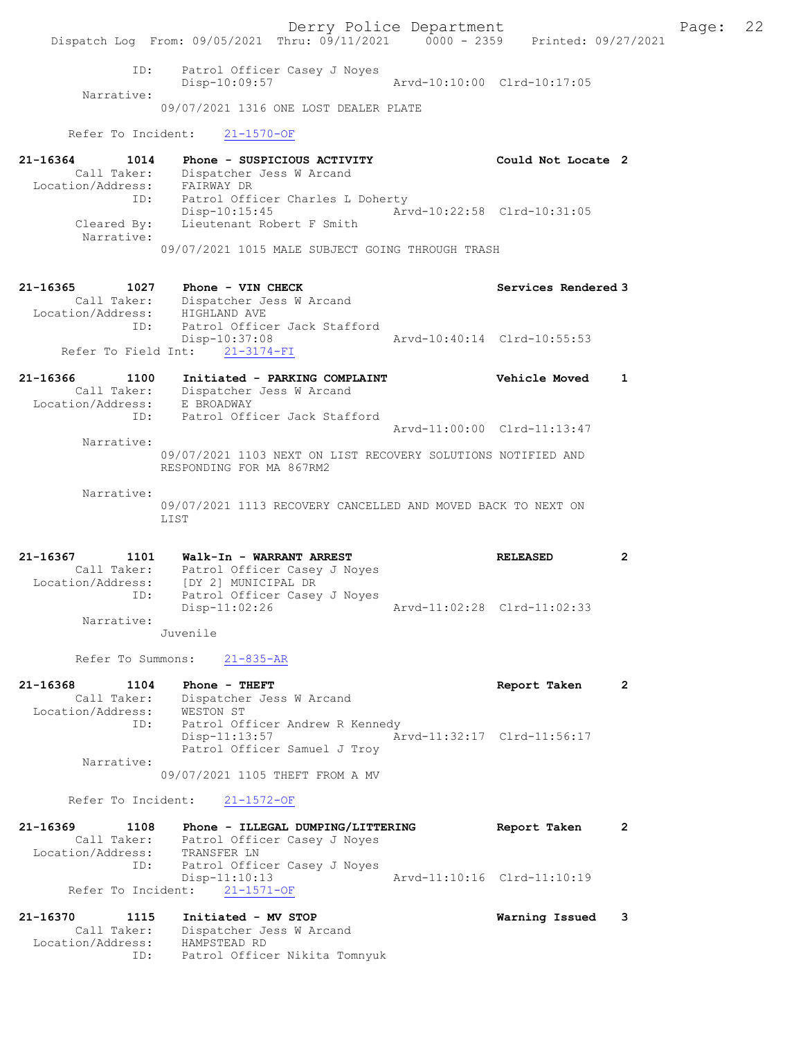ID: Patrol Officer Casey J Noyes
Disp-10:09:57 Arvd-10:10:00 Clrd-10:17:05

Narrative:
09/07/2021 1316 ONE LOST DEALER PLATE

Refer To Incident: 21-1570-OF

**21-16364 1014 Phone - SUSPICIOUS ACTIVITY Could Not Locate 2**

Call Taker: Dispatcher Jess W Arcand
Location/Address: FAIRWAY DR
ID: Patrol Officer Charles L Doherty
Disp-10:15:45 Arvd-10:22:58 Clrd-10:31:05
Cleared By: Lieutenant Robert F Smith

Narrative:
09/07/2021 1015 MALE SUBJECT GOING THROUGH TRASH

**21-16365 1027 Phone - VIN CHECK Services Rendered 3**

Call Taker: Dispatcher Jess W Arcand
Location/Address: HIGHLAND AVE
ID: Patrol Officer Jack Stafford
Disp-10:37:08 Arvd-10:40:14 Clrd-10:55:53
Refer To Field Int: 21-3174-FI

**21-16366 1100 Initiated - PARKING COMPLAINT Vehicle Moved 1**

Call Taker: Dispatcher Jess W Arcand
Location/Address: E BROADWAY
ID: Patrol Officer Jack Stafford
Arvd-11:00:00 Clrd-11:13:47

Narrative:
09/07/2021 1103 NEXT ON LIST RECOVERY SOLUTIONS NOTIFIED AND RESPONDING FOR MA 867RM2

Narrative:
09/07/2021 1113 RECOVERY CANCELLED AND MOVED BACK TO NEXT ON LIST

**21-16367 1101 Walk-In - WARRANT ARREST RELEASED 2**

Call Taker: Patrol Officer Casey J Noyes
Location/Address: [DY 2] MUNICIPAL DR
ID: Patrol Officer Casey J Noyes
Disp-11:02:26 Arvd-11:02:28 Clrd-11:02:33

Narrative:
Juvenile

Refer To Summons: 21-835-AR

**21-16368 1104 Phone - THEFT Report Taken 2**

Call Taker: Dispatcher Jess W Arcand
Location/Address: WESTON ST
ID: Patrol Officer Andrew R Kennedy
Disp-11:13:57 Arvd-11:32:17 Clrd-11:56:17
Patrol Officer Samuel J Troy

Narrative:
09/07/2021 1105 THEFT FROM A MV

Refer To Incident: 21-1572-OF

**21-16369 1108 Phone - ILLEGAL DUMPING/LITTERING Report Taken 2**

Call Taker: Patrol Officer Casey J Noyes
Location/Address: TRANSFER LN
ID: Patrol Officer Casey J Noyes
Disp-11:10:13 Arvd-11:10:16 Clrd-11:10:19
Refer To Incident: 21-1571-OF

**21-16370 1115 Initiated - MV STOP Warning Issued 3**

Call Taker: Dispatcher Jess W Arcand
Location/Address: HAMPSTEAD RD
ID: Patrol Officer Nikita Tomnyuk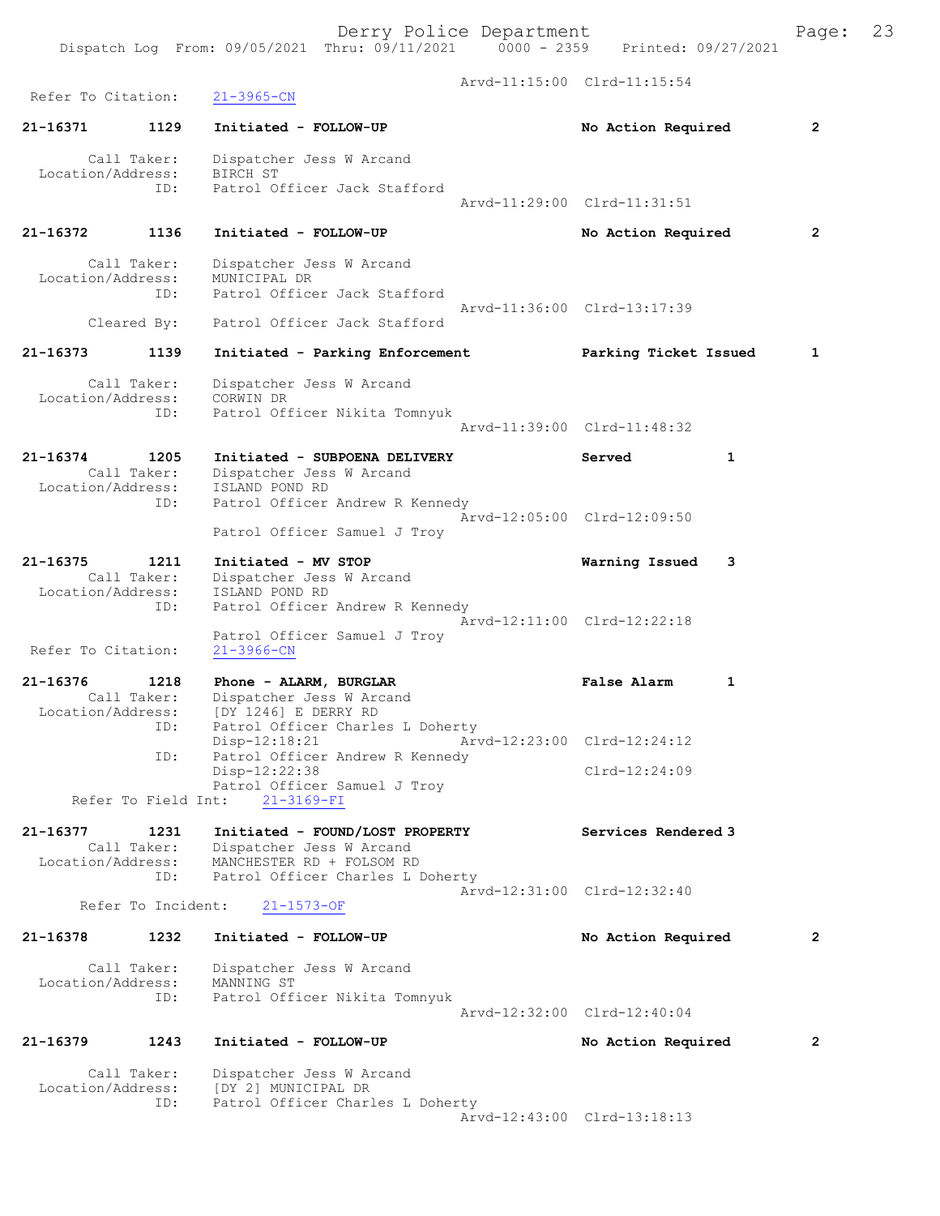Arvd-11:15:00 Clrd-11:15:54
Refer To Citation: 21-3965-CN

21-16371 1129 Initiated - FOLLOW-UP No Action Required 2

Call Taker: Dispatcher Jess W Arcand
Location/Address: BIRCH ST
ID: Patrol Officer Jack Stafford
Arvd-11:29:00 Clrd-11:31:51

21-16372 1136 Initiated - FOLLOW-UP No Action Required 2

Call Taker: Dispatcher Jess W Arcand
Location/Address: MUNICIPAL DR
ID: Patrol Officer Jack Stafford
Arvd-11:36:00 Clrd-13:17:39
Cleared By: Patrol Officer Jack Stafford

21-16373 1139 Initiated - Parking Enforcement Parking Ticket Issued 1

Call Taker: Dispatcher Jess W Arcand
Location/Address: CORWIN DR
ID: Patrol Officer Nikita Tomnyuk
Arvd-11:39:00 Clrd-11:48:32

21-16374 1205 Initiated - SUBPOENA DELIVERY Served 1
Call Taker: Dispatcher Jess W Arcand
Location/Address: ISLAND POND RD
ID: Patrol Officer Andrew R Kennedy
Arvd-12:05:00 Clrd-12:09:50
Patrol Officer Samuel J Troy

21-16375 1211 Initiated - MV STOP Warning Issued 3
Call Taker: Dispatcher Jess W Arcand
Location/Address: ISLAND POND RD
ID: Patrol Officer Andrew R Kennedy
Arvd-12:11:00 Clrd-12:22:18
Patrol Officer Samuel J Troy
Refer To Citation: 21-3966-CN

21-16376 1218 Phone - ALARM, BURGLAR False Alarm 1
Call Taker: Dispatcher Jess W Arcand
Location/Address: [DY 1246] E DERRY RD
ID: Patrol Officer Charles L Doherty
Disp-12:18:21 Arvd-12:23:00 Clrd-12:24:12
ID: Patrol Officer Andrew R Kennedy
Disp-12:22:38 Clrd-12:24:09
Patrol Officer Samuel J Troy
Refer To Field Int: 21-3169-FI

21-16377 1231 Initiated - FOUND/LOST PROPERTY Services Rendered 3
Call Taker: Dispatcher Jess W Arcand
Location/Address: MANCHESTER RD + FOLSOM RD
ID: Patrol Officer Charles L Doherty
Arvd-12:31:00 Clrd-12:32:40
Refer To Incident: 21-1573-OF

21-16378 1232 Initiated - FOLLOW-UP No Action Required 2

Call Taker: Dispatcher Jess W Arcand
Location/Address: MANNING ST
ID: Patrol Officer Nikita Tomnyuk
Arvd-12:32:00 Clrd-12:40:04

21-16379 1243 Initiated - FOLLOW-UP No Action Required 2

Call Taker: Dispatcher Jess W Arcand
Location/Address: [DY 2] MUNICIPAL DR
ID: Patrol Officer Charles L Doherty
Arvd-12:43:00 Clrd-13:18:13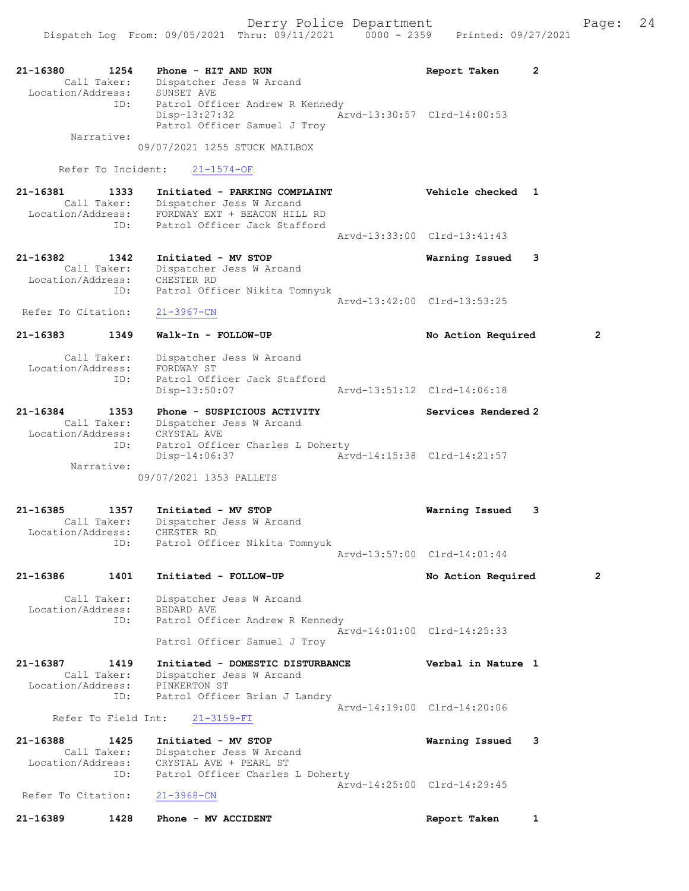21-16380 1254 Phone - HIT AND RUN Report Taken 2
Call Taker: Dispatcher Jess W Arcand
Location/Address: SUNSET AVE
ID: Patrol Officer Andrew R Kennedy
Disp-13:27:32 Arvd-13:30:57 Clrd-14:00:53
Patrol Officer Samuel J Troy
Narrative:
09/07/2021 1255 STUCK MAILBOX

Refer To Incident: 21-1574-OF

21-16381 1333 Initiated - PARKING COMPLAINT Vehicle checked 1
Call Taker: Dispatcher Jess W Arcand
Location/Address: FORDWAY EXT + BEACON HILL RD
ID: Patrol Officer Jack Stafford
Arvd-13:33:00 Clrd-13:41:43

21-16382 1342 Initiated - MV STOP Warning Issued 3
Call Taker: Dispatcher Jess W Arcand
Location/Address: CHESTER RD
ID: Patrol Officer Nikita Tomnyuk
Arvd-13:42:00 Clrd-13:53:25
Refer To Citation: 21-3967-CN

21-16383 1349 Walk-In - FOLLOW-UP No Action Required 2
Call Taker: Dispatcher Jess W Arcand
Location/Address: FORDWAY ST
ID: Patrol Officer Jack Stafford
Disp-13:50:07 Arvd-13:51:12 Clrd-14:06:18

21-16384 1353 Phone - SUSPICIOUS ACTIVITY Services Rendered 2
Call Taker: Dispatcher Jess W Arcand
Location/Address: CRYSTAL AVE
ID: Patrol Officer Charles L Doherty
Disp-14:06:37 Arvd-14:15:38 Clrd-14:21:57
Narrative:
09/07/2021 1353 PALLETS

21-16385 1357 Initiated - MV STOP Warning Issued 3
Call Taker: Dispatcher Jess W Arcand
Location/Address: CHESTER RD
ID: Patrol Officer Nikita Tomnyuk
Arvd-13:57:00 Clrd-14:01:44

21-16386 1401 Initiated - FOLLOW-UP No Action Required 2
Call Taker: Dispatcher Jess W Arcand
Location/Address: BEDARD AVE
ID: Patrol Officer Andrew R Kennedy
Arvd-14:01:00 Clrd-14:25:33
Patrol Officer Samuel J Troy

21-16387 1419 Initiated - DOMESTIC DISTURBANCE Verbal in Nature 1
Call Taker: Dispatcher Jess W Arcand
Location/Address: PINKERTON ST
ID: Patrol Officer Brian J Landry
Arvd-14:19:00 Clrd-14:20:06
Refer To Field Int: 21-3159-FI

21-16388 1425 Initiated - MV STOP Warning Issued 3
Call Taker: Dispatcher Jess W Arcand
Location/Address: CRYSTAL AVE + PEARL ST
ID: Patrol Officer Charles L Doherty
Arvd-14:25:00 Clrd-14:29:45
Refer To Citation: 21-3968-CN

21-16389 1428 Phone - MV ACCIDENT Report Taken 1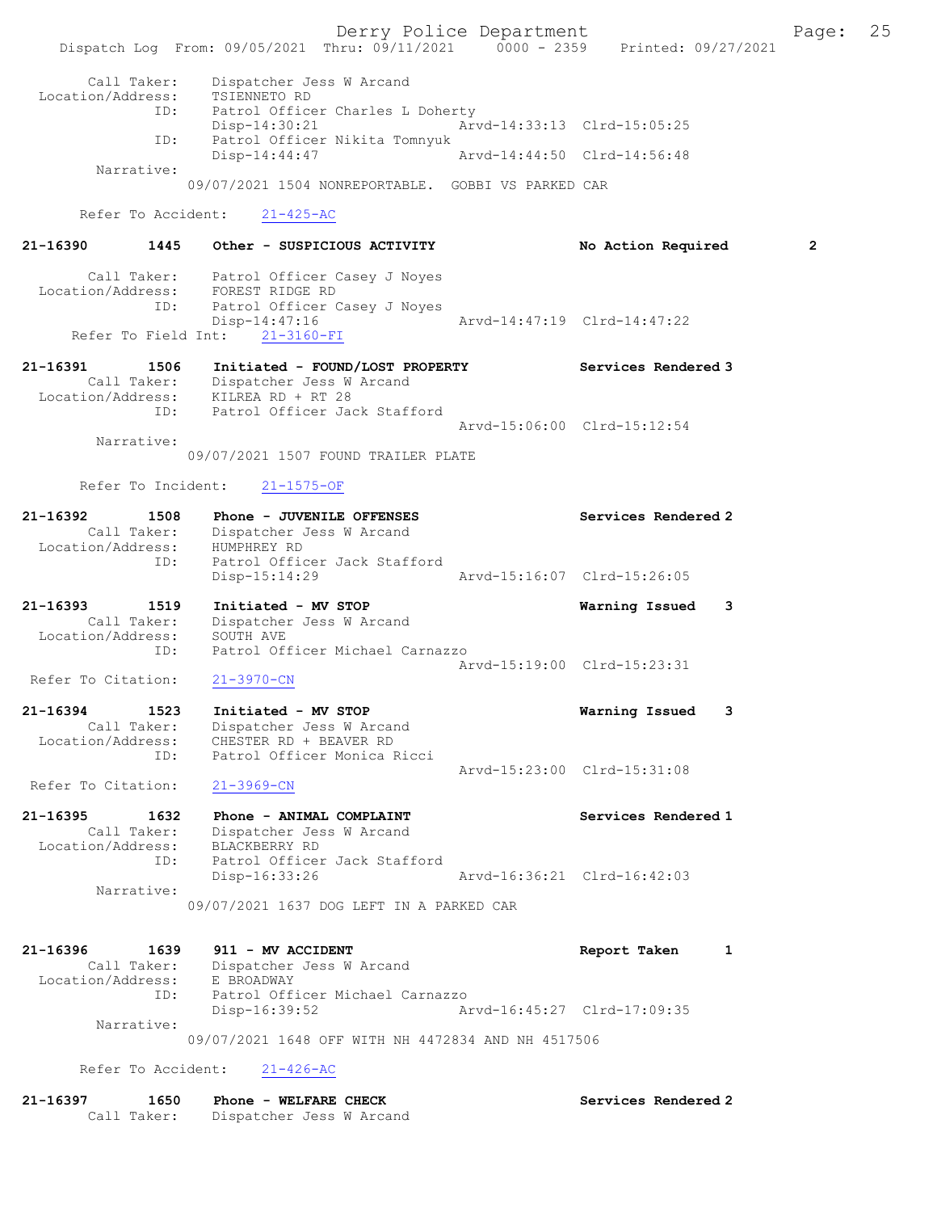```
 Call Taker:    Dispatcher Jess W Arcand
 Location/Address:    TSIENNETO RD
 ID:    Patrol Officer Charles L Doherty
        Disp-14:30:21                 Arvd-14:33:13  Clrd-15:05:25
 ID:    Patrol Officer Nikita Tomnyuk
        Disp-14:44:47                 Arvd-14:44:50  Clrd-14:56:48
 Narrative:
        09/07/2021 1504 NONREPORTABLE.  GOBBI VS PARKED CAR

 Refer To Accident:    21-425-AC

21-16390    1445    Other - SUSPICIOUS ACTIVITY              No Action Required    2

 Call Taker:    Patrol Officer Casey J Noyes
 Location/Address:    FOREST RIDGE RD
 ID:    Patrol Officer Casey J Noyes
        Disp-14:47:16                 Arvd-14:47:19  Clrd-14:47:22
 Refer To Field Int:    21-3160-FI

21-16391    1506    Initiated - FOUND/LOST PROPERTY          Services Rendered 3
 Call Taker:    Dispatcher Jess W Arcand
 Location/Address:    KILREA RD + RT 28
 ID:    Patrol Officer Jack Stafford
                                      Arvd-15:06:00  Clrd-15:12:54
 Narrative:
        09/07/2021 1507 FOUND TRAILER PLATE

 Refer To Incident:    21-1575-OF

21-16392    1508    Phone - JUVENILE OFFENSES                Services Rendered 2
 Call Taker:    Dispatcher Jess W Arcand
 Location/Address:    HUMPHREY RD
 ID:    Patrol Officer Jack Stafford
        Disp-15:14:29                 Arvd-15:16:07  Clrd-15:26:05

21-16393    1519    Initiated - MV STOP                      Warning Issued    3
 Call Taker:    Dispatcher Jess W Arcand
 Location/Address:    SOUTH AVE
 ID:    Patrol Officer Michael Carnazzo
                                      Arvd-15:19:00  Clrd-15:23:31
 Refer To Citation:    21-3970-CN

21-16394    1523    Initiated - MV STOP                      Warning Issued    3
 Call Taker:    Dispatcher Jess W Arcand
 Location/Address:    CHESTER RD + BEAVER RD
 ID:    Patrol Officer Monica Ricci
                                      Arvd-15:23:00  Clrd-15:31:08
 Refer To Citation:    21-3969-CN

21-16395    1632    Phone - ANIMAL COMPLAINT                 Services Rendered 1
 Call Taker:    Dispatcher Jess W Arcand
 Location/Address:    BLACKBERRY RD
 ID:    Patrol Officer Jack Stafford
        Disp-16:33:26                 Arvd-16:36:21  Clrd-16:42:03
 Narrative:
        09/07/2021 1637 DOG LEFT IN A PARKED CAR

21-16396    1639    911 - MV ACCIDENT                        Report Taken      1
 Call Taker:    Dispatcher Jess W Arcand
 Location/Address:    E BROADWAY
 ID:    Patrol Officer Michael Carnazzo
        Disp-16:39:52                 Arvd-16:45:27  Clrd-17:09:35
 Narrative:
        09/07/2021 1648 OFF WITH NH 4472834 AND NH 4517506

 Refer To Accident:    21-426-AC

21-16397    1650    Phone - WELFARE CHECK                    Services Rendered 2
 Call Taker:    Dispatcher Jess W Arcand
```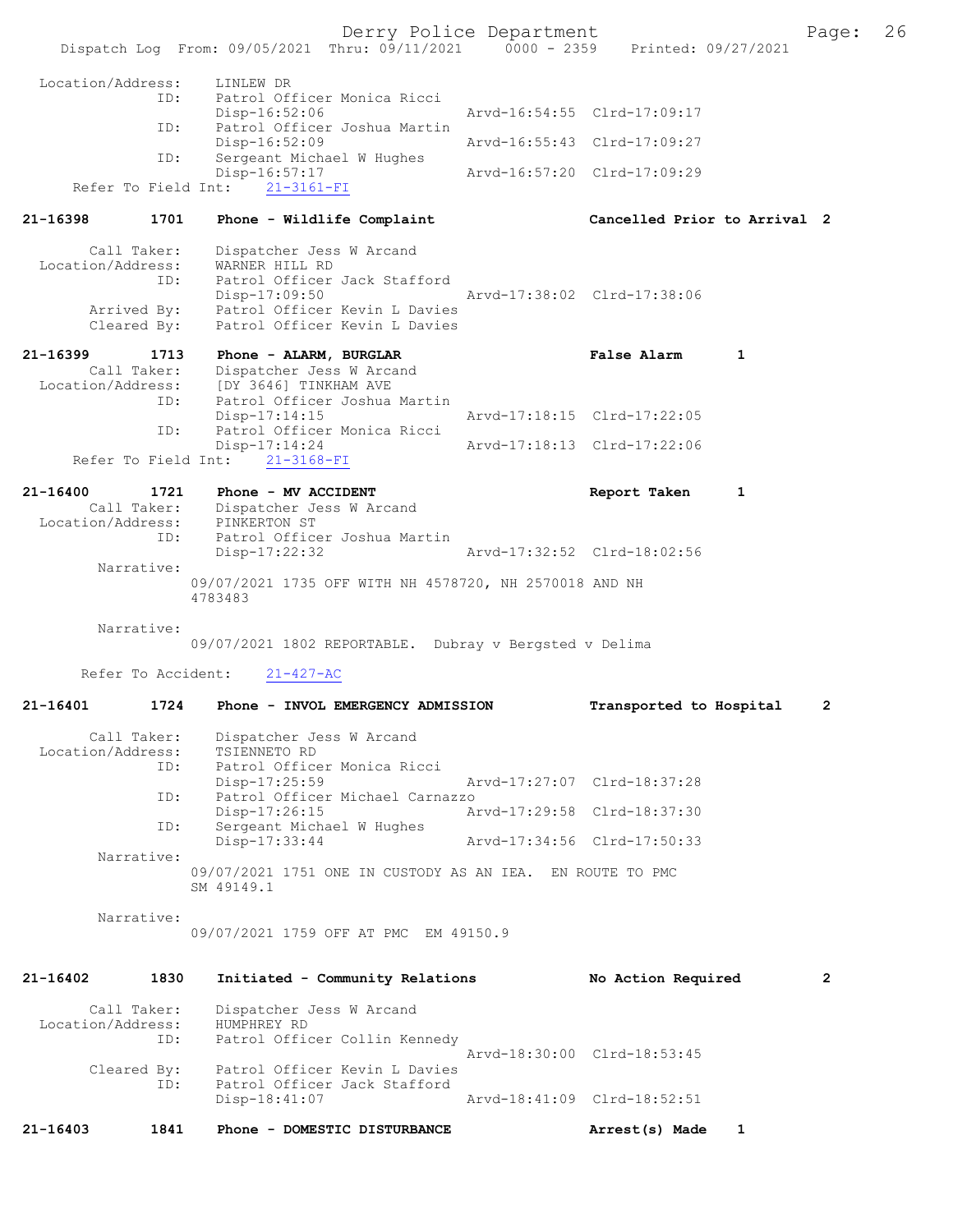```
 Location/Address:    LINLEW DR
               ID:    Patrol Officer Monica Ricci
                      Disp-16:52:06                 Arvd-16:54:55  Clrd-17:09:17
               ID:    Patrol Officer Joshua Martin
                      Disp-16:52:09                 Arvd-16:55:43  Clrd-17:09:27
               ID:    Sergeant Michael W Hughes
                      Disp-16:57:17                 Arvd-16:57:20  Clrd-17:09:29
   Refer To Field Int:    21-3161-FI

21-16398        1701    Phone - Wildlife Complaint                 Cancelled Prior to Arrival  2

       Call Taker:    Dispatcher Jess W Arcand
 Location/Address:    WARNER HILL RD
               ID:    Patrol Officer Jack Stafford
                      Disp-17:09:50                 Arvd-17:38:02  Clrd-17:38:06
       Arrived By:    Patrol Officer Kevin L Davies
       Cleared By:    Patrol Officer Kevin L Davies

21-16399        1713    Phone - ALARM, BURGLAR                     False Alarm        1
       Call Taker:    Dispatcher Jess W Arcand
 Location/Address:    [DY 3646] TINKHAM AVE
               ID:    Patrol Officer Joshua Martin
                      Disp-17:14:15                 Arvd-17:18:15  Clrd-17:22:05
               ID:    Patrol Officer Monica Ricci
                      Disp-17:14:24                 Arvd-17:18:13  Clrd-17:22:06
   Refer To Field Int:    21-3168-FI

21-16400        1721    Phone - MV ACCIDENT                        Report Taken       1
       Call Taker:    Dispatcher Jess W Arcand
 Location/Address:    PINKERTON ST
               ID:    Patrol Officer Joshua Martin
                      Disp-17:22:32                 Arvd-17:32:52  Clrd-18:02:56
        Narrative:
                    09/07/2021 1735 OFF WITH NH 4578720, NH 2570018 AND NH
                    4783483

        Narrative:
                    09/07/2021 1802 REPORTABLE.  Dubray v Bergsted v Delima

      Refer To Accident:    21-427-AC

21-16401        1724    Phone - INVOL EMERGENCY ADMISSION          Transported to Hospital     2

       Call Taker:    Dispatcher Jess W Arcand
 Location/Address:    TSIENNETO RD
               ID:    Patrol Officer Monica Ricci
                      Disp-17:25:59                 Arvd-17:27:07  Clrd-18:37:28
               ID:    Patrol Officer Michael Carnazzo
                      Disp-17:26:15                 Arvd-17:29:58  Clrd-18:37:30
               ID:    Sergeant Michael W Hughes
                      Disp-17:33:44                 Arvd-17:34:56  Clrd-17:50:33
        Narrative:
                    09/07/2021 1751 ONE IN CUSTODY AS AN IEA.  EN ROUTE TO PMC
                    SM 49149.1

        Narrative:
                    09/07/2021 1759 OFF AT PMC  EM 49150.9

21-16402        1830    Initiated - Community Relations            No Action Required          2

       Call Taker:    Dispatcher Jess W Arcand
 Location/Address:    HUMPHREY RD
               ID:    Patrol Officer Collin Kennedy
                                                    Arvd-18:30:00  Clrd-18:53:45
       Cleared By:    Patrol Officer Kevin L Davies
               ID:    Patrol Officer Jack Stafford
                      Disp-18:41:07                 Arvd-18:41:09  Clrd-18:52:51

21-16403        1841    Phone - DOMESTIC DISTURBANCE               Arrest(s) Made     1
```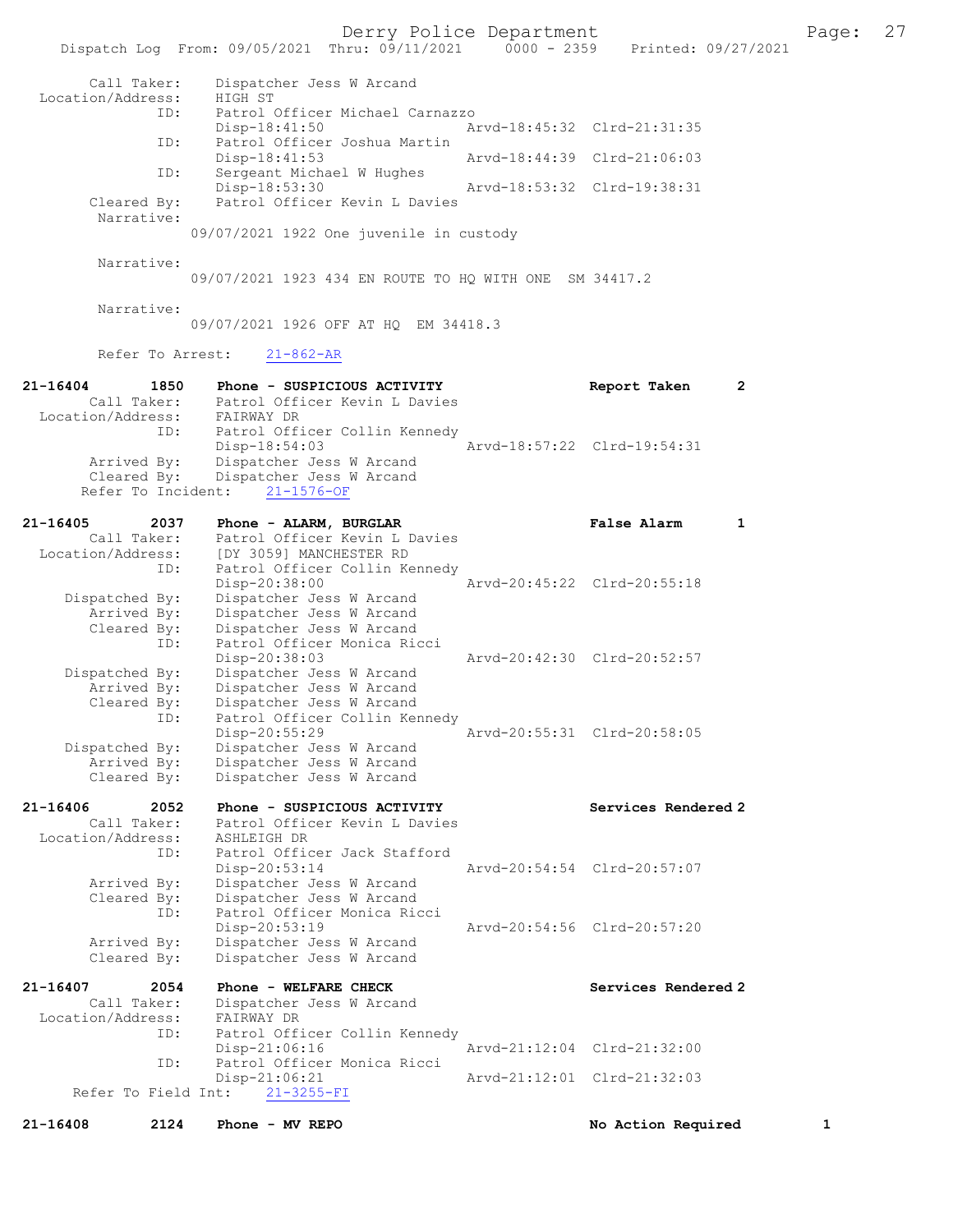```
        Call Taker:    Dispatcher Jess W Arcand
  Location/Address:    HIGH ST
                ID:    Patrol Officer Michael Carnazzo
                       Disp-18:41:50                Arvd-18:45:32  Clrd-21:31:35
                ID:    Patrol Officer Joshua Martin
                       Disp-18:41:53                Arvd-18:44:39  Clrd-21:06:03
                ID:    Sergeant Michael W Hughes
                       Disp-18:53:30                Arvd-18:53:32  Clrd-19:38:31
        Cleared By:    Patrol Officer Kevin L Davies
         Narrative:
                     09/07/2021 1922 One juvenile in custody

         Narrative:
                     09/07/2021 1923 434 EN ROUTE TO HQ WITH ONE  SM 34417.2

         Narrative:
                     09/07/2021 1926 OFF AT HQ  EM 34418.3

         Refer To Arrest:    21-862-AR

21-16404        1850   Phone - SUSPICIOUS ACTIVITY               Report Taken      2
        Call Taker:    Patrol Officer Kevin L Davies
  Location/Address:    FAIRWAY DR
                ID:    Patrol Officer Collin Kennedy
                       Disp-18:54:03                Arvd-18:57:22  Clrd-19:54:31
        Arrived By:    Dispatcher Jess W Arcand
        Cleared By:    Dispatcher Jess W Arcand
      Refer To Incident:    21-1576-OF

21-16405        2037   Phone - ALARM, BURGLAR                    False Alarm       1
        Call Taker:    Patrol Officer Kevin L Davies
  Location/Address:    [DY 3059] MANCHESTER RD
                ID:    Patrol Officer Collin Kennedy
                       Disp-20:38:00                Arvd-20:45:22  Clrd-20:55:18
     Dispatched By:    Dispatcher Jess W Arcand
        Arrived By:    Dispatcher Jess W Arcand
        Cleared By:    Dispatcher Jess W Arcand
                ID:    Patrol Officer Monica Ricci
                       Disp-20:38:03                Arvd-20:42:30  Clrd-20:52:57
     Dispatched By:    Dispatcher Jess W Arcand
        Arrived By:    Dispatcher Jess W Arcand
        Cleared By:    Dispatcher Jess W Arcand
                ID:    Patrol Officer Collin Kennedy
                       Disp-20:55:29                Arvd-20:55:31  Clrd-20:58:05
     Dispatched By:    Dispatcher Jess W Arcand
        Arrived By:    Dispatcher Jess W Arcand
        Cleared By:    Dispatcher Jess W Arcand

21-16406        2052   Phone - SUSPICIOUS ACTIVITY               Services Rendered 2
        Call Taker:    Patrol Officer Kevin L Davies
  Location/Address:    ASHLEIGH DR
                ID:    Patrol Officer Jack Stafford
                       Disp-20:53:14                Arvd-20:54:54  Clrd-20:57:07
        Arrived By:    Dispatcher Jess W Arcand
        Cleared By:    Dispatcher Jess W Arcand
                ID:    Patrol Officer Monica Ricci
                       Disp-20:53:19                Arvd-20:54:56  Clrd-20:57:20
        Arrived By:    Dispatcher Jess W Arcand
        Cleared By:    Dispatcher Jess W Arcand

21-16407        2054   Phone - WELFARE CHECK                     Services Rendered 2
        Call Taker:    Dispatcher Jess W Arcand
  Location/Address:    FAIRWAY DR
                ID:    Patrol Officer Collin Kennedy
                       Disp-21:06:16                Arvd-21:12:04  Clrd-21:32:00
                ID:    Patrol Officer Monica Ricci
                       Disp-21:06:21                Arvd-21:12:01  Clrd-21:32:03
     Refer To Field Int:    21-3255-FI

21-16408        2124   Phone - MV REPO                           No Action Required        1
```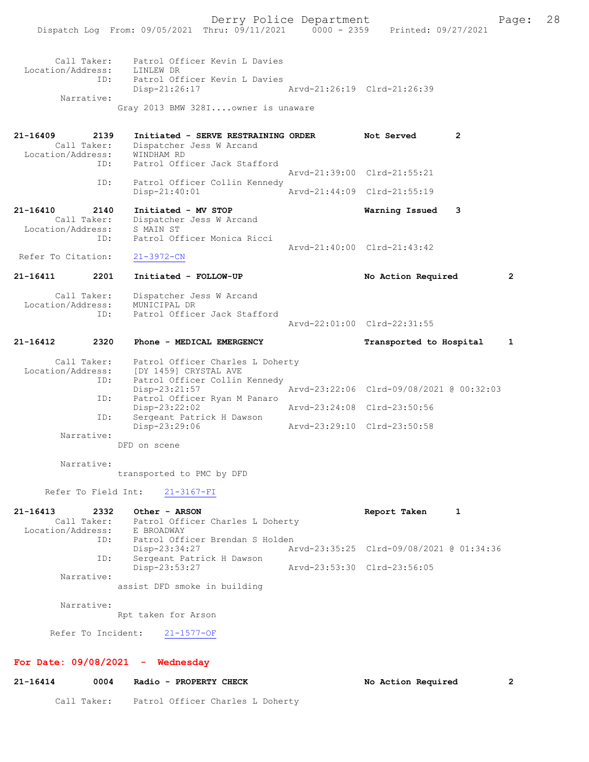```
        Call Taker:    Patrol Officer Kevin L Davies
  Location/Address:    LINLEW DR
               ID:    Patrol Officer Kevin L Davies
                      Disp-21:26:17                 Arvd-21:26:19  Clrd-21:26:39
        Narrative:
                    Gray 2013 BMW 328I....owner is unaware


21-16409        2139    Initiated - SERVE RESTRAINING ORDER         Not Served       2
        Call Taker:    Dispatcher Jess W Arcand
  Location/Address:    WINDHAM RD
               ID:    Patrol Officer Jack Stafford
                                                    Arvd-21:39:00  Clrd-21:55:21
               ID:    Patrol Officer Collin Kennedy
                      Disp-21:40:01                 Arvd-21:44:09  Clrd-21:55:19

21-16410        2140    Initiated - MV STOP                         Warning Issued   3
        Call Taker:    Dispatcher Jess W Arcand
  Location/Address:    S MAIN ST
               ID:    Patrol Officer Monica Ricci
                                                    Arvd-21:40:00  Clrd-21:43:42
 Refer To Citation:    21-3972-CN

21-16411        2201    Initiated - FOLLOW-UP                       No Action Required         2

        Call Taker:    Dispatcher Jess W Arcand
  Location/Address:    MUNICIPAL DR
               ID:    Patrol Officer Jack Stafford
                                                    Arvd-22:01:00  Clrd-22:31:55

21-16412        2320    Phone - MEDICAL EMERGENCY                   Transported to Hospital     1

        Call Taker:    Patrol Officer Charles L Doherty
  Location/Address:    [DY 1459] CRYSTAL AVE
               ID:    Patrol Officer Collin Kennedy
                      Disp-23:21:57                 Arvd-23:22:06  Clrd-09/08/2021 @ 00:32:03
               ID:    Patrol Officer Ryan M Panaro
                      Disp-23:22:02                 Arvd-23:24:08  Clrd-23:50:56
               ID:    Sergeant Patrick H Dawson
                      Disp-23:29:06                 Arvd-23:29:10  Clrd-23:50:58
        Narrative:
                    DFD on scene

        Narrative:
                    transported to PMC by DFD

      Refer To Field Int:    21-3167-FI

21-16413        2332    Other - ARSON                               Report Taken     1
        Call Taker:    Patrol Officer Charles L Doherty
  Location/Address:    E BROADWAY
               ID:    Patrol Officer Brendan S Holden
                      Disp-23:34:27                 Arvd-23:35:25  Clrd-09/08/2021 @ 01:34:36
               ID:    Sergeant Patrick H Dawson
                      Disp-23:53:27                 Arvd-23:53:30  Clrd-23:56:05
        Narrative:
                    assist DFD smoke in building

        Narrative:
                    Rpt taken for Arson

       Refer To Incident:    21-1577-OF
```

**For Date: 09/08/2021 - Wednesday**

```
21-16414        0004    Radio - PROPERTY CHECK                      No Action Required         2

        Call Taker:    Patrol Officer Charles L Doherty
```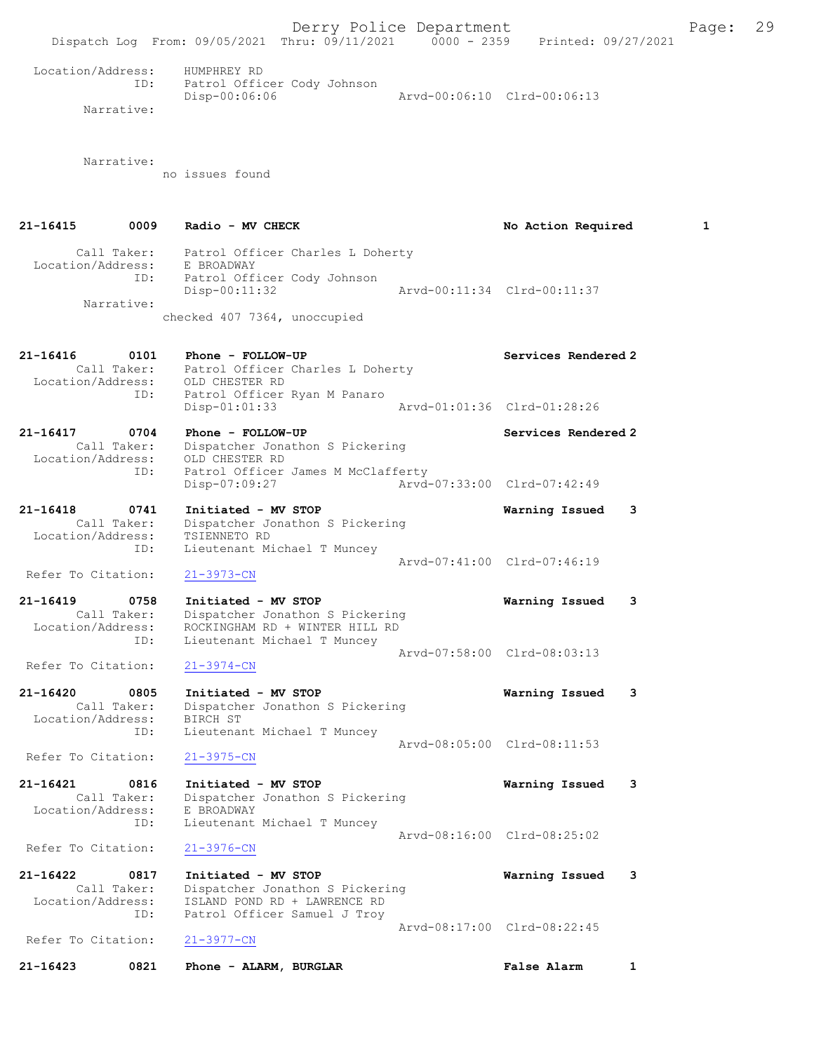Location/Address: HUMPHREY RD
ID: Patrol Officer Cody Johnson
Disp-00:06:06 Arvd-00:06:10 Clrd-00:06:13
Narrative:

Narrative:
no issues found

**21-16415 0009 Radio - MV CHECK No Action Required 1**
Call Taker: Patrol Officer Charles L Doherty
Location/Address: E BROADWAY
ID: Patrol Officer Cody Johnson
Disp-00:11:32 Arvd-00:11:34 Clrd-00:11:37
Narrative:
checked 407 7364, unoccupied

**21-16416 0101 Phone - FOLLOW-UP Services Rendered 2**
Call Taker: Patrol Officer Charles L Doherty
Location/Address: OLD CHESTER RD
ID: Patrol Officer Ryan M Panaro
Disp-01:01:33 Arvd-01:01:36 Clrd-01:28:26

**21-16417 0704 Phone - FOLLOW-UP Services Rendered 2**
Call Taker: Dispatcher Jonathon S Pickering
Location/Address: OLD CHESTER RD
ID: Patrol Officer James M McClafferty
Disp-07:09:27 Arvd-07:33:00 Clrd-07:42:49

**21-16418 0741 Initiated - MV STOP Warning Issued 3**
Call Taker: Dispatcher Jonathon S Pickering
Location/Address: TSIENNETO RD
ID: Lieutenant Michael T Muncey
Arvd-07:41:00 Clrd-07:46:19
Refer To Citation: 21-3973-CN

**21-16419 0758 Initiated - MV STOP Warning Issued 3**
Call Taker: Dispatcher Jonathon S Pickering
Location/Address: ROCKINGHAM RD + WINTER HILL RD
ID: Lieutenant Michael T Muncey
Arvd-07:58:00 Clrd-08:03:13
Refer To Citation: 21-3974-CN

**21-16420 0805 Initiated - MV STOP Warning Issued 3**
Call Taker: Dispatcher Jonathon S Pickering
Location/Address: BIRCH ST
ID: Lieutenant Michael T Muncey
Arvd-08:05:00 Clrd-08:11:53
Refer To Citation: 21-3975-CN

**21-16421 0816 Initiated - MV STOP Warning Issued 3**
Call Taker: Dispatcher Jonathon S Pickering
Location/Address: E BROADWAY
ID: Lieutenant Michael T Muncey
Arvd-08:16:00 Clrd-08:25:02
Refer To Citation: 21-3976-CN

**21-16422 0817 Initiated - MV STOP Warning Issued 3**
Call Taker: Dispatcher Jonathon S Pickering
Location/Address: ISLAND POND RD + LAWRENCE RD
ID: Patrol Officer Samuel J Troy
Arvd-08:17:00 Clrd-08:22:45
Refer To Citation: 21-3977-CN

**21-16423 0821 Phone - ALARM, BURGLAR False Alarm 1**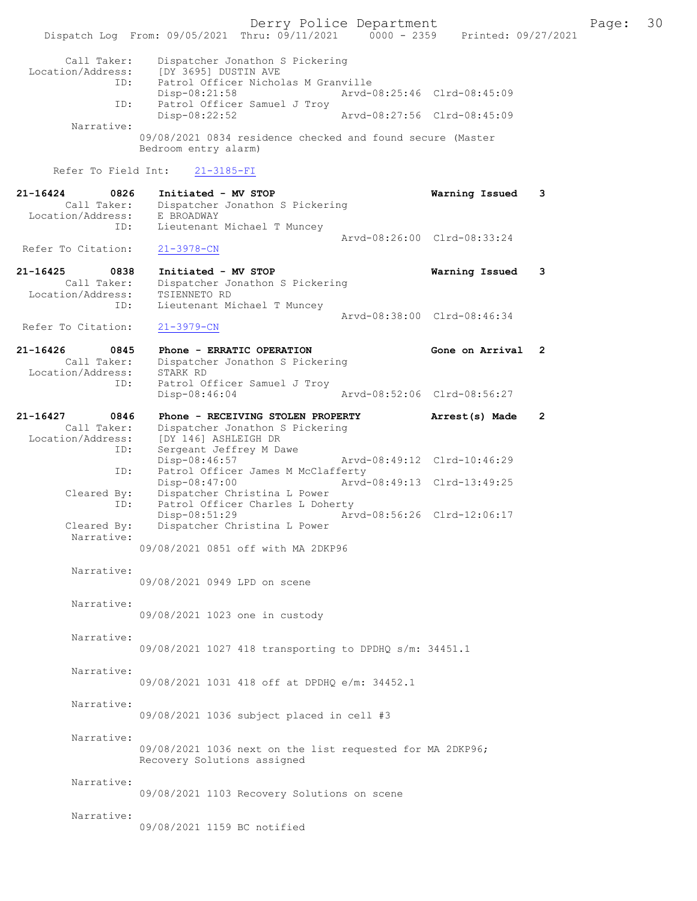```
        Call Taker:    Dispatcher Jonathon S Pickering
  Location/Address:    [DY 3695] DUSTIN AVE
                ID:    Patrol Officer Nicholas M Granville
                       Disp-08:21:58                Arvd-08:25:46  Clrd-08:45:09
                ID:    Patrol Officer Samuel J Troy
                       Disp-08:22:52                Arvd-08:27:56  Clrd-08:45:09
         Narrative:
                    09/08/2021 0834 residence checked and found secure (Master
                    Bedroom entry alarm)

      Refer To Field Int:     21-3185-FI

21-16424        0826    Initiated - MV STOP                          Warning Issued    3
        Call Taker:    Dispatcher Jonathon S Pickering
  Location/Address:    E BROADWAY
                ID:    Lieutenant Michael T Muncey
                                                    Arvd-08:26:00  Clrd-08:33:24
  Refer To Citation:   21-3978-CN

21-16425        0838    Initiated - MV STOP                          Warning Issued    3
        Call Taker:    Dispatcher Jonathon S Pickering
  Location/Address:    TSIENNETO RD
                ID:    Lieutenant Michael T Muncey
                                                    Arvd-08:38:00  Clrd-08:46:34
  Refer To Citation:   21-3979-CN

21-16426        0845    Phone - ERRATIC OPERATION                    Gone on Arrival   2
        Call Taker:    Dispatcher Jonathon S Pickering
  Location/Address:    STARK RD
                ID:    Patrol Officer Samuel J Troy
                       Disp-08:46:04                Arvd-08:52:06  Clrd-08:56:27

21-16427        0846    Phone - RECEIVING STOLEN PROPERTY            Arrest(s) Made    2
        Call Taker:    Dispatcher Jonathon S Pickering
  Location/Address:    [DY 146] ASHLEIGH DR
                ID:    Sergeant Jeffrey M Dawe
                       Disp-08:46:57                Arvd-08:49:12  Clrd-10:46:29
                ID:    Patrol Officer James M McClafferty
                       Disp-08:47:00                Arvd-08:49:13  Clrd-13:49:25
        Cleared By:    Dispatcher Christina L Power
                ID:    Patrol Officer Charles L Doherty
                       Disp-08:51:29                Arvd-08:56:26  Clrd-12:06:17
        Cleared By:    Dispatcher Christina L Power
         Narrative:
                    09/08/2021 0851 off with MA 2DKP96

         Narrative:
                    09/08/2021 0949 LPD on scene

         Narrative:
                    09/08/2021 1023 one in custody

         Narrative:
                    09/08/2021 1027 418 transporting to DPDHQ s/m: 34451.1

         Narrative:
                    09/08/2021 1031 418 off at DPDHQ e/m: 34452.1

         Narrative:
                    09/08/2021 1036 subject placed in cell #3

         Narrative:
                    09/08/2021 1036 next on the list requested for MA 2DKP96;
                    Recovery Solutions assigned

         Narrative:
                    09/08/2021 1103 Recovery Solutions on scene

         Narrative:
                    09/08/2021 1159 BC notified
```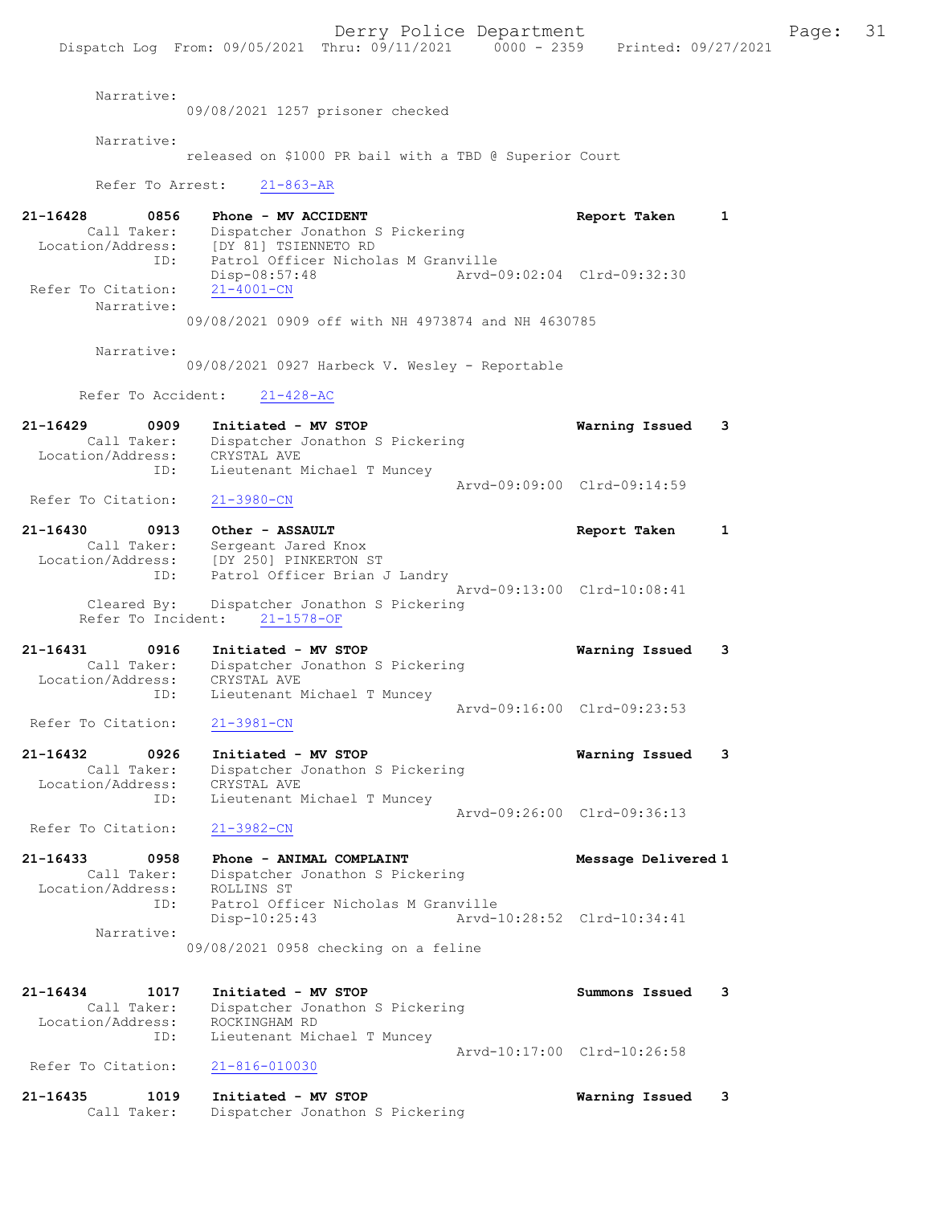Narrative:
09/08/2021 1257 prisoner checked

Narrative:
released on $1000 PR bail with a TBD @ Superior Court

Refer To Arrest: 21-863-AR

**21-16428 0856 Phone - MV ACCIDENT** Report Taken 1
Call Taker: Dispatcher Jonathon S Pickering
Location/Address: [DY 81] TSIENNETO RD
ID: Patrol Officer Nicholas M Granville
Disp-08:57:48 Arvd-09:02:04 Clrd-09:32:30
Refer To Citation: 21-4001-CN
Narrative:
09/08/2021 0909 off with NH 4973874 and NH 4630785

Narrative:
09/08/2021 0927 Harbeck V. Wesley - Reportable

Refer To Accident: 21-428-AC

**21-16429 0909 Initiated - MV STOP** Warning Issued 3
Call Taker: Dispatcher Jonathon S Pickering
Location/Address: CRYSTAL AVE
ID: Lieutenant Michael T Muncey
Arvd-09:09:00 Clrd-09:14:59
Refer To Citation: 21-3980-CN

**21-16430 0913 Other - ASSAULT** Report Taken 1
Call Taker: Sergeant Jared Knox
Location/Address: [DY 250] PINKERTON ST
ID: Patrol Officer Brian J Landry
Arvd-09:13:00 Clrd-10:08:41
Cleared By: Dispatcher Jonathon S Pickering
Refer To Incident: 21-1578-OF

**21-16431 0916 Initiated - MV STOP** Warning Issued 3
Call Taker: Dispatcher Jonathon S Pickering
Location/Address: CRYSTAL AVE
ID: Lieutenant Michael T Muncey
Arvd-09:16:00 Clrd-09:23:53
Refer To Citation: 21-3981-CN

**21-16432 0926 Initiated - MV STOP** Warning Issued 3
Call Taker: Dispatcher Jonathon S Pickering
Location/Address: CRYSTAL AVE
ID: Lieutenant Michael T Muncey
Arvd-09:26:00 Clrd-09:36:13
Refer To Citation: 21-3982-CN

**21-16433 0958 Phone - ANIMAL COMPLAINT** Message Delivered 1
Call Taker: Dispatcher Jonathon S Pickering
Location/Address: ROLLINS ST
ID: Patrol Officer Nicholas M Granville
Disp-10:25:43 Arvd-10:28:52 Clrd-10:34:41
Narrative:
09/08/2021 0958 checking on a feline

**21-16434 1017 Initiated - MV STOP** Summons Issued 3
Call Taker: Dispatcher Jonathon S Pickering
Location/Address: ROCKINGHAM RD
ID: Lieutenant Michael T Muncey
Arvd-10:17:00 Clrd-10:26:58
Refer To Citation: 21-816-010030

**21-16435 1019 Initiated - MV STOP** Warning Issued 3
Call Taker: Dispatcher Jonathon S Pickering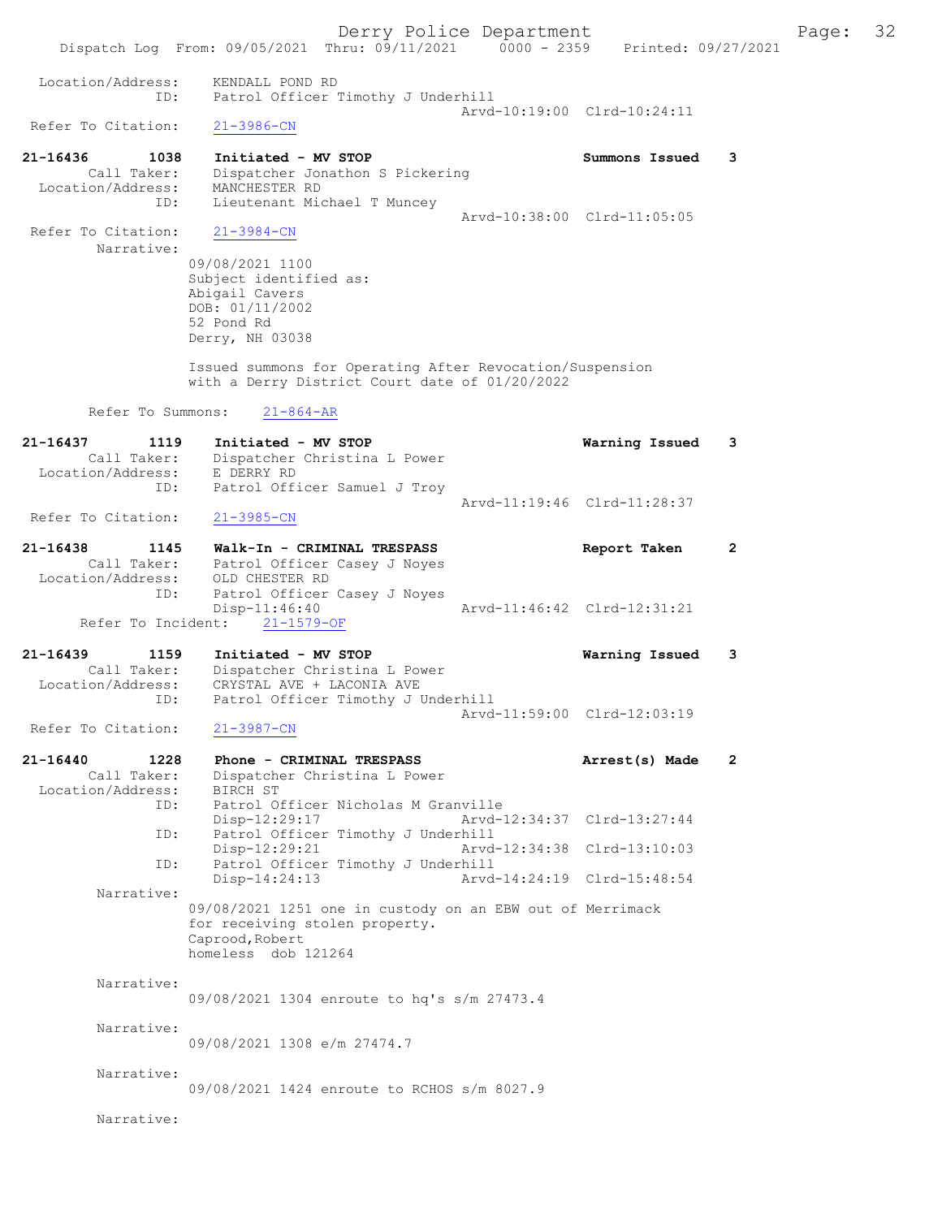Location/Address: KENDALL POND RD
ID: Patrol Officer Timothy J Underhill
Arvd-10:19:00 Clrd-10:24:11
Refer To Citation: 21-3986-CN

21-16436 1038 Initiated - MV STOP Summons Issued 3
Call Taker: Dispatcher Jonathon S Pickering
Location/Address: MANCHESTER RD
ID: Lieutenant Michael T Muncey
Arvd-10:38:00 Clrd-11:05:05
Refer To Citation: 21-3984-CN
Narrative:
09/08/2021 1100
Subject identified as:
Abigail Cavers
DOB: 01/11/2002
52 Pond Rd
Derry, NH 03038

Issued summons for Operating After Revocation/Suspension with a Derry District Court date of 01/20/2022

Refer To Summons: 21-864-AR

21-16437 1119 Initiated - MV STOP Warning Issued 3
Call Taker: Dispatcher Christina L Power
Location/Address: E DERRY RD
ID: Patrol Officer Samuel J Troy
Arvd-11:19:46 Clrd-11:28:37
Refer To Citation: 21-3985-CN

21-16438 1145 Walk-In - CRIMINAL TRESPASS Report Taken 2
Call Taker: Patrol Officer Casey J Noyes
Location/Address: OLD CHESTER RD
ID: Patrol Officer Casey J Noyes
Disp-11:46:40 Arvd-11:46:42 Clrd-12:31:21
Refer To Incident: 21-1579-OF

21-16439 1159 Initiated - MV STOP Warning Issued 3
Call Taker: Dispatcher Christina L Power
Location/Address: CRYSTAL AVE + LACONIA AVE
ID: Patrol Officer Timothy J Underhill
Arvd-11:59:00 Clrd-12:03:19
Refer To Citation: 21-3987-CN

21-16440 1228 Phone - CRIMINAL TRESPASS Arrest(s) Made 2
Call Taker: Dispatcher Christina L Power
Location/Address: BIRCH ST
ID: Patrol Officer Nicholas M Granville
Disp-12:29:17 Arvd-12:34:37 Clrd-13:27:44
ID: Patrol Officer Timothy J Underhill
Disp-12:29:21 Arvd-12:34:38 Clrd-13:10:03
ID: Patrol Officer Timothy J Underhill
Disp-14:24:13 Arvd-14:24:19 Clrd-15:48:54
Narrative:
09/08/2021 1251 one in custody on an EBW out of Merrimack for receiving stolen property.
Caprood,Robert
homeless dob 121264

Narrative:
09/08/2021 1304 enroute to hq's s/m 27473.4

Narrative:
09/08/2021 1308 e/m 27474.7

Narrative:
09/08/2021 1424 enroute to RCHOS s/m 8027.9

Narrative: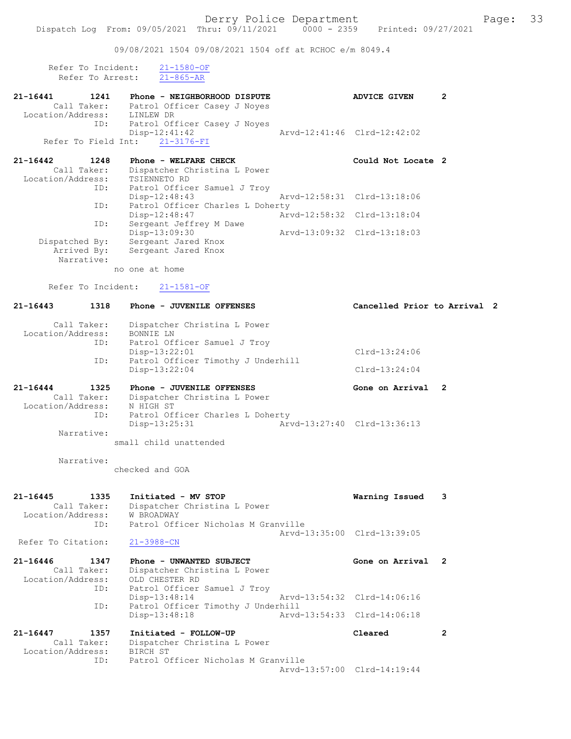09/08/2021 1504 09/08/2021 1504 off at RCHOC e/m 8049.4

Refer To Incident: 21-1580-OF
Refer To Arrest: 21-865-AR

**21-16441 1241 Phone - NEIGHBORHOOD DISPUTE — ADVICE GIVEN 2**
Call Taker: Patrol Officer Casey J Noyes
Location/Address: LINLEW DR
ID: Patrol Officer Casey J Noyes
Disp-12:41:42 Arvd-12:41:46 Clrd-12:42:02
Refer To Field Int: 21-3176-FI

**21-16442 1248 Phone - WELFARE CHECK — Could Not Locate 2**
Call Taker: Dispatcher Christina L Power
Location/Address: TSIENNETO RD
ID: Patrol Officer Samuel J Troy
Disp-12:48:43 Arvd-12:58:31 Clrd-13:18:06
ID: Patrol Officer Charles L Doherty
Disp-12:48:47 Arvd-12:58:32 Clrd-13:18:04
ID: Sergeant Jeffrey M Dawe
Disp-13:09:30 Arvd-13:09:32 Clrd-13:18:03
Dispatched By: Sergeant Jared Knox
Arrived By: Sergeant Jared Knox
Narrative:
no one at home

Refer To Incident: 21-1581-OF

**21-16443 1318 Phone - JUVENILE OFFENSES — Cancelled Prior to Arrival 2**
Call Taker: Dispatcher Christina L Power
Location/Address: BONNIE LN
ID: Patrol Officer Samuel J Troy
Disp-13:22:01 Clrd-13:24:06
ID: Patrol Officer Timothy J Underhill
Disp-13:22:04 Clrd-13:24:04

**21-16444 1325 Phone - JUVENILE OFFENSES — Gone on Arrival 2**
Call Taker: Dispatcher Christina L Power
Location/Address: N HIGH ST
ID: Patrol Officer Charles L Doherty
Disp-13:25:31 Arvd-13:27:40 Clrd-13:36:13
Narrative:
small child unattended

Narrative:
checked and GOA

**21-16445 1335 Initiated - MV STOP — Warning Issued 3**
Call Taker: Dispatcher Christina L Power
Location/Address: W BROADWAY
ID: Patrol Officer Nicholas M Granville
Arvd-13:35:00 Clrd-13:39:05
Refer To Citation: 21-3988-CN

**21-16446 1347 Phone - UNWANTED SUBJECT — Gone on Arrival 2**
Call Taker: Dispatcher Christina L Power
Location/Address: OLD CHESTER RD
ID: Patrol Officer Samuel J Troy
Disp-13:48:14 Arvd-13:54:32 Clrd-14:06:16
ID: Patrol Officer Timothy J Underhill
Disp-13:48:18 Arvd-13:54:33 Clrd-14:06:18

**21-16447 1357 Initiated - FOLLOW-UP — Cleared 2**
Call Taker: Dispatcher Christina L Power
Location/Address: BIRCH ST
ID: Patrol Officer Nicholas M Granville
Arvd-13:57:00 Clrd-14:19:44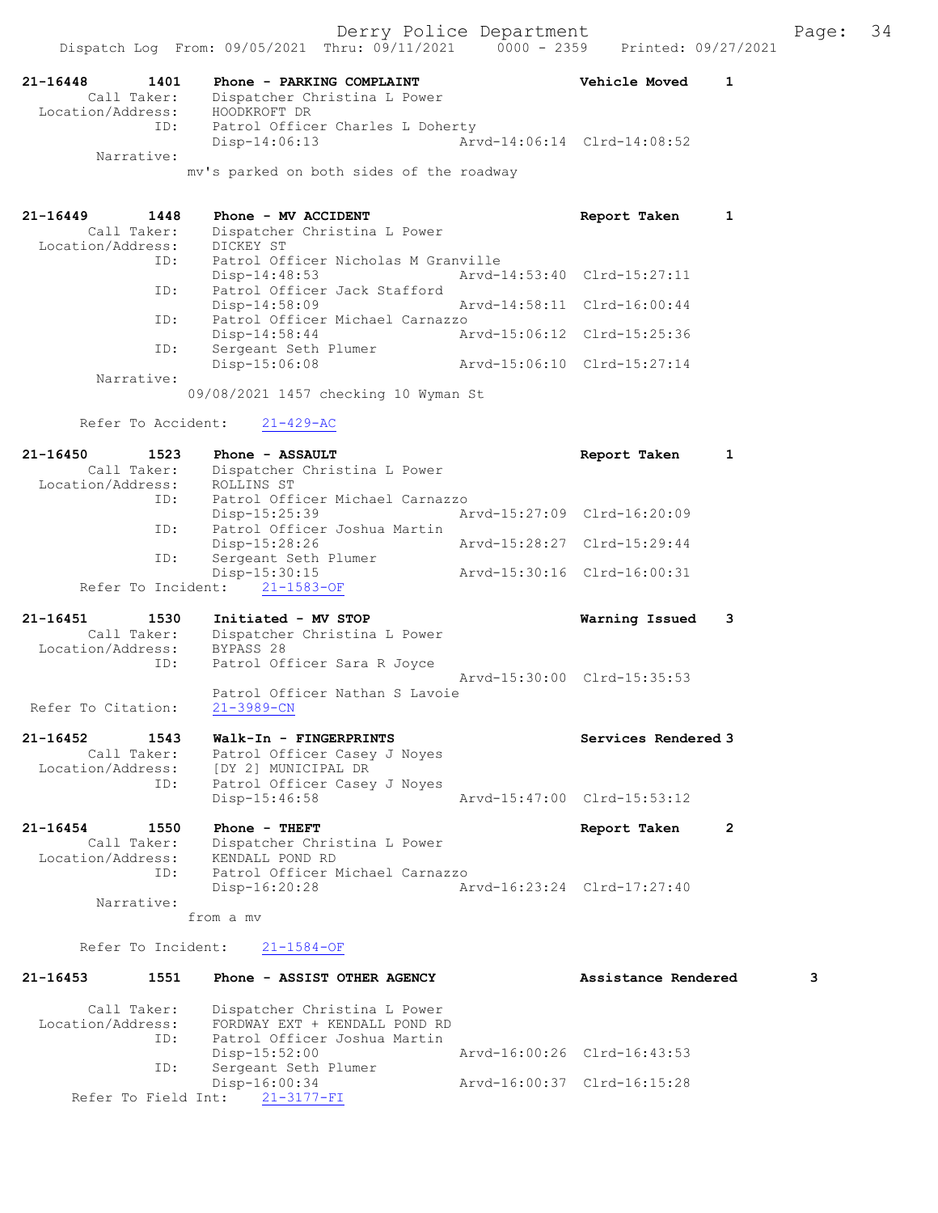Dispatch Log From: 09/05/2021 Thru: 09/11/2021 0000 - 2359 Printed: 09/27/2021

```
21-16448        1401    Phone - PARKING COMPLAINT                     Vehicle Moved     1
         Call Taker:    Dispatcher Christina L Power
   Location/Address:    HOODKROFT DR
                 ID:    Patrol Officer Charles L Doherty
                        Disp-14:06:13                  Arvd-14:06:14  Clrd-14:08:52
         Narrative:
                      mv's parked on both sides of the roadway


21-16449        1448    Phone - MV ACCIDENT                           Report Taken      1
         Call Taker:    Dispatcher Christina L Power
   Location/Address:    DICKEY ST
                 ID:    Patrol Officer Nicholas M Granville
                        Disp-14:48:53                  Arvd-14:53:40  Clrd-15:27:11
                 ID:    Patrol Officer Jack Stafford
                        Disp-14:58:09                  Arvd-14:58:11  Clrd-16:00:44
                 ID:    Patrol Officer Michael Carnazzo
                        Disp-14:58:44                  Arvd-15:06:12  Clrd-15:25:36
                 ID:    Sergeant Seth Plumer
                        Disp-15:06:08                  Arvd-15:06:10  Clrd-15:27:14
         Narrative:
                      09/08/2021 1457 checking 10 Wyman St

       Refer To Accident:    21-429-AC

21-16450        1523    Phone - ASSAULT                               Report Taken      1
         Call Taker:    Dispatcher Christina L Power
   Location/Address:    ROLLINS ST
                 ID:    Patrol Officer Michael Carnazzo
                        Disp-15:25:39                  Arvd-15:27:09  Clrd-16:20:09
                 ID:    Patrol Officer Joshua Martin
                        Disp-15:28:26                  Arvd-15:28:27  Clrd-15:29:44
                 ID:    Sergeant Seth Plumer
                        Disp-15:30:15                  Arvd-15:30:16  Clrd-16:00:31
       Refer To Incident:    21-1583-OF

21-16451        1530    Initiated - MV STOP                           Warning Issued    3
         Call Taker:    Dispatcher Christina L Power
   Location/Address:    BYPASS 28
                 ID:    Patrol Officer Sara R Joyce
                                                       Arvd-15:30:00  Clrd-15:35:53
                        Patrol Officer Nathan S Lavoie
 Refer To Citation:     21-3989-CN

21-16452        1543    Walk-In - FINGERPRINTS                        Services Rendered 3
         Call Taker:    Patrol Officer Casey J Noyes
   Location/Address:    [DY 2] MUNICIPAL DR
                 ID:    Patrol Officer Casey J Noyes
                        Disp-15:46:58                  Arvd-15:47:00  Clrd-15:53:12

21-16454        1550    Phone - THEFT                                 Report Taken      2
         Call Taker:    Dispatcher Christina L Power
   Location/Address:    KENDALL POND RD
                 ID:    Patrol Officer Michael Carnazzo
                        Disp-16:20:28                  Arvd-16:23:24  Clrd-17:27:40
         Narrative:
                      from a mv

       Refer To Incident:    21-1584-OF

21-16453        1551    Phone - ASSIST OTHER AGENCY                   Assistance Rendered         3

         Call Taker:    Dispatcher Christina L Power
   Location/Address:    FORDWAY EXT + KENDALL POND RD
                 ID:    Patrol Officer Joshua Martin
                        Disp-15:52:00                  Arvd-16:00:26  Clrd-16:43:53
                 ID:    Sergeant Seth Plumer
                        Disp-16:00:34                  Arvd-16:00:37  Clrd-16:15:28
     Refer To Field Int:    21-3177-FI
```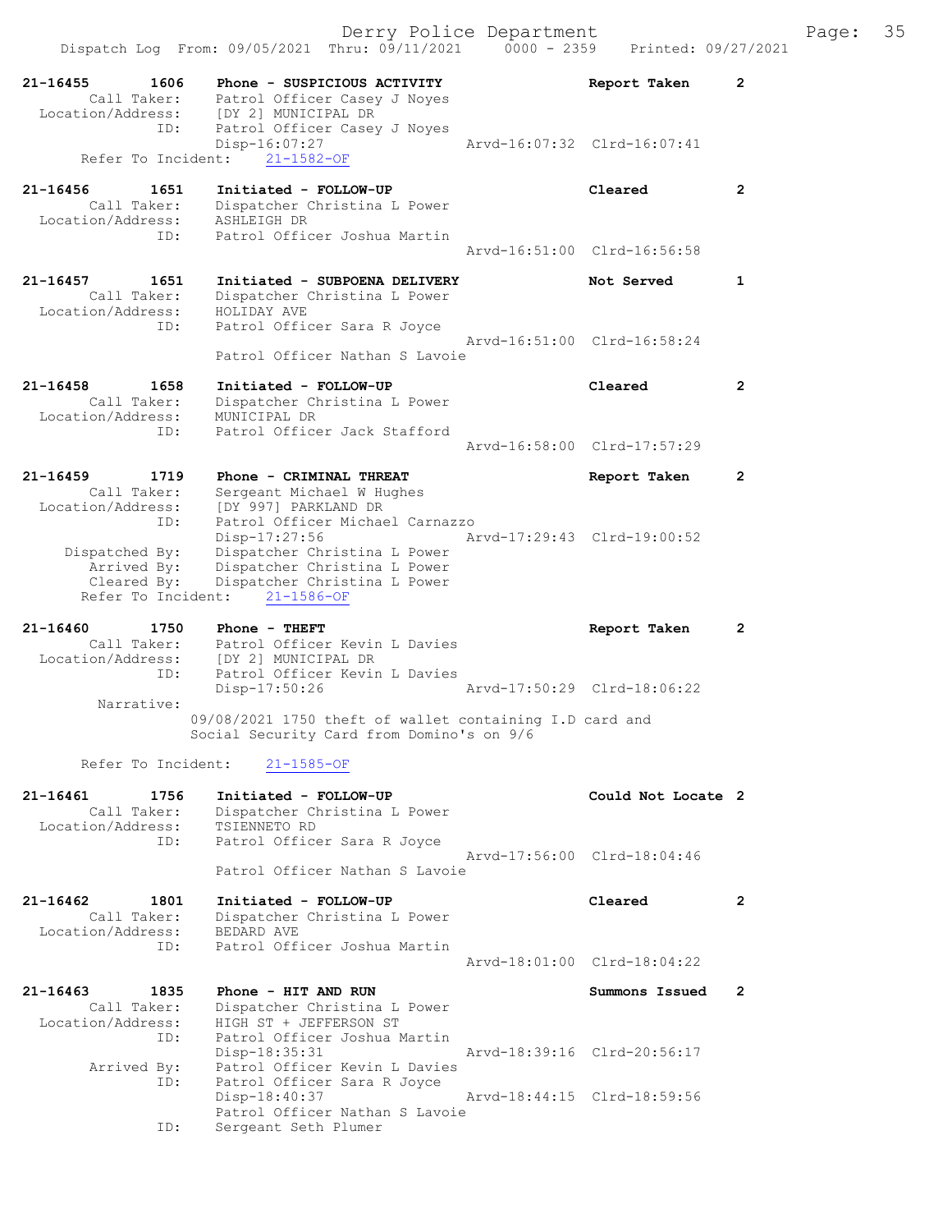```
21-16455     1606    Phone - SUSPICIOUS ACTIVITY                   Report Taken      2
        Call Taker:     Patrol Officer Casey J Noyes
  Location/Address:     [DY 2] MUNICIPAL DR
               ID:      Patrol Officer Casey J Noyes
                        Disp-16:07:27                  Arvd-16:07:32  Clrd-16:07:41
      Refer To Incident:    21-1582-OF

21-16456     1651    Initiated - FOLLOW-UP                         Cleared           2
        Call Taker:     Dispatcher Christina L Power
  Location/Address:     ASHLEIGH DR
               ID:      Patrol Officer Joshua Martin
                                                       Arvd-16:51:00  Clrd-16:56:58

21-16457     1651    Initiated - SUBPOENA DELIVERY                 Not Served        1
        Call Taker:     Dispatcher Christina L Power
  Location/Address:     HOLIDAY AVE
               ID:      Patrol Officer Sara R Joyce
                                                       Arvd-16:51:00  Clrd-16:58:24
                        Patrol Officer Nathan S Lavoie

21-16458     1658    Initiated - FOLLOW-UP                         Cleared           2
        Call Taker:     Dispatcher Christina L Power
  Location/Address:     MUNICIPAL DR
               ID:      Patrol Officer Jack Stafford
                                                       Arvd-16:58:00  Clrd-17:57:29

21-16459     1719    Phone - CRIMINAL THREAT                       Report Taken      2
        Call Taker:     Sergeant Michael W Hughes
  Location/Address:     [DY 997] PARKLAND DR
               ID:      Patrol Officer Michael Carnazzo
                        Disp-17:27:56                  Arvd-17:29:43  Clrd-19:00:52
     Dispatched By:     Dispatcher Christina L Power
        Arrived By:     Dispatcher Christina L Power
        Cleared By:     Dispatcher Christina L Power
      Refer To Incident:    21-1586-OF

21-16460     1750    Phone - THEFT                                 Report Taken      2
        Call Taker:     Patrol Officer Kevin L Davies
  Location/Address:     [DY 2] MUNICIPAL DR
               ID:      Patrol Officer Kevin L Davies
                        Disp-17:50:26                  Arvd-17:50:29  Clrd-18:06:22
         Narrative:
                    09/08/2021 1750 theft of wallet containing I.D card and
                    Social Security Card from Domino's on 9/6

      Refer To Incident:    21-1585-OF

21-16461     1756    Initiated - FOLLOW-UP                         Could Not Locate 2
        Call Taker:     Dispatcher Christina L Power
  Location/Address:     TSIENNETO RD
               ID:      Patrol Officer Sara R Joyce
                                                       Arvd-17:56:00  Clrd-18:04:46
                        Patrol Officer Nathan S Lavoie

21-16462     1801    Initiated - FOLLOW-UP                         Cleared           2
        Call Taker:     Dispatcher Christina L Power
  Location/Address:     BEDARD AVE
               ID:      Patrol Officer Joshua Martin
                                                       Arvd-18:01:00  Clrd-18:04:22

21-16463     1835    Phone - HIT AND RUN                           Summons Issued    2
        Call Taker:     Dispatcher Christina L Power
  Location/Address:     HIGH ST + JEFFERSON ST
               ID:      Patrol Officer Joshua Martin
                        Disp-18:35:31                  Arvd-18:39:16  Clrd-20:56:17
        Arrived By:     Patrol Officer Kevin L Davies
               ID:      Patrol Officer Sara R Joyce
                        Disp-18:40:37                  Arvd-18:44:15  Clrd-18:59:56
                        Patrol Officer Nathan S Lavoie
               ID:      Sergeant Seth Plumer
```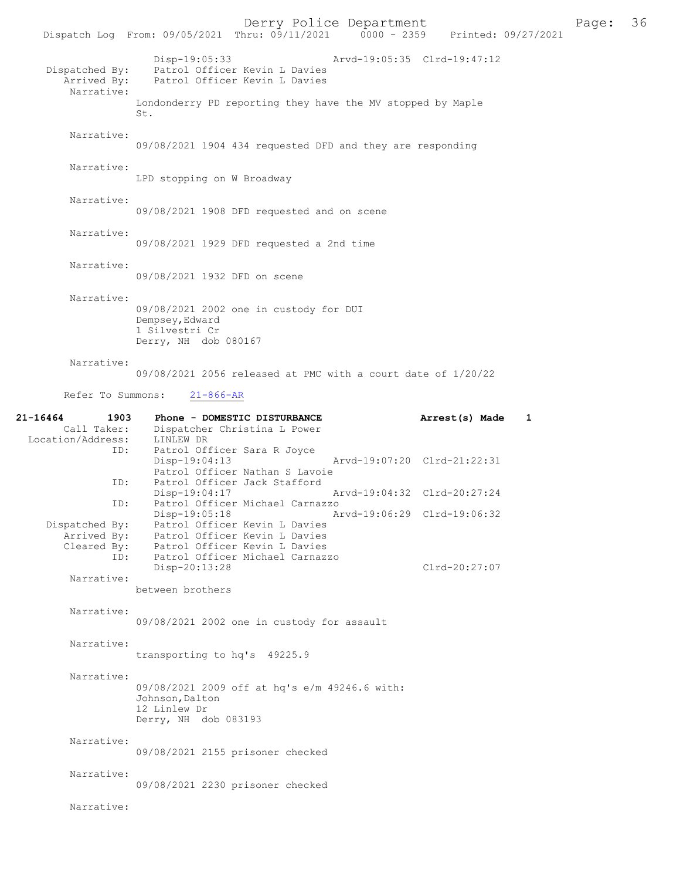```
              Disp-19:05:33                Arvd-19:05:35  Clrd-19:47:12
    Dispatched By:    Patrol Officer Kevin L Davies
       Arrived By:    Patrol Officer Kevin L Davies
        Narrative:
                 Londonderry PD reporting they have the MV stopped by Maple
                 St.

        Narrative:
                 09/08/2021 1904 434 requested DFD and they are responding

        Narrative:
                 LPD stopping on W Broadway

        Narrative:
                 09/08/2021 1908 DFD requested and on scene

        Narrative:
                 09/08/2021 1929 DFD requested a 2nd time

        Narrative:
                 09/08/2021 1932 DFD on scene

        Narrative:
                 09/08/2021 2002 one in custody for DUI
                 Dempsey,Edward
                 1 Silvestri Cr
                 Derry, NH  dob 080167

        Narrative:
                 09/08/2021 2056 released at PMC with a court date of 1/20/22

       Refer To Summons:    21-866-AR

21-16464        1903    Phone - DOMESTIC DISTURBANCE                Arrest(s) Made    1
        Call Taker:    Dispatcher Christina L Power
  Location/Address:    LINLEW DR
               ID:    Patrol Officer Sara R Joyce
                      Disp-19:04:13                Arvd-19:07:20  Clrd-21:22:31
                      Patrol Officer Nathan S Lavoie
               ID:    Patrol Officer Jack Stafford
                      Disp-19:04:17                Arvd-19:04:32  Clrd-20:27:24
               ID:    Patrol Officer Michael Carnazzo
                      Disp-19:05:18                Arvd-19:06:29  Clrd-19:06:32
    Dispatched By:    Patrol Officer Kevin L Davies
       Arrived By:    Patrol Officer Kevin L Davies
       Cleared By:    Patrol Officer Kevin L Davies
               ID:    Patrol Officer Michael Carnazzo
                      Disp-20:13:28                               Clrd-20:27:07
        Narrative:
                 between brothers

        Narrative:
                 09/08/2021 2002 one in custody for assault

        Narrative:
                 transporting to hq's  49225.9

        Narrative:
                 09/08/2021 2009 off at hq's e/m 49246.6 with:
                 Johnson,Dalton
                 12 Linlew Dr
                 Derry, NH  dob 083193

        Narrative:
                 09/08/2021 2155 prisoner checked

        Narrative:
                 09/08/2021 2230 prisoner checked

        Narrative:
```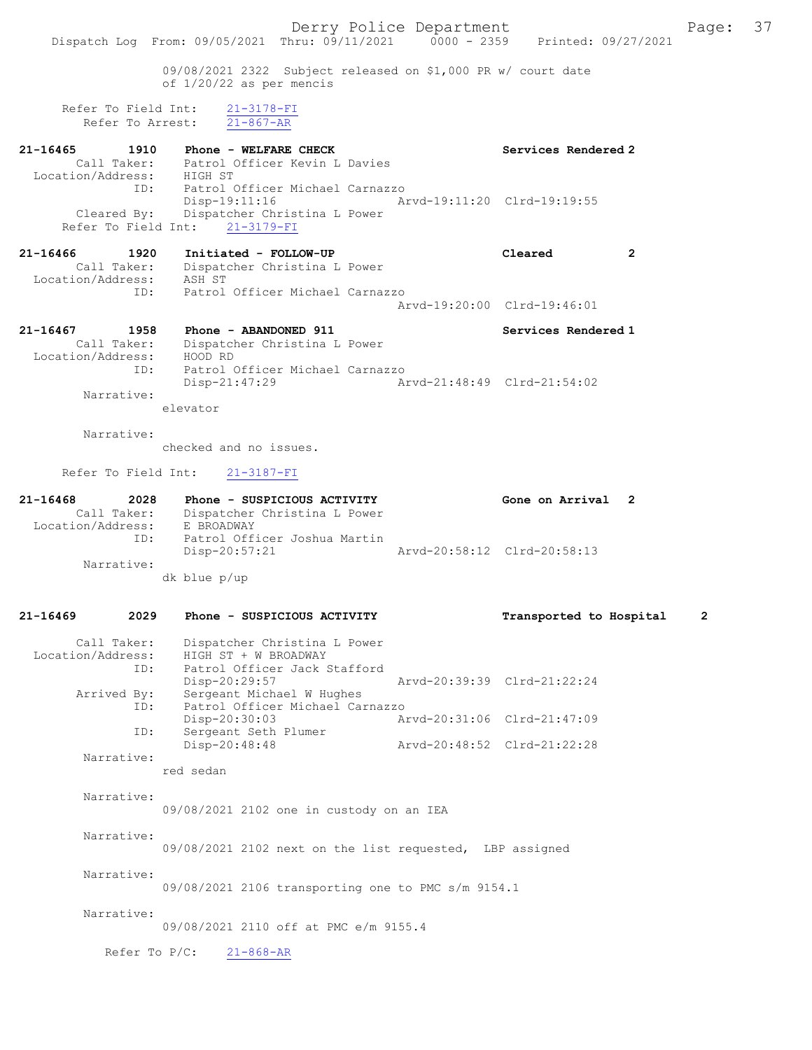09/08/2021 2322 Subject released on $1,000 PR w/ court date of 1/20/22 as per mencis

Refer To Field Int: 21-3178-FI
Refer To Arrest: 21-867-AR

**21-16465 1910 Phone - WELFARE CHECK** — Services Rendered 2
Call Taker: Patrol Officer Kevin L Davies
Location/Address: HIGH ST
ID: Patrol Officer Michael Carnazzo
Disp-19:11:16 Arvd-19:11:20 Clrd-19:19:55
Cleared By: Dispatcher Christina L Power
Refer To Field Int: 21-3179-FI

**21-16466 1920 Initiated - FOLLOW-UP** — Cleared 2
Call Taker: Dispatcher Christina L Power
Location/Address: ASH ST
ID: Patrol Officer Michael Carnazzo
Arvd-19:20:00 Clrd-19:46:01

**21-16467 1958 Phone - ABANDONED 911** — Services Rendered 1
Call Taker: Dispatcher Christina L Power
Location/Address: HOOD RD
ID: Patrol Officer Michael Carnazzo
Disp-21:47:29 Arvd-21:48:49 Clrd-21:54:02
Narrative:
elevator

Narrative:
checked and no issues.

Refer To Field Int: 21-3187-FI

**21-16468 2028 Phone - SUSPICIOUS ACTIVITY** — Gone on Arrival 2
Call Taker: Dispatcher Christina L Power
Location/Address: E BROADWAY
ID: Patrol Officer Joshua Martin
Disp-20:57:21 Arvd-20:58:12 Clrd-20:58:13
Narrative:
dk blue p/up

**21-16469 2029 Phone - SUSPICIOUS ACTIVITY** — Transported to Hospital 2
Call Taker: Dispatcher Christina L Power
Location/Address: HIGH ST + W BROADWAY
ID: Patrol Officer Jack Stafford
Disp-20:29:57 Arvd-20:39:39 Clrd-21:22:24
Arrived By: Sergeant Michael W Hughes
ID: Patrol Officer Michael Carnazzo
Disp-20:30:03 Arvd-20:31:06 Clrd-21:47:09
ID: Sergeant Seth Plumer
Disp-20:48:48 Arvd-20:48:52 Clrd-21:22:28
Narrative:
red sedan

Narrative:
09/08/2021 2102 one in custody on an IEA

Narrative:
09/08/2021 2102 next on the list requested, LBP assigned

Narrative:
09/08/2021 2106 transporting one to PMC s/m 9154.1

Narrative:
09/08/2021 2110 off at PMC e/m 9155.4

Refer To P/C: 21-868-AR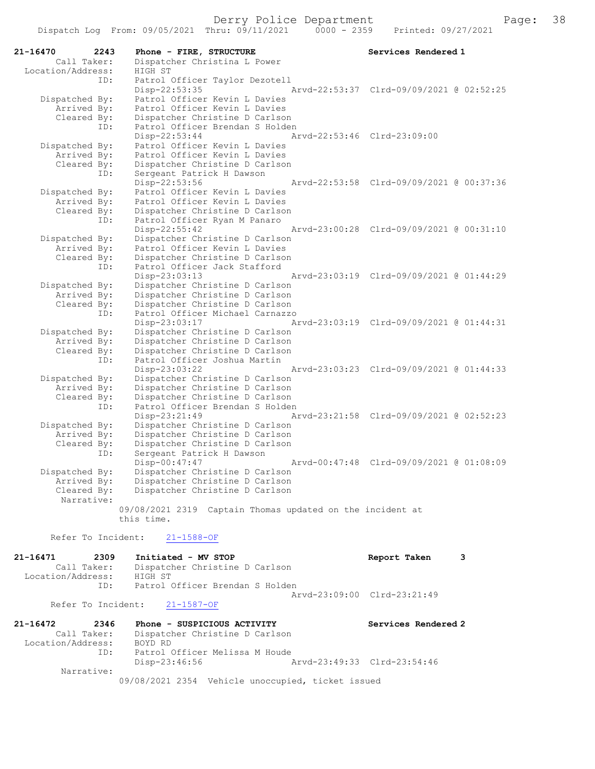Derry Police Department

Dispatch Log From: 09/05/2021 Thru: 09/11/2021 0000 - 2359 Printed: 09/27/2021

```
21-16470        2243    Phone - FIRE, STRUCTURE                          Services Rendered 1
        Call Taker:     Dispatcher Christina L Power
  Location/Address:     HIGH ST
                ID:     Patrol Officer Taylor Dezotell
                        Disp-22:53:35                  Arvd-22:53:37  Clrd-09/09/2021 @ 02:52:25
     Dispatched By:     Patrol Officer Kevin L Davies
        Arrived By:     Patrol Officer Kevin L Davies
        Cleared By:     Dispatcher Christine D Carlson
                ID:     Patrol Officer Brendan S Holden
                        Disp-22:53:44                  Arvd-22:53:46  Clrd-23:09:00
     Dispatched By:     Patrol Officer Kevin L Davies
        Arrived By:     Patrol Officer Kevin L Davies
        Cleared By:     Dispatcher Christine D Carlson
                ID:     Sergeant Patrick H Dawson
                        Disp-22:53:56                  Arvd-22:53:58  Clrd-09/09/2021 @ 00:37:36
     Dispatched By:     Patrol Officer Kevin L Davies
        Arrived By:     Patrol Officer Kevin L Davies
        Cleared By:     Dispatcher Christine D Carlson
                ID:     Patrol Officer Ryan M Panaro
                        Disp-22:55:42                  Arvd-23:00:28  Clrd-09/09/2021 @ 00:31:10
     Dispatched By:     Dispatcher Christine D Carlson
        Arrived By:     Patrol Officer Kevin L Davies
        Cleared By:     Dispatcher Christine D Carlson
                ID:     Patrol Officer Jack Stafford
                        Disp-23:03:13                  Arvd-23:03:19  Clrd-09/09/2021 @ 01:44:29
     Dispatched By:     Dispatcher Christine D Carlson
        Arrived By:     Dispatcher Christine D Carlson
        Cleared By:     Dispatcher Christine D Carlson
                ID:     Patrol Officer Michael Carnazzo
                        Disp-23:03:17                  Arvd-23:03:19  Clrd-09/09/2021 @ 01:44:31
     Dispatched By:     Dispatcher Christine D Carlson
        Arrived By:     Dispatcher Christine D Carlson
        Cleared By:     Dispatcher Christine D Carlson
                ID:     Patrol Officer Joshua Martin
                        Disp-23:03:22                  Arvd-23:03:23  Clrd-09/09/2021 @ 01:44:33
     Dispatched By:     Dispatcher Christine D Carlson
        Arrived By:     Dispatcher Christine D Carlson
        Cleared By:     Dispatcher Christine D Carlson
                ID:     Patrol Officer Brendan S Holden
                        Disp-23:21:49                  Arvd-23:21:58  Clrd-09/09/2021 @ 02:52:23
     Dispatched By:     Dispatcher Christine D Carlson
        Arrived By:     Dispatcher Christine D Carlson
        Cleared By:     Dispatcher Christine D Carlson
                ID:     Sergeant Patrick H Dawson
                        Disp-00:47:47                  Arvd-00:47:48  Clrd-09/09/2021 @ 01:08:09
     Dispatched By:     Dispatcher Christine D Carlson
        Arrived By:     Dispatcher Christine D Carlson
        Cleared By:     Dispatcher Christine D Carlson
         Narrative:
                      09/08/2021 2319  Captain Thomas updated on the incident at
                      this time.

      Refer To Incident:    21-1588-OF

21-16471        2309    Initiated - MV STOP                              Report Taken      3
        Call Taker:     Dispatcher Christine D Carlson
  Location/Address:     HIGH ST
                ID:     Patrol Officer Brendan S Holden
                                                       Arvd-23:09:00  Clrd-23:21:49
      Refer To Incident:    21-1587-OF

21-16472        2346    Phone - SUSPICIOUS ACTIVITY                      Services Rendered 2
        Call Taker:     Dispatcher Christine D Carlson
  Location/Address:     BOYD RD
                ID:     Patrol Officer Melissa M Houde
                        Disp-23:46:56                  Arvd-23:49:33  Clrd-23:54:46
         Narrative:
                      09/08/2021 2354  Vehicle unoccupied, ticket issued
```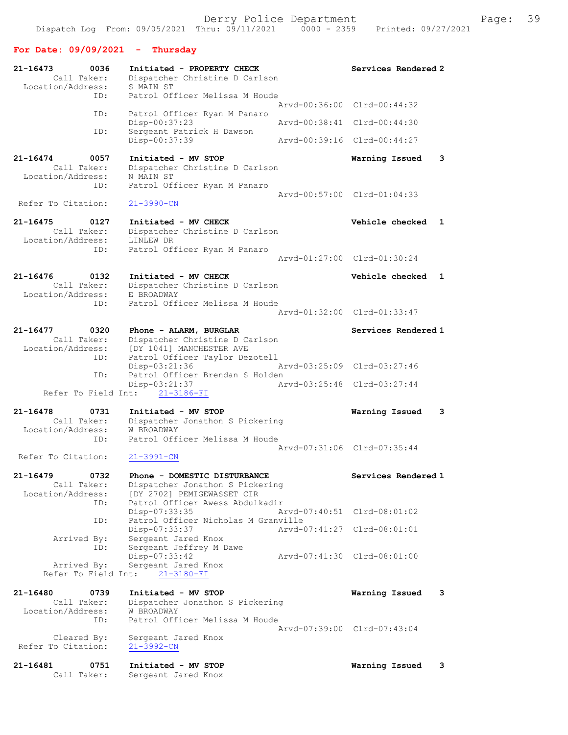Derry Police Department

Dispatch Log From: 09/05/2021 Thru: 09/11/2021 0000 - 2359 Printed: 09/27/2021

## For Date: 09/09/2021 - Thursday

```
21-16473       0036    Initiated - PROPERTY CHECK                   Services Rendered 2
        Call Taker:    Dispatcher Christine D Carlson
  Location/Address:    S MAIN ST
                ID:    Patrol Officer Melissa M Houde
                                                Arvd-00:36:00  Clrd-00:44:32
                ID:    Patrol Officer Ryan M Panaro
                       Disp-00:37:23            Arvd-00:38:41  Clrd-00:44:30
                ID:    Sergeant Patrick H Dawson
                       Disp-00:37:39            Arvd-00:39:16  Clrd-00:44:27

21-16474       0057    Initiated - MV STOP                          Warning Issued    3
        Call Taker:    Dispatcher Christine D Carlson
  Location/Address:    N MAIN ST
                ID:    Patrol Officer Ryan M Panaro
                                                Arvd-00:57:00  Clrd-01:04:33
 Refer To Citation:    21-3990-CN

21-16475       0127    Initiated - MV CHECK                         Vehicle checked   1
        Call Taker:    Dispatcher Christine D Carlson
  Location/Address:    LINLEW DR
                ID:    Patrol Officer Ryan M Panaro
                                                Arvd-01:27:00  Clrd-01:30:24

21-16476       0132    Initiated - MV CHECK                         Vehicle checked   1
        Call Taker:    Dispatcher Christine D Carlson
  Location/Address:    E BROADWAY
                ID:    Patrol Officer Melissa M Houde
                                                Arvd-01:32:00  Clrd-01:33:47

21-16477       0320    Phone - ALARM, BURGLAR                       Services Rendered 1
        Call Taker:    Dispatcher Christine D Carlson
  Location/Address:    [DY 1041] MANCHESTER AVE
                ID:    Patrol Officer Taylor Dezotell
                       Disp-03:21:36            Arvd-03:25:09  Clrd-03:27:46
                ID:    Patrol Officer Brendan S Holden
                       Disp-03:21:37            Arvd-03:25:48  Clrd-03:27:44
     Refer To Field Int:    21-3186-FI

21-16478       0731    Initiated - MV STOP                          Warning Issued    3
        Call Taker:    Dispatcher Jonathon S Pickering
  Location/Address:    W BROADWAY
                ID:    Patrol Officer Melissa M Houde
                                                Arvd-07:31:06  Clrd-07:35:44
 Refer To Citation:    21-3991-CN

21-16479       0732    Phone - DOMESTIC DISTURBANCE                 Services Rendered 1
        Call Taker:    Dispatcher Jonathon S Pickering
  Location/Address:    [DY 2702] PEMIGEWASSET CIR
                ID:    Patrol Officer Awess Abdulkadir
                       Disp-07:33:35            Arvd-07:40:51  Clrd-08:01:02
                ID:    Patrol Officer Nicholas M Granville
                       Disp-07:33:37            Arvd-07:41:27  Clrd-08:01:01
        Arrived By:    Sergeant Jared Knox
                ID:    Sergeant Jeffrey M Dawe
                       Disp-07:33:42            Arvd-07:41:30  Clrd-08:01:00
        Arrived By:    Sergeant Jared Knox
     Refer To Field Int:    21-3180-FI

21-16480       0739    Initiated - MV STOP                          Warning Issued    3
        Call Taker:    Dispatcher Jonathon S Pickering
  Location/Address:    W BROADWAY
                ID:    Patrol Officer Melissa M Houde
                                                Arvd-07:39:00  Clrd-07:43:04
        Cleared By:    Sergeant Jared Knox
 Refer To Citation:    21-3992-CN

21-16481       0751    Initiated - MV STOP                          Warning Issued    3
        Call Taker:    Sergeant Jared Knox
```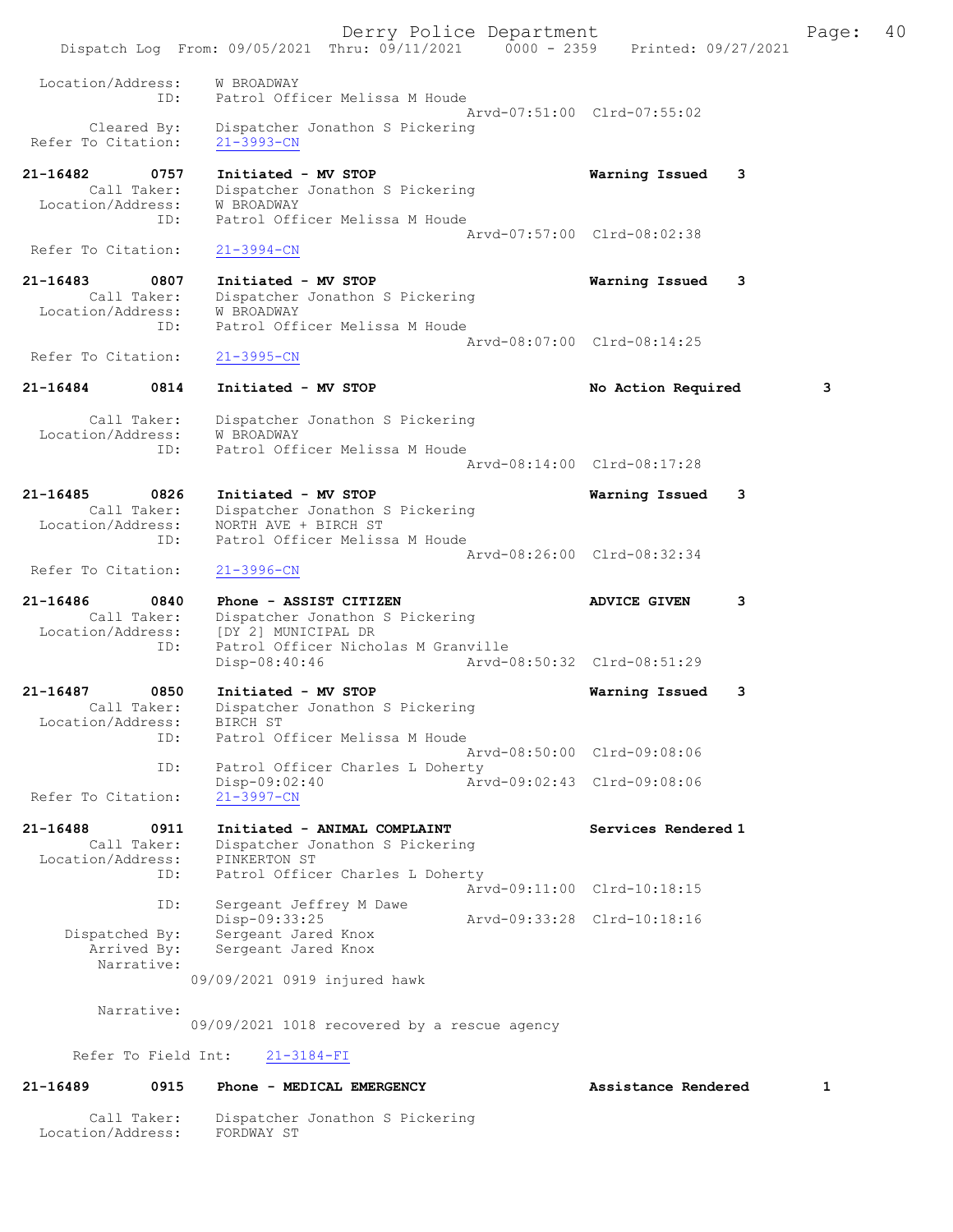```
Location/Address:     W BROADWAY
              ID:     Patrol Officer Melissa M Houde
                                                   Arvd-07:51:00  Clrd-07:55:02
      Cleared By:     Dispatcher Jonathon S Pickering
Refer To Citation:    21-3993-CN

21-16482       0757   Initiated - MV STOP                          Warning Issued    3
      Call Taker:     Dispatcher Jonathon S Pickering
Location/Address:     W BROADWAY
              ID:     Patrol Officer Melissa M Houde
                                                   Arvd-07:57:00  Clrd-08:02:38
Refer To Citation:    21-3994-CN

21-16483       0807   Initiated - MV STOP                          Warning Issued    3
      Call Taker:     Dispatcher Jonathon S Pickering
Location/Address:     W BROADWAY
              ID:     Patrol Officer Melissa M Houde
                                                   Arvd-08:07:00  Clrd-08:14:25
Refer To Citation:    21-3995-CN

21-16484       0814   Initiated - MV STOP                          No Action Required        3

      Call Taker:     Dispatcher Jonathon S Pickering
Location/Address:     W BROADWAY
              ID:     Patrol Officer Melissa M Houde
                                                   Arvd-08:14:00  Clrd-08:17:28

21-16485       0826   Initiated - MV STOP                          Warning Issued    3
      Call Taker:     Dispatcher Jonathon S Pickering
Location/Address:     NORTH AVE + BIRCH ST
              ID:     Patrol Officer Melissa M Houde
                                                   Arvd-08:26:00  Clrd-08:32:34
Refer To Citation:    21-3996-CN

21-16486       0840   Phone - ASSIST CITIZEN                       ADVICE GIVEN      3
      Call Taker:     Dispatcher Jonathon S Pickering
Location/Address:     [DY 2] MUNICIPAL DR
              ID:     Patrol Officer Nicholas M Granville
                      Disp-08:40:46                Arvd-08:50:32  Clrd-08:51:29

21-16487       0850   Initiated - MV STOP                          Warning Issued    3
      Call Taker:     Dispatcher Jonathon S Pickering
Location/Address:     BIRCH ST
              ID:     Patrol Officer Melissa M Houde
                                                   Arvd-08:50:00  Clrd-09:08:06
              ID:     Patrol Officer Charles L Doherty
                      Disp-09:02:40                Arvd-09:02:43  Clrd-09:08:06
Refer To Citation:    21-3997-CN

21-16488       0911   Initiated - ANIMAL COMPLAINT                 Services Rendered 1
      Call Taker:     Dispatcher Jonathon S Pickering
Location/Address:     PINKERTON ST
              ID:     Patrol Officer Charles L Doherty
                                                   Arvd-09:11:00  Clrd-10:18:15
              ID:     Sergeant Jeffrey M Dawe
                      Disp-09:33:25                Arvd-09:33:28  Clrd-10:18:16
   Dispatched By:     Sergeant Jared Knox
      Arrived By:     Sergeant Jared Knox
       Narrative:
                  09/09/2021 0919 injured hawk

       Narrative:
                  09/09/2021 1018 recovered by a rescue agency

     Refer To Field Int:    21-3184-FI

21-16489       0915   Phone - MEDICAL EMERGENCY                    Assistance Rendered       1

      Call Taker:     Dispatcher Jonathon S Pickering
Location/Address:     FORDWAY ST
```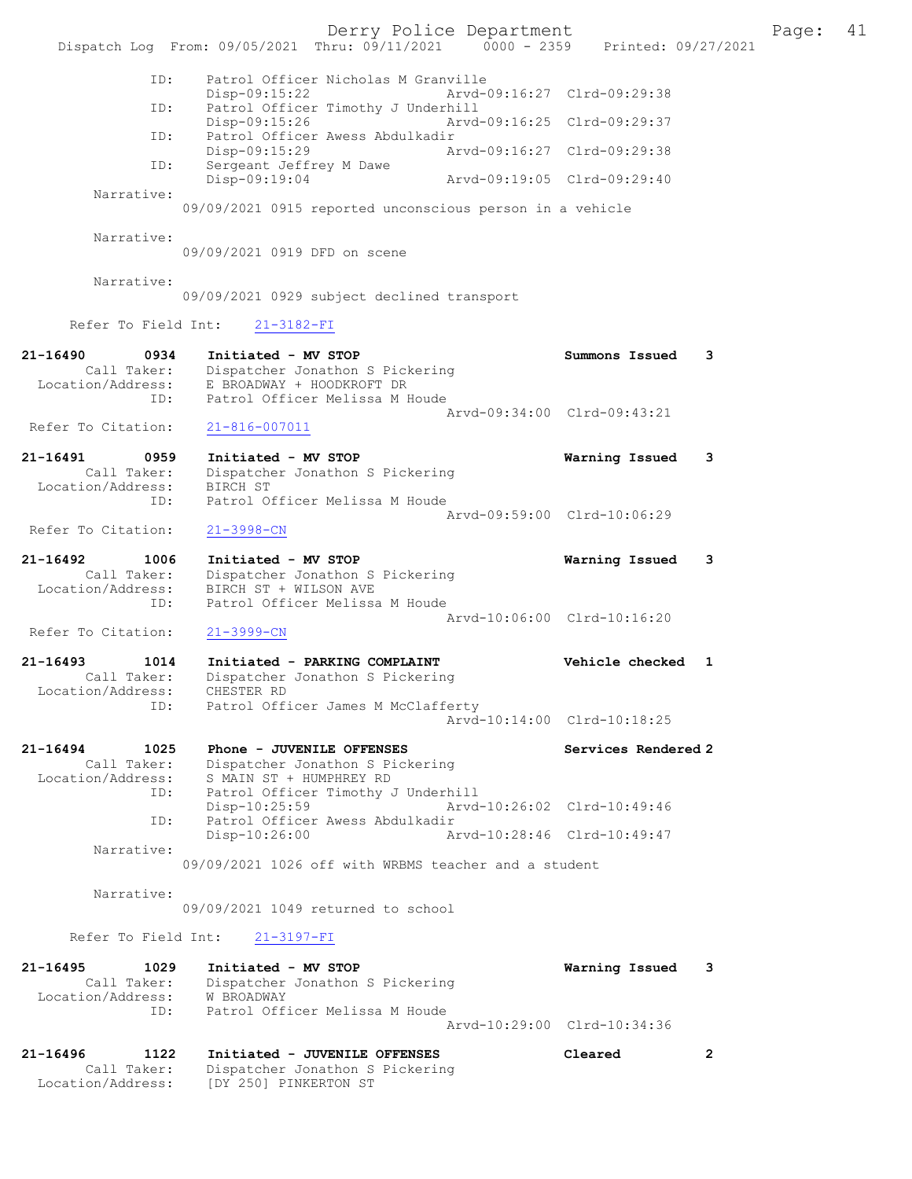ID: Patrol Officer Nicholas M Granville
Disp-09:15:22 Arvd-09:16:27 Clrd-09:29:38
ID: Patrol Officer Timothy J Underhill
Disp-09:15:26 Arvd-09:16:25 Clrd-09:29:37
ID: Patrol Officer Awess Abdulkadir
Disp-09:15:29 Arvd-09:16:27 Clrd-09:29:38
ID: Sergeant Jeffrey M Dawe
Disp-09:19:04 Arvd-09:19:05 Clrd-09:29:40
Narrative:
09/09/2021 0915 reported unconscious person in a vehicle

Narrative:
09/09/2021 0919 DFD on scene

Narrative:
09/09/2021 0929 subject declined transport

Refer To Field Int: 21-3182-FI

**21-16490 0934 Initiated - MV STOP Summons Issued 3**
Call Taker: Dispatcher Jonathon S Pickering
Location/Address: E BROADWAY + HOODKROFT DR
ID: Patrol Officer Melissa M Houde
Arvd-09:34:00 Clrd-09:43:21
Refer To Citation: 21-816-007011

**21-16491 0959 Initiated - MV STOP Warning Issued 3**
Call Taker: Dispatcher Jonathon S Pickering
Location/Address: BIRCH ST
ID: Patrol Officer Melissa M Houde
Arvd-09:59:00 Clrd-10:06:29
Refer To Citation: 21-3998-CN

**21-16492 1006 Initiated - MV STOP Warning Issued 3**
Call Taker: Dispatcher Jonathon S Pickering
Location/Address: BIRCH ST + WILSON AVE
ID: Patrol Officer Melissa M Houde
Arvd-10:06:00 Clrd-10:16:20
Refer To Citation: 21-3999-CN

**21-16493 1014 Initiated - PARKING COMPLAINT Vehicle checked 1**
Call Taker: Dispatcher Jonathon S Pickering
Location/Address: CHESTER RD
ID: Patrol Officer James M McClafferty
Arvd-10:14:00 Clrd-10:18:25

**21-16494 1025 Phone - JUVENILE OFFENSES Services Rendered 2**
Call Taker: Dispatcher Jonathon S Pickering
Location/Address: S MAIN ST + HUMPHREY RD
ID: Patrol Officer Timothy J Underhill
Disp-10:25:59 Arvd-10:26:02 Clrd-10:49:46
ID: Patrol Officer Awess Abdulkadir
Disp-10:26:00 Arvd-10:28:46 Clrd-10:49:47
Narrative:
09/09/2021 1026 off with WRBMS teacher and a student

Narrative:
09/09/2021 1049 returned to school

Refer To Field Int: 21-3197-FI

**21-16495 1029 Initiated - MV STOP Warning Issued 3**
Call Taker: Dispatcher Jonathon S Pickering
Location/Address: W BROADWAY
ID: Patrol Officer Melissa M Houde
Arvd-10:29:00 Clrd-10:34:36

**21-16496 1122 Initiated - JUVENILE OFFENSES Cleared 2**
Call Taker: Dispatcher Jonathon S Pickering
Location/Address: [DY 250] PINKERTON ST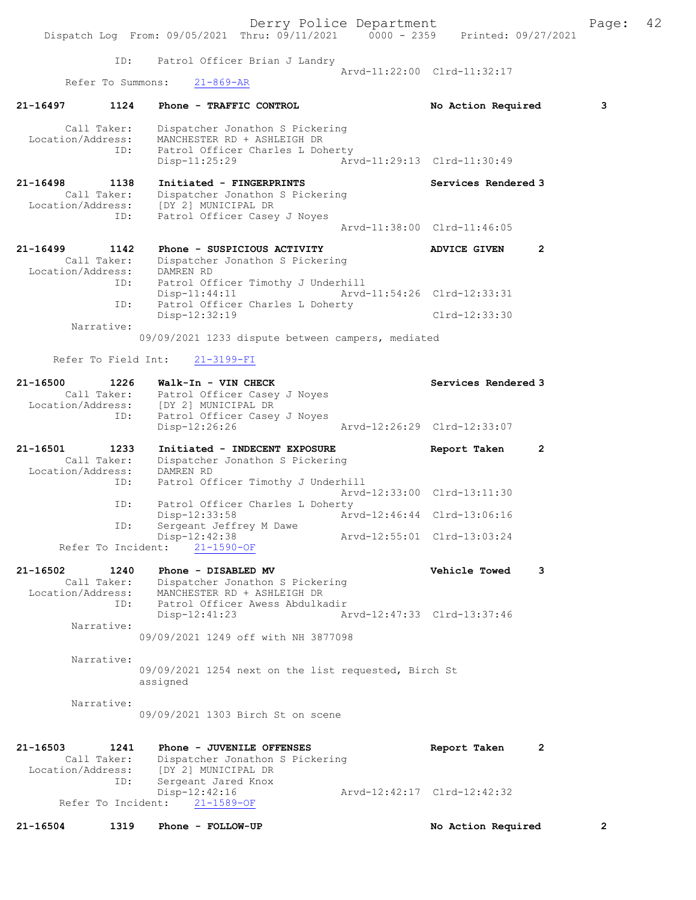ID: Patrol Officer Brian J Landry
Arvd-11:22:00 Clrd-11:32:17
Refer To Summons: 21-869-AR

**21-16497 1124 Phone - TRAFFIC CONTROL — No Action Required 3**

Call Taker: Dispatcher Jonathon S Pickering
Location/Address: MANCHESTER RD + ASHLEIGH DR
ID: Patrol Officer Charles L Doherty
Disp-11:25:29 Arvd-11:29:13 Clrd-11:30:49

**21-16498 1138 Initiated - FINGERPRINTS — Services Rendered 3**

Call Taker: Dispatcher Jonathon S Pickering
Location/Address: [DY 2] MUNICIPAL DR
ID: Patrol Officer Casey J Noyes
Arvd-11:38:00 Clrd-11:46:05

**21-16499 1142 Phone - SUSPICIOUS ACTIVITY — ADVICE GIVEN 2**

Call Taker: Dispatcher Jonathon S Pickering
Location/Address: DAMREN RD
ID: Patrol Officer Timothy J Underhill
Disp-11:44:11 Arvd-11:54:26 Clrd-12:33:31
ID: Patrol Officer Charles L Doherty
Disp-12:32:19 Clrd-12:33:30
Narrative:
09/09/2021 1233 dispute between campers, mediated

Refer To Field Int: 21-3199-FI

**21-16500 1226 Walk-In - VIN CHECK — Services Rendered 3**

Call Taker: Patrol Officer Casey J Noyes
Location/Address: [DY 2] MUNICIPAL DR
ID: Patrol Officer Casey J Noyes
Disp-12:26:26 Arvd-12:26:29 Clrd-12:33:07

**21-16501 1233 Initiated - INDECENT EXPOSURE — Report Taken 2**

Call Taker: Dispatcher Jonathon S Pickering
Location/Address: DAMREN RD
ID: Patrol Officer Timothy J Underhill
Arvd-12:33:00 Clrd-13:11:30
ID: Patrol Officer Charles L Doherty
Disp-12:33:58 Arvd-12:46:44 Clrd-13:06:16
ID: Sergeant Jeffrey M Dawe
Disp-12:42:38 Arvd-12:55:01 Clrd-13:03:24
Refer To Incident: 21-1590-OF

**21-16502 1240 Phone - DISABLED MV — Vehicle Towed 3**

Call Taker: Dispatcher Jonathon S Pickering
Location/Address: MANCHESTER RD + ASHLEIGH DR
ID: Patrol Officer Awess Abdulkadir
Disp-12:41:23 Arvd-12:47:33 Clrd-13:37:46
Narrative:
09/09/2021 1249 off with NH 3877098

Narrative:
09/09/2021 1254 next on the list requested, Birch St assigned

Narrative:
09/09/2021 1303 Birch St on scene

**21-16503 1241 Phone - JUVENILE OFFENSES — Report Taken 2**

Call Taker: Dispatcher Jonathon S Pickering
Location/Address: [DY 2] MUNICIPAL DR
ID: Sergeant Jared Knox
Disp-12:42:16 Arvd-12:42:17 Clrd-12:42:32
Refer To Incident: 21-1589-OF

**21-16504 1319 Phone - FOLLOW-UP — No Action Required 2**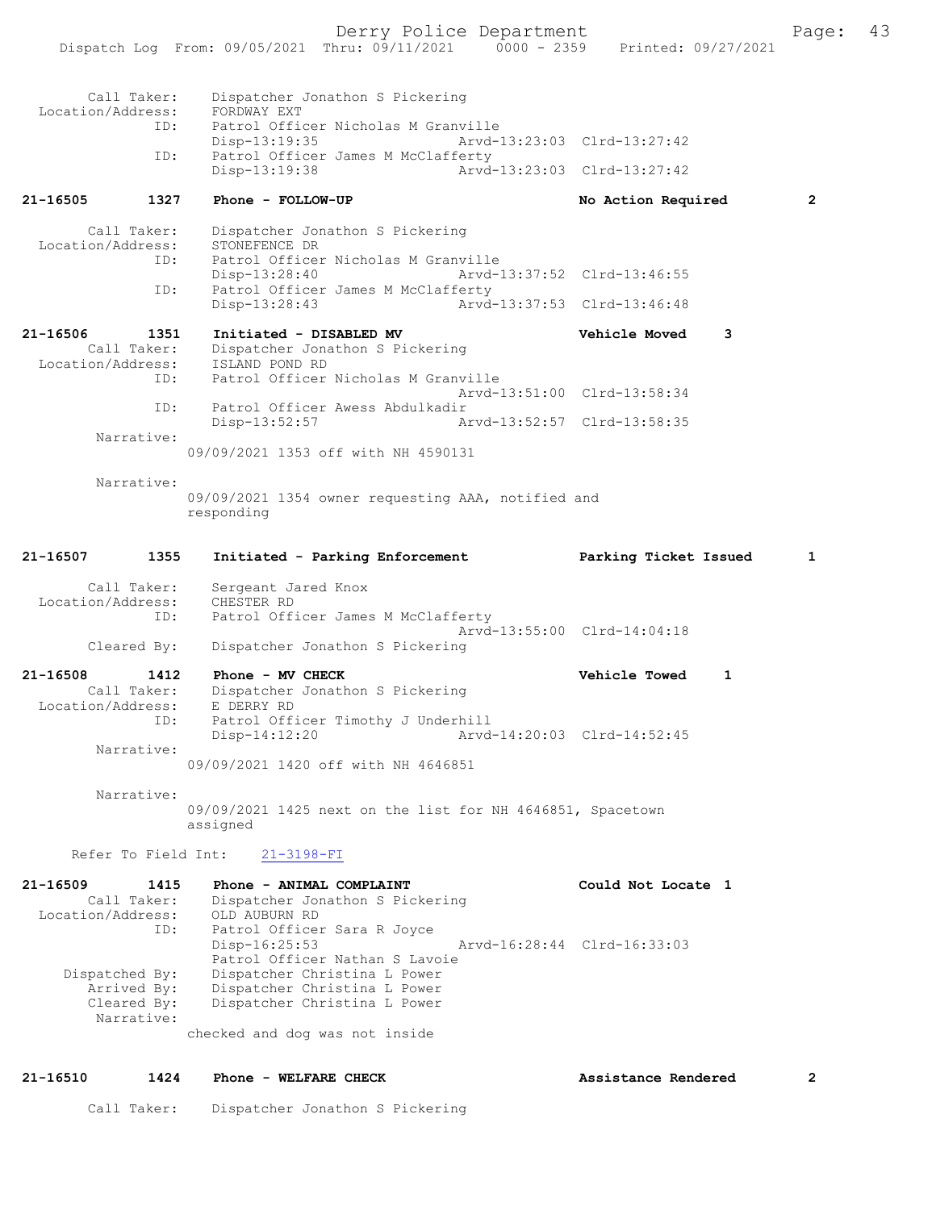Call Taker: Dispatcher Jonathon S Pickering
Location/Address: FORDWAY EXT
ID: Patrol Officer Nicholas M Granville
Disp-13:19:35 Arvd-13:23:03 Clrd-13:27:42
ID: Patrol Officer James M McClafferty
Disp-13:19:38 Arvd-13:23:03 Clrd-13:27:42

**21-16505 1327 Phone - FOLLOW-UP** **No Action Required 2**

Call Taker: Dispatcher Jonathon S Pickering
Location/Address: STONEFENCE DR
ID: Patrol Officer Nicholas M Granville
Disp-13:28:40 Arvd-13:37:52 Clrd-13:46:55
ID: Patrol Officer James M McClafferty
Disp-13:28:43 Arvd-13:37:53 Clrd-13:46:48

**21-16506 1351 Initiated - DISABLED MV** **Vehicle Moved 3**

Call Taker: Dispatcher Jonathon S Pickering
Location/Address: ISLAND POND RD
ID: Patrol Officer Nicholas M Granville
Arvd-13:51:00 Clrd-13:58:34
ID: Patrol Officer Awess Abdulkadir
Disp-13:52:57 Arvd-13:52:57 Clrd-13:58:35
Narrative:
09/09/2021 1353 off with NH 4590131

Narrative:
09/09/2021 1354 owner requesting AAA, notified and responding

**21-16507 1355 Initiated - Parking Enforcement** **Parking Ticket Issued 1**

Call Taker: Sergeant Jared Knox
Location/Address: CHESTER RD
ID: Patrol Officer James M McClafferty
Arvd-13:55:00 Clrd-14:04:18
Cleared By: Dispatcher Jonathon S Pickering

**21-16508 1412 Phone - MV CHECK** **Vehicle Towed 1**

Call Taker: Dispatcher Jonathon S Pickering
Location/Address: E DERRY RD
ID: Patrol Officer Timothy J Underhill
Disp-14:12:20 Arvd-14:20:03 Clrd-14:52:45
Narrative:
09/09/2021 1420 off with NH 4646851

Narrative:
09/09/2021 1425 next on the list for NH 4646851, Spacetown assigned

Refer To Field Int: 21-3198-FI

**21-16509 1415 Phone - ANIMAL COMPLAINT** **Could Not Locate 1**

Call Taker: Dispatcher Jonathon S Pickering
Location/Address: OLD AUBURN RD
ID: Patrol Officer Sara R Joyce
Disp-16:25:53 Arvd-16:28:44 Clrd-16:33:03
Patrol Officer Nathan S Lavoie
Dispatched By: Dispatcher Christina L Power
Arrived By: Dispatcher Christina L Power
Cleared By: Dispatcher Christina L Power
Narrative:
checked and dog was not inside

**21-16510 1424 Phone - WELFARE CHECK** **Assistance Rendered 2**

Call Taker: Dispatcher Jonathon S Pickering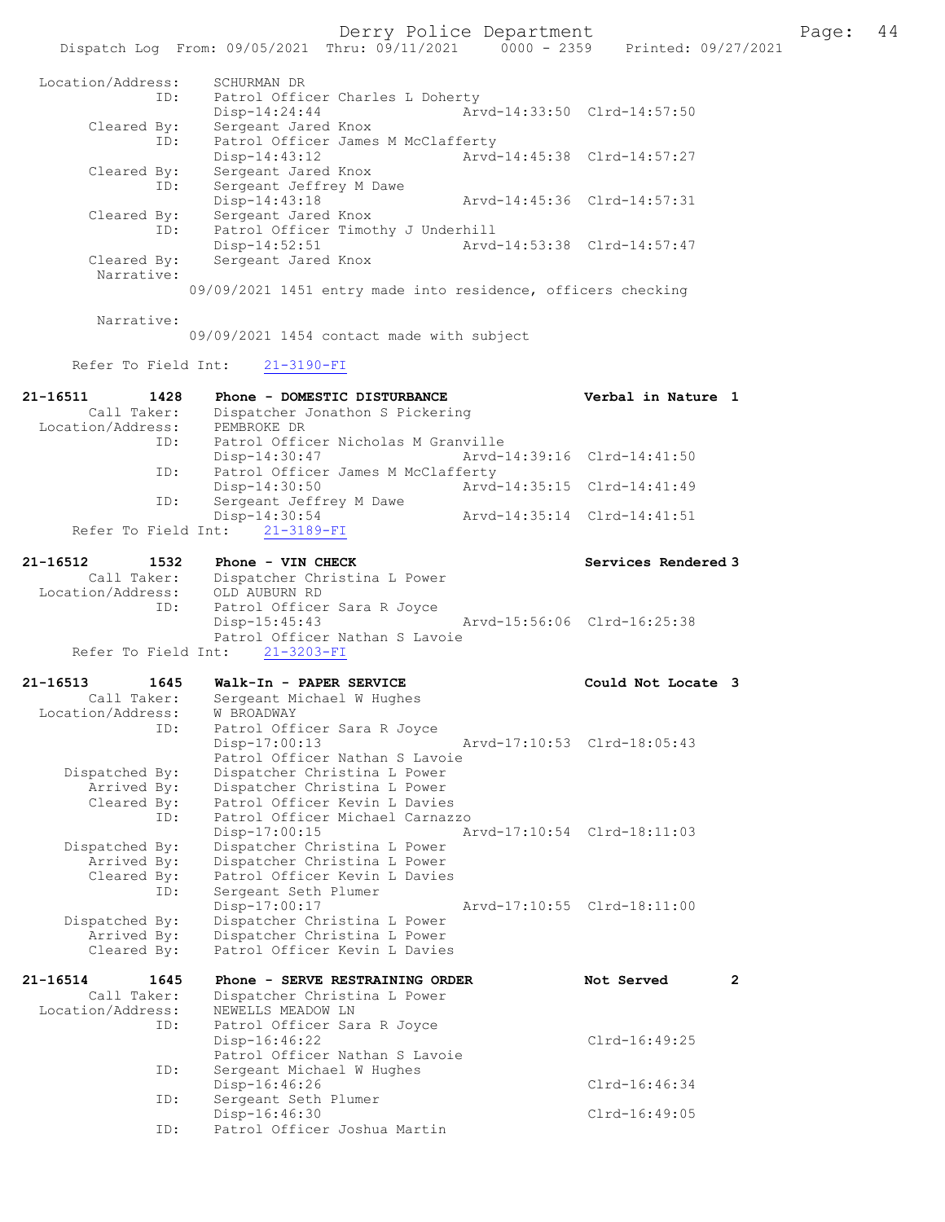```
Location/Address:     SCHURMAN DR
              ID:     Patrol Officer Charles L Doherty
                      Disp-14:24:44              Arvd-14:33:50  Clrd-14:57:50
      Cleared By:     Sergeant Jared Knox
              ID:     Patrol Officer James M McClafferty
                      Disp-14:43:12              Arvd-14:45:38  Clrd-14:57:27
      Cleared By:     Sergeant Jared Knox
              ID:     Sergeant Jeffrey M Dawe
                      Disp-14:43:18              Arvd-14:45:36  Clrd-14:57:31
      Cleared By:     Sergeant Jared Knox
              ID:     Patrol Officer Timothy J Underhill
                      Disp-14:52:51              Arvd-14:53:38  Clrd-14:57:47
      Cleared By:     Sergeant Jared Knox
       Narrative:
                    09/09/2021 1451 entry made into residence, officers checking

       Narrative:
                    09/09/2021 1454 contact made with subject

     Refer To Field Int:    21-3190-FI

21-16511        1428     Phone - DOMESTIC DISTURBANCE              Verbal in Nature  1
        Call Taker:     Dispatcher Jonathon S Pickering
  Location/Address:     PEMBROKE DR
              ID:     Patrol Officer Nicholas M Granville
                      Disp-14:30:47              Arvd-14:39:16  Clrd-14:41:50
              ID:     Patrol Officer James M McClafferty
                      Disp-14:30:50              Arvd-14:35:15  Clrd-14:41:49
              ID:     Sergeant Jeffrey M Dawe
                      Disp-14:30:54              Arvd-14:35:14  Clrd-14:41:51
     Refer To Field Int:    21-3189-FI

21-16512        1532     Phone - VIN CHECK                         Services Rendered 3
        Call Taker:     Dispatcher Christina L Power
  Location/Address:     OLD AUBURN RD
              ID:     Patrol Officer Sara R Joyce
                      Disp-15:45:43              Arvd-15:56:06  Clrd-16:25:38
                      Patrol Officer Nathan S Lavoie
     Refer To Field Int:    21-3203-FI

21-16513        1645     Walk-In - PAPER SERVICE                   Could Not Locate  3
        Call Taker:     Sergeant Michael W Hughes
  Location/Address:     W BROADWAY
              ID:     Patrol Officer Sara R Joyce
                      Disp-17:00:13              Arvd-17:10:53  Clrd-18:05:43
                      Patrol Officer Nathan S Lavoie
   Dispatched By:     Dispatcher Christina L Power
      Arrived By:     Dispatcher Christina L Power
      Cleared By:     Patrol Officer Kevin L Davies
              ID:     Patrol Officer Michael Carnazzo
                      Disp-17:00:15              Arvd-17:10:54  Clrd-18:11:03
   Dispatched By:     Dispatcher Christina L Power
      Arrived By:     Dispatcher Christina L Power
      Cleared By:     Patrol Officer Kevin L Davies
              ID:     Sergeant Seth Plumer
                      Disp-17:00:17              Arvd-17:10:55  Clrd-18:11:00
   Dispatched By:     Dispatcher Christina L Power
      Arrived By:     Dispatcher Christina L Power
      Cleared By:     Patrol Officer Kevin L Davies

21-16514        1645     Phone - SERVE RESTRAINING ORDER           Not Served        2
        Call Taker:     Dispatcher Christina L Power
  Location/Address:     NEWELLS MEADOW LN
              ID:     Patrol Officer Sara R Joyce
                      Disp-16:46:22                             Clrd-16:49:25
                      Patrol Officer Nathan S Lavoie
              ID:     Sergeant Michael W Hughes
                      Disp-16:46:26                             Clrd-16:46:34
              ID:     Sergeant Seth Plumer
                      Disp-16:46:30                             Clrd-16:49:05
              ID:     Patrol Officer Joshua Martin
```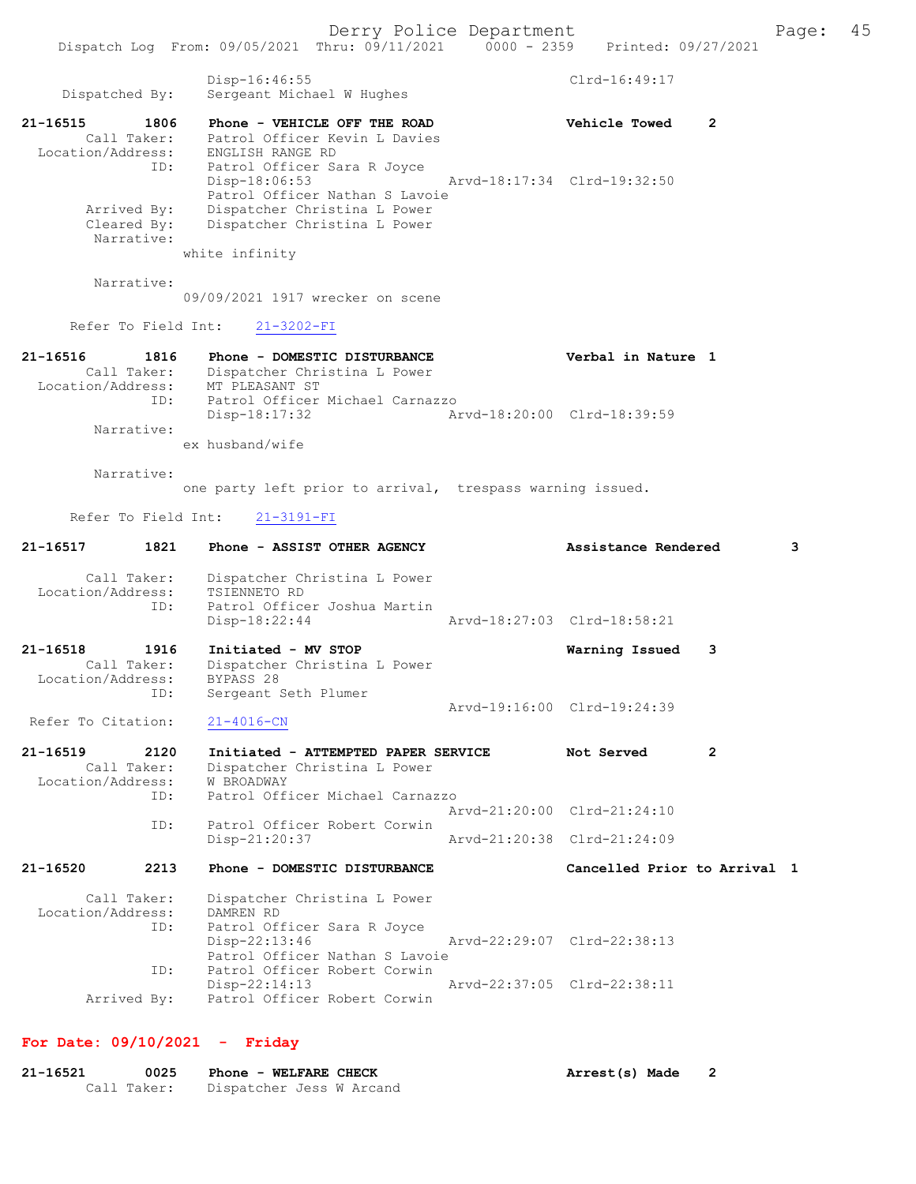Disp-16:46:55 Clrd-16:49:17
Dispatched By: Sergeant Michael W Hughes

**21-16515 1806 Phone - VEHICLE OFF THE ROAD Vehicle Towed 2**
Call Taker: Patrol Officer Kevin L Davies
Location/Address: ENGLISH RANGE RD
ID: Patrol Officer Sara R Joyce
Disp-18:06:53 Arvd-18:17:34 Clrd-19:32:50
Patrol Officer Nathan S Lavoie
Arrived By: Dispatcher Christina L Power
Cleared By: Dispatcher Christina L Power
Narrative:
white infinity

Narrative:
09/09/2021 1917 wrecker on scene

Refer To Field Int: 21-3202-FI

**21-16516 1816 Phone - DOMESTIC DISTURBANCE Verbal in Nature 1**
Call Taker: Dispatcher Christina L Power
Location/Address: MT PLEASANT ST
ID: Patrol Officer Michael Carnazzo
Disp-18:17:32 Arvd-18:20:00 Clrd-18:39:59
Narrative:
ex husband/wife

Narrative:
one party left prior to arrival, trespass warning issued.

Refer To Field Int: 21-3191-FI

**21-16517 1821 Phone - ASSIST OTHER AGENCY Assistance Rendered 3**
Call Taker: Dispatcher Christina L Power
Location/Address: TSIENNETO RD
ID: Patrol Officer Joshua Martin
Disp-18:22:44 Arvd-18:27:03 Clrd-18:58:21

**21-16518 1916 Initiated - MV STOP Warning Issued 3**
Call Taker: Dispatcher Christina L Power
Location/Address: BYPASS 28
ID: Sergeant Seth Plumer
Arvd-19:16:00 Clrd-19:24:39
Refer To Citation: 21-4016-CN

**21-16519 2120 Initiated - ATTEMPTED PAPER SERVICE Not Served 2**
Call Taker: Dispatcher Christina L Power
Location/Address: W BROADWAY
ID: Patrol Officer Michael Carnazzo
Arvd-21:20:00 Clrd-21:24:10
ID: Patrol Officer Robert Corwin
Disp-21:20:37 Arvd-21:20:38 Clrd-21:24:09

**21-16520 2213 Phone - DOMESTIC DISTURBANCE Cancelled Prior to Arrival 1**
Call Taker: Dispatcher Christina L Power
Location/Address: DAMREN RD
ID: Patrol Officer Sara R Joyce
Disp-22:13:46 Arvd-22:29:07 Clrd-22:38:13
Patrol Officer Nathan S Lavoie
ID: Patrol Officer Robert Corwin
Disp-22:14:13 Arvd-22:37:05 Clrd-22:38:11
Arrived By: Patrol Officer Robert Corwin

## For Date: 09/10/2021 - Friday

**21-16521 0025 Phone - WELFARE CHECK Arrest(s) Made 2**
Call Taker: Dispatcher Jess W Arcand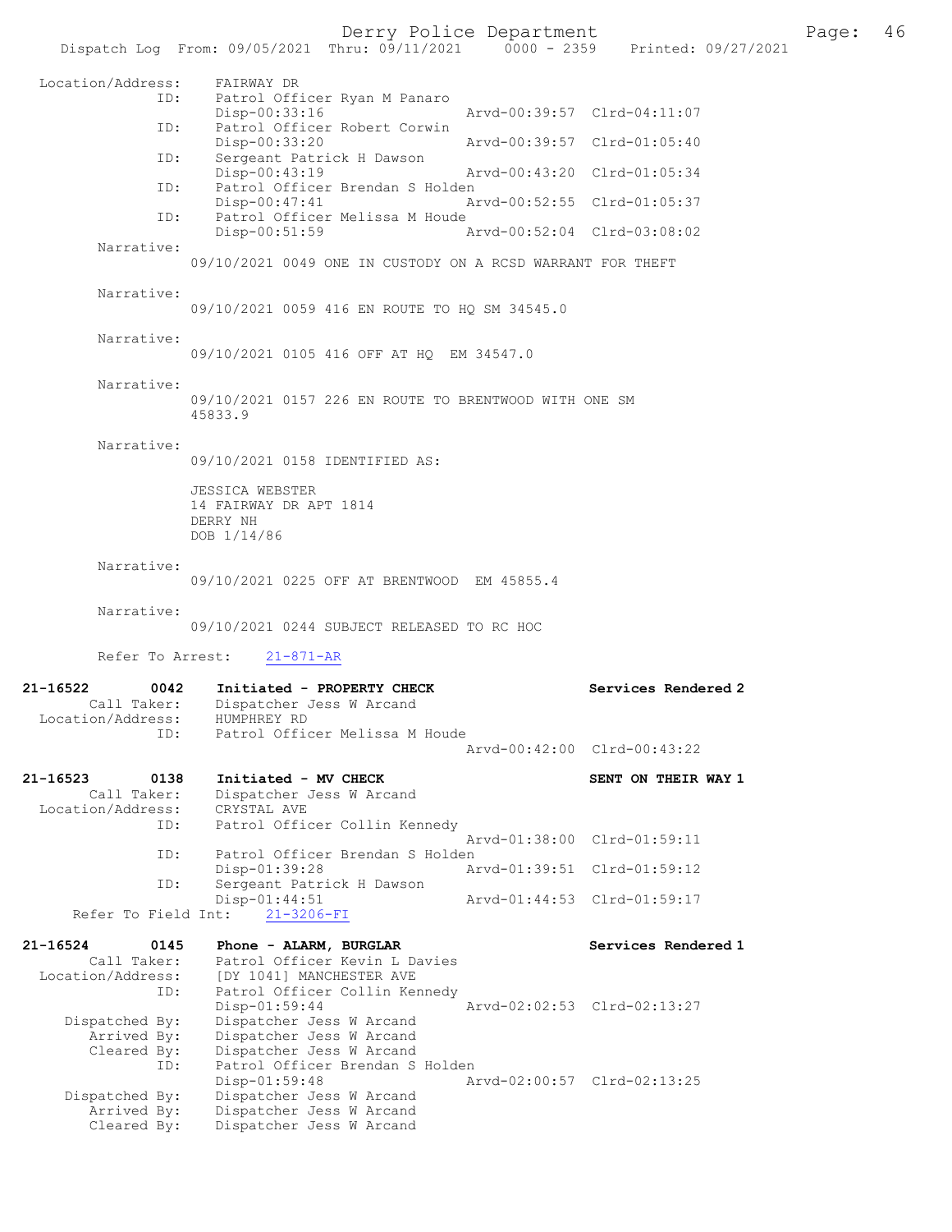```
 Location/Address:    FAIRWAY DR
               ID:    Patrol Officer Ryan M Panaro
                      Disp-00:33:16                Arvd-00:39:57  Clrd-04:11:07
               ID:    Patrol Officer Robert Corwin
                      Disp-00:33:20                Arvd-00:39:57  Clrd-01:05:40
               ID:    Sergeant Patrick H Dawson
                      Disp-00:43:19                Arvd-00:43:20  Clrd-01:05:34
               ID:    Patrol Officer Brendan S Holden
                      Disp-00:47:41                Arvd-00:52:55  Clrd-01:05:37
               ID:    Patrol Officer Melissa M Houde
                      Disp-00:51:59                Arvd-00:52:04  Clrd-03:08:02
        Narrative:
                 09/10/2021 0049 ONE IN CUSTODY ON A RCSD WARRANT FOR THEFT

        Narrative:
                 09/10/2021 0059 416 EN ROUTE TO HQ SM 34545.0

        Narrative:
                 09/10/2021 0105 416 OFF AT HQ  EM 34547.0

        Narrative:
                 09/10/2021 0157 226 EN ROUTE TO BRENTWOOD WITH ONE SM
                 45833.9

        Narrative:
                 09/10/2021 0158 IDENTIFIED AS:

                 JESSICA WEBSTER
                 14 FAIRWAY DR APT 1814
                 DERRY NH
                 DOB 1/14/86

        Narrative:
                 09/10/2021 0225 OFF AT BRENTWOOD  EM 45855.4

        Narrative:
                 09/10/2021 0244 SUBJECT RELEASED TO RC HOC

        Refer To Arrest:    21-871-AR

21-16522        0042    Initiated - PROPERTY CHECK                   Services Rendered 2
        Call Taker:     Dispatcher Jess W Arcand
  Location/Address:     HUMPHREY RD
               ID:      Patrol Officer Melissa M Houde
                                                   Arvd-00:42:00  Clrd-00:43:22

21-16523        0138    Initiated - MV CHECK                         SENT ON THEIR WAY 1
        Call Taker:     Dispatcher Jess W Arcand
  Location/Address:     CRYSTAL AVE
               ID:      Patrol Officer Collin Kennedy
                                                   Arvd-01:38:00  Clrd-01:59:11
               ID:      Patrol Officer Brendan S Holden
                        Disp-01:39:28              Arvd-01:39:51  Clrd-01:59:12
               ID:      Sergeant Patrick H Dawson
                        Disp-01:44:51              Arvd-01:44:53  Clrd-01:59:17
     Refer To Field Int:    21-3206-FI

21-16524        0145    Phone - ALARM, BURGLAR                       Services Rendered 1
        Call Taker:     Patrol Officer Kevin L Davies
  Location/Address:     [DY 1041] MANCHESTER AVE
               ID:      Patrol Officer Collin Kennedy
                        Disp-01:59:44              Arvd-02:02:53  Clrd-02:13:27
     Dispatched By:     Dispatcher Jess W Arcand
        Arrived By:     Dispatcher Jess W Arcand
        Cleared By:     Dispatcher Jess W Arcand
               ID:      Patrol Officer Brendan S Holden
                        Disp-01:59:48              Arvd-02:00:57  Clrd-02:13:25
     Dispatched By:     Dispatcher Jess W Arcand
        Arrived By:     Dispatcher Jess W Arcand
        Cleared By:     Dispatcher Jess W Arcand
```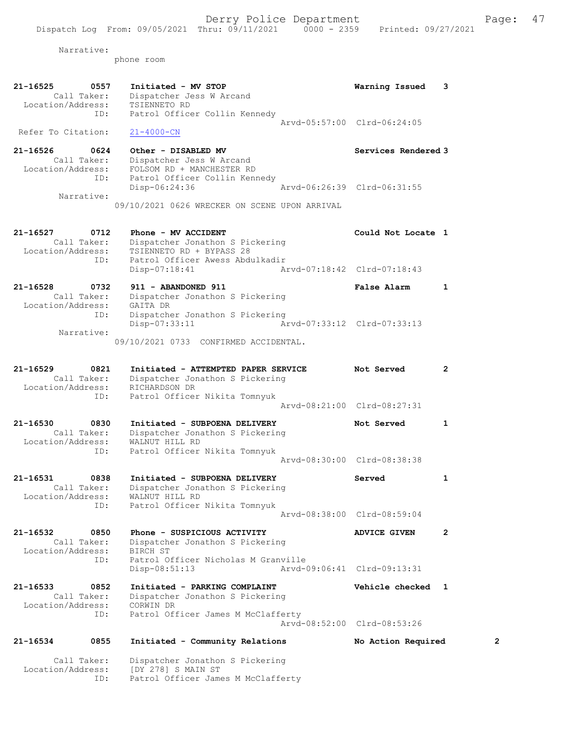Narrative:
phone room

21-16525 0557 Initiated - MV STOP Warning Issued 3
Call Taker: Dispatcher Jess W Arcand
Location/Address: TSIENNETO RD
ID: Patrol Officer Collin Kennedy
Arvd-05:57:00 Clrd-06:24:05
Refer To Citation: 21-4000-CN

21-16526 0624 Other - DISABLED MV Services Rendered 3
Call Taker: Dispatcher Jess W Arcand
Location/Address: FOLSOM RD + MANCHESTER RD
ID: Patrol Officer Collin Kennedy
Disp-06:24:36 Arvd-06:26:39 Clrd-06:31:55
Narrative:
09/10/2021 0626 WRECKER ON SCENE UPON ARRIVAL

21-16527 0712 Phone - MV ACCIDENT Could Not Locate 1
Call Taker: Dispatcher Jonathon S Pickering
Location/Address: TSIENNETO RD + BYPASS 28
ID: Patrol Officer Awess Abdulkadir
Disp-07:18:41 Arvd-07:18:42 Clrd-07:18:43

21-16528 0732 911 - ABANDONED 911 False Alarm 1
Call Taker: Dispatcher Jonathon S Pickering
Location/Address: GAITA DR
ID: Dispatcher Jonathon S Pickering
Disp-07:33:11 Arvd-07:33:12 Clrd-07:33:13
Narrative:
09/10/2021 0733 CONFIRMED ACCIDENTAL.

21-16529 0821 Initiated - ATTEMPTED PAPER SERVICE Not Served 2
Call Taker: Dispatcher Jonathon S Pickering
Location/Address: RICHARDSON DR
ID: Patrol Officer Nikita Tomnyuk
Arvd-08:21:00 Clrd-08:27:31

21-16530 0830 Initiated - SUBPOENA DELIVERY Not Served 1
Call Taker: Dispatcher Jonathon S Pickering
Location/Address: WALNUT HILL RD
ID: Patrol Officer Nikita Tomnyuk
Arvd-08:30:00 Clrd-08:38:38

21-16531 0838 Initiated - SUBPOENA DELIVERY Served 1
Call Taker: Dispatcher Jonathon S Pickering
Location/Address: WALNUT HILL RD
ID: Patrol Officer Nikita Tomnyuk
Arvd-08:38:00 Clrd-08:59:04

21-16532 0850 Phone - SUSPICIOUS ACTIVITY ADVICE GIVEN 2
Call Taker: Dispatcher Jonathon S Pickering
Location/Address: BIRCH ST
ID: Patrol Officer Nicholas M Granville
Disp-08:51:13 Arvd-09:06:41 Clrd-09:13:31

21-16533 0852 Initiated - PARKING COMPLAINT Vehicle checked 1
Call Taker: Dispatcher Jonathon S Pickering
Location/Address: CORWIN DR
ID: Patrol Officer James M McClafferty
Arvd-08:52:00 Clrd-08:53:26

21-16534 0855 Initiated - Community Relations No Action Required 2
Call Taker: Dispatcher Jonathon S Pickering
Location/Address: [DY 278] S MAIN ST
ID: Patrol Officer James M McClafferty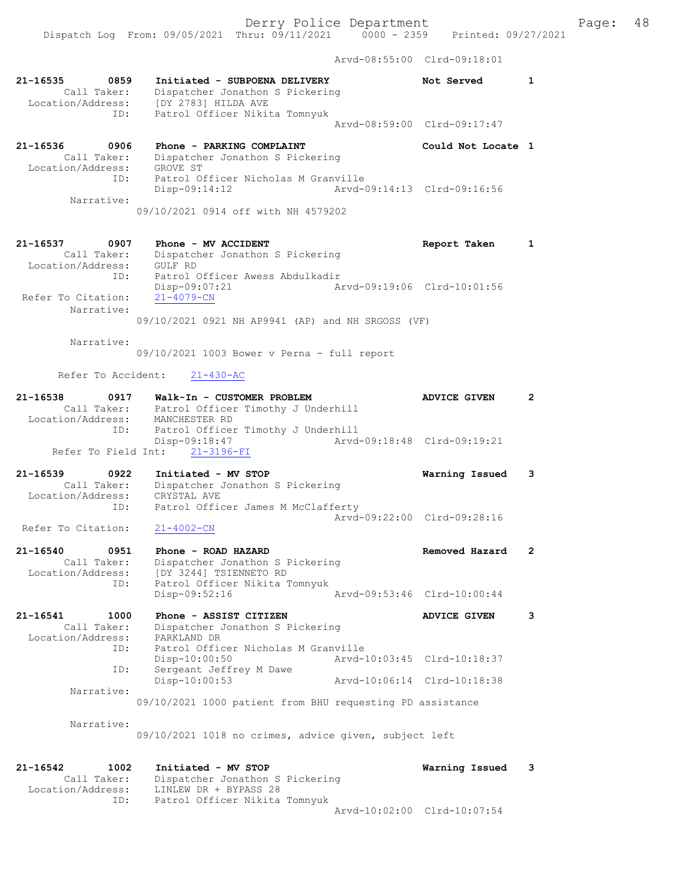Arvd-08:55:00 Clrd-09:18:01

```
21-16535        0859    Initiated - SUBPOENA DELIVERY              Not Served        1
         Call Taker:    Dispatcher Jonathon S Pickering
   Location/Address:    [DY 2783] HILDA AVE
                 ID:    Patrol Officer Nikita Tomnyuk
                                               Arvd-08:59:00  Clrd-09:17:47

21-16536        0906    Phone - PARKING COMPLAINT                  Could Not Locate 1
         Call Taker:    Dispatcher Jonathon S Pickering
   Location/Address:    GROVE ST
                 ID:    Patrol Officer Nicholas M Granville
                        Disp-09:14:12              Arvd-09:14:13  Clrd-09:16:56
          Narrative:
                        09/10/2021 0914 off with NH 4579202

21-16537        0907    Phone - MV ACCIDENT                        Report Taken      1
         Call Taker:    Dispatcher Jonathon S Pickering
   Location/Address:    GULF RD
                 ID:    Patrol Officer Awess Abdulkadir
                        Disp-09:07:21              Arvd-09:19:06  Clrd-10:01:56
 Refer To Citation:     21-4079-CN
          Narrative:
                        09/10/2021 0921 NH AP9941 (AP) and NH SRGOSS (VF)

          Narrative:
                        09/10/2021 1003 Bower v Perna - full report

      Refer To Accident:    21-430-AC

21-16538        0917    Walk-In - CUSTOMER PROBLEM                 ADVICE GIVEN      2
         Call Taker:    Patrol Officer Timothy J Underhill
   Location/Address:    MANCHESTER RD
                 ID:    Patrol Officer Timothy J Underhill
                        Disp-09:18:47              Arvd-09:18:48  Clrd-09:19:21
    Refer To Field Int:    21-3196-FI

21-16539        0922    Initiated - MV STOP                        Warning Issued    3
         Call Taker:    Dispatcher Jonathon S Pickering
   Location/Address:    CRYSTAL AVE
                 ID:    Patrol Officer James M McClafferty
                                               Arvd-09:22:00  Clrd-09:28:16
 Refer To Citation:     21-4002-CN

21-16540        0951    Phone - ROAD HAZARD                        Removed Hazard    2
         Call Taker:    Dispatcher Jonathon S Pickering
   Location/Address:    [DY 3244] TSIENNETO RD
                 ID:    Patrol Officer Nikita Tomnyuk
                        Disp-09:52:16              Arvd-09:53:46  Clrd-10:00:44

21-16541        1000    Phone - ASSIST CITIZEN                     ADVICE GIVEN      3
         Call Taker:    Dispatcher Jonathon S Pickering
   Location/Address:    PARKLAND DR
                 ID:    Patrol Officer Nicholas M Granville
                        Disp-10:00:50              Arvd-10:03:45  Clrd-10:18:37
                 ID:    Sergeant Jeffrey M Dawe
                        Disp-10:00:53              Arvd-10:06:14  Clrd-10:18:38
          Narrative:
                        09/10/2021 1000 patient from BHU requesting PD assistance

          Narrative:
                        09/10/2021 1018 no crimes, advice given, subject left

21-16542        1002    Initiated - MV STOP                        Warning Issued    3
         Call Taker:    Dispatcher Jonathon S Pickering
   Location/Address:    LINLEW DR + BYPASS 28
                 ID:    Patrol Officer Nikita Tomnyuk
                                               Arvd-10:02:00  Clrd-10:07:54
```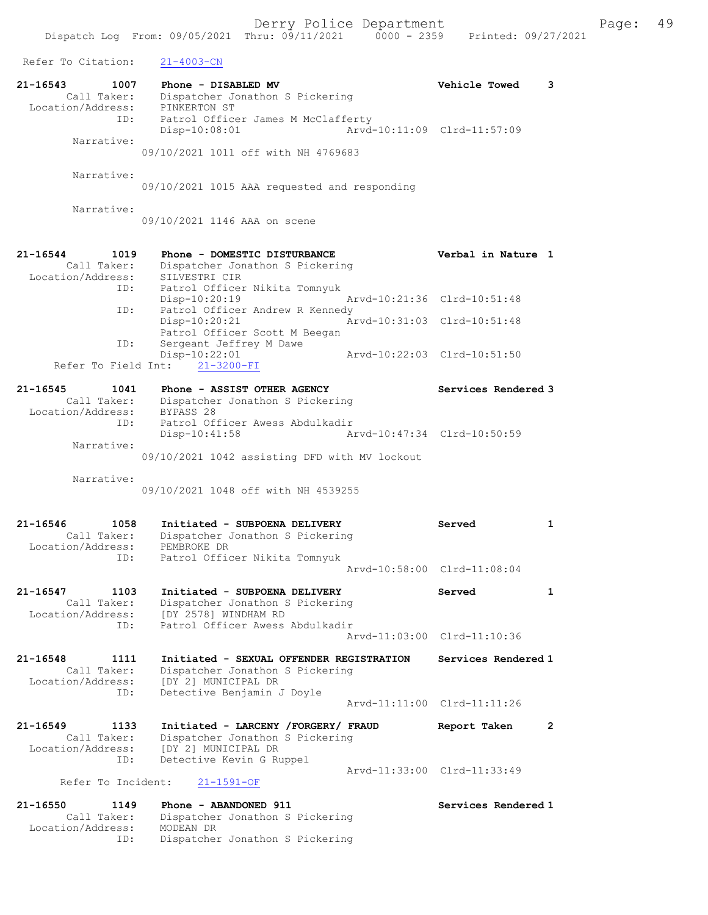Refer To Citation: 21-4003-CN

```
21-16543        1007    Phone - DISABLED MV                          Vehicle Towed     3
        Call Taker:     Dispatcher Jonathon S Pickering
  Location/Address:     PINKERTON ST
                ID:     Patrol Officer James M McClafferty
                        Disp-10:08:01               Arvd-10:11:09  Clrd-11:57:09
        Narrative:
                09/10/2021 1011 off with NH 4769683

        Narrative:
                09/10/2021 1015 AAA requested and responding

        Narrative:
                09/10/2021 1146 AAA on scene

21-16544        1019    Phone - DOMESTIC DISTURBANCE                 Verbal in Nature  1
        Call Taker:     Dispatcher Jonathon S Pickering
  Location/Address:     SILVESTRI CIR
                ID:     Patrol Officer Nikita Tomnyuk
                        Disp-10:20:19               Arvd-10:21:36  Clrd-10:51:48
                ID:     Patrol Officer Andrew R Kennedy
                        Disp-10:20:21               Arvd-10:31:03  Clrd-10:51:48
                        Patrol Officer Scott M Beegan
                ID:     Sergeant Jeffrey M Dawe
                        Disp-10:22:01               Arvd-10:22:03  Clrd-10:51:50
     Refer To Field Int:     21-3200-FI

21-16545        1041    Phone - ASSIST OTHER AGENCY                  Services Rendered 3
        Call Taker:     Dispatcher Jonathon S Pickering
  Location/Address:     BYPASS 28
                ID:     Patrol Officer Awess Abdulkadir
                        Disp-10:41:58               Arvd-10:47:34  Clrd-10:50:59
        Narrative:
                09/10/2021 1042 assisting DFD with MV lockout

        Narrative:
                09/10/2021 1048 off with NH 4539255

21-16546        1058    Initiated - SUBPOENA DELIVERY                Served            1
        Call Taker:     Dispatcher Jonathon S Pickering
  Location/Address:     PEMBROKE DR
                ID:     Patrol Officer Nikita Tomnyuk
                                                    Arvd-10:58:00  Clrd-11:08:04

21-16547        1103    Initiated - SUBPOENA DELIVERY                Served            1
        Call Taker:     Dispatcher Jonathon S Pickering
  Location/Address:     [DY 2578] WINDHAM RD
                ID:     Patrol Officer Awess Abdulkadir
                                                    Arvd-11:03:00  Clrd-11:10:36

21-16548        1111    Initiated - SEXUAL OFFENDER REGISTRATION     Services Rendered 1
        Call Taker:     Dispatcher Jonathon S Pickering
  Location/Address:     [DY 2] MUNICIPAL DR
                ID:     Detective Benjamin J Doyle
                                                    Arvd-11:11:00  Clrd-11:11:26

21-16549        1133    Initiated - LARCENY /FORGERY/ FRAUD          Report Taken      2
        Call Taker:     Dispatcher Jonathon S Pickering
  Location/Address:     [DY 2] MUNICIPAL DR
                ID:     Detective Kevin G Ruppel
                                                    Arvd-11:33:00  Clrd-11:33:49
      Refer To Incident:     21-1591-OF

21-16550        1149    Phone - ABANDONED 911                        Services Rendered 1
        Call Taker:     Dispatcher Jonathon S Pickering
  Location/Address:     MODEAN DR
                ID:     Dispatcher Jonathon S Pickering
```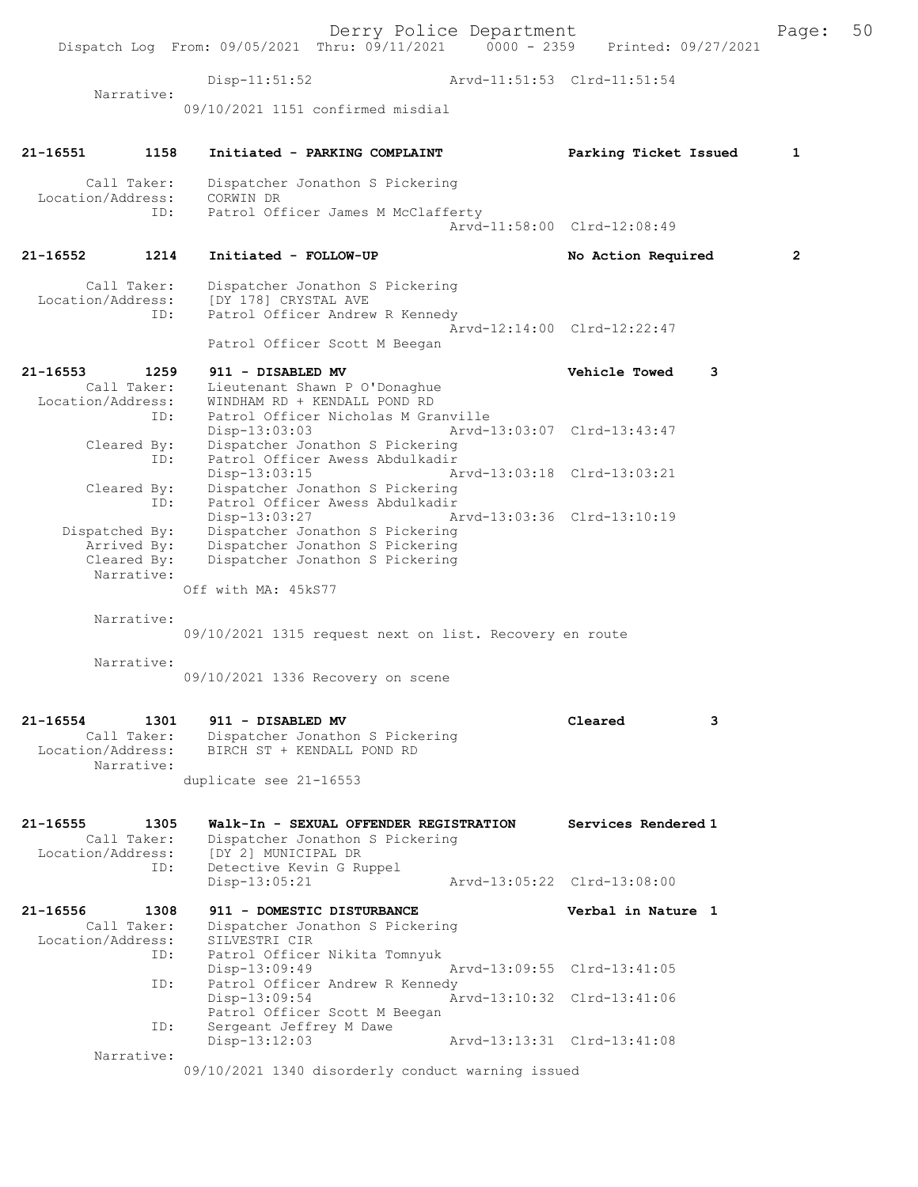Derry Police Department

Dispatch Log From: 09/05/2021 Thru: 09/11/2021 0000 - 2359 Printed: 09/27/2021

```
                Disp-11:51:52                Arvd-11:51:53  Clrd-11:51:54
     Narrative:
                09/10/2021 1151 confirmed misdial


21-16551      1158    Initiated - PARKING COMPLAINT            Parking Ticket Issued      1

      Call Taker:     Dispatcher Jonathon S Pickering
 Location/Address:    CORWIN DR
              ID:     Patrol Officer James M McClafferty
                                                 Arvd-11:58:00  Clrd-12:08:49

21-16552      1214    Initiated - FOLLOW-UP                    No Action Required         2

      Call Taker:     Dispatcher Jonathon S Pickering
 Location/Address:    [DY 178] CRYSTAL AVE
              ID:     Patrol Officer Andrew R Kennedy
                                                 Arvd-12:14:00  Clrd-12:22:47
                      Patrol Officer Scott M Beegan

21-16553      1259    911 - DISABLED MV                        Vehicle Towed     3
      Call Taker:     Lieutenant Shawn P O'Donaghue
 Location/Address:    WINDHAM RD + KENDALL POND RD
              ID:     Patrol Officer Nicholas M Granville
                      Disp-13:03:03              Arvd-13:03:07  Clrd-13:43:47
      Cleared By:     Dispatcher Jonathon S Pickering
              ID:     Patrol Officer Awess Abdulkadir
                      Disp-13:03:15              Arvd-13:03:18  Clrd-13:03:21
      Cleared By:     Dispatcher Jonathon S Pickering
              ID:     Patrol Officer Awess Abdulkadir
                      Disp-13:03:27              Arvd-13:03:36  Clrd-13:10:19
   Dispatched By:     Dispatcher Jonathon S Pickering
      Arrived By:     Dispatcher Jonathon S Pickering
      Cleared By:     Dispatcher Jonathon S Pickering
       Narrative:
                      Off with MA: 45kS77

       Narrative:
                      09/10/2021 1315 request next on list. Recovery en route

       Narrative:
                      09/10/2021 1336 Recovery on scene


21-16554      1301    911 - DISABLED MV                        Cleared           3
      Call Taker:     Dispatcher Jonathon S Pickering
 Location/Address:    BIRCH ST + KENDALL POND RD
       Narrative:
                      duplicate see 21-16553


21-16555      1305    Walk-In - SEXUAL OFFENDER REGISTRATION   Services Rendered 1
      Call Taker:     Dispatcher Jonathon S Pickering
 Location/Address:    [DY 2] MUNICIPAL DR
              ID:     Detective Kevin G Ruppel
                      Disp-13:05:21              Arvd-13:05:22  Clrd-13:08:00

21-16556      1308    911 - DOMESTIC DISTURBANCE               Verbal in Nature  1
      Call Taker:     Dispatcher Jonathon S Pickering
 Location/Address:    SILVESTRI CIR
              ID:     Patrol Officer Nikita Tomnyuk
                      Disp-13:09:49              Arvd-13:09:55  Clrd-13:41:05
              ID:     Patrol Officer Andrew R Kennedy
                      Disp-13:09:54              Arvd-13:10:32  Clrd-13:41:06
                      Patrol Officer Scott M Beegan
              ID:     Sergeant Jeffrey M Dawe
                      Disp-13:12:03              Arvd-13:13:31  Clrd-13:41:08
       Narrative:
                      09/10/2021 1340 disorderly conduct warning issued
```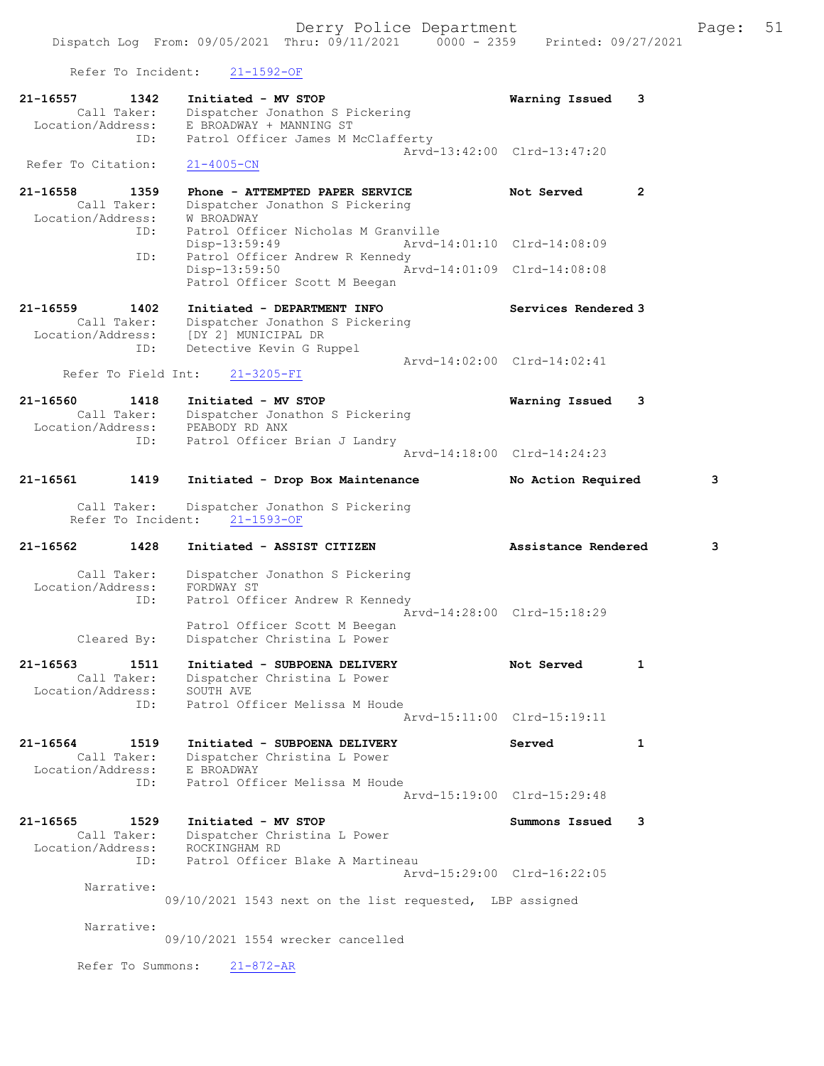Refer To Incident: 21-1592-OF

```
21-16557        1342    Initiated - MV STOP                     Warning Issued    3
        Call Taker:     Dispatcher Jonathon S Pickering
  Location/Address:     E BROADWAY + MANNING ST
                ID:     Patrol Officer James M McClafferty
                                                  Arvd-13:42:00  Clrd-13:47:20
 Refer To Citation:     21-4005-CN

21-16558        1359    Phone - ATTEMPTED PAPER SERVICE         Not Served        2
        Call Taker:     Dispatcher Jonathon S Pickering
  Location/Address:     W BROADWAY
                ID:     Patrol Officer Nicholas M Granville
                        Disp-13:59:49             Arvd-14:01:10  Clrd-14:08:09
                ID:     Patrol Officer Andrew R Kennedy
                        Disp-13:59:50             Arvd-14:01:09  Clrd-14:08:08
                        Patrol Officer Scott M Beegan

21-16559        1402    Initiated - DEPARTMENT INFO             Services Rendered 3
        Call Taker:     Dispatcher Jonathon S Pickering
  Location/Address:     [DY 2] MUNICIPAL DR
                ID:     Detective Kevin G Ruppel
                                                  Arvd-14:02:00  Clrd-14:02:41
    Refer To Field Int:     21-3205-FI

21-16560        1418    Initiated - MV STOP                     Warning Issued    3
        Call Taker:     Dispatcher Jonathon S Pickering
  Location/Address:     PEABODY RD ANX
                ID:     Patrol Officer Brian J Landry
                                                  Arvd-14:18:00  Clrd-14:24:23

21-16561        1419    Initiated - Drop Box Maintenance        No Action Required        3

        Call Taker:     Dispatcher Jonathon S Pickering
    Refer To Incident:     21-1593-OF

21-16562        1428    Initiated - ASSIST CITIZEN              Assistance Rendered       3

        Call Taker:     Dispatcher Jonathon S Pickering
  Location/Address:     FORDWAY ST
                ID:     Patrol Officer Andrew R Kennedy
                                                  Arvd-14:28:00  Clrd-15:18:29
                        Patrol Officer Scott M Beegan
        Cleared By:     Dispatcher Christina L Power

21-16563        1511    Initiated - SUBPOENA DELIVERY           Not Served        1
        Call Taker:     Dispatcher Christina L Power
  Location/Address:     SOUTH AVE
                ID:     Patrol Officer Melissa M Houde
                                                  Arvd-15:11:00  Clrd-15:19:11

21-16564        1519    Initiated - SUBPOENA DELIVERY           Served            1
        Call Taker:     Dispatcher Christina L Power
  Location/Address:     E BROADWAY
                ID:     Patrol Officer Melissa M Houde
                                                  Arvd-15:19:00  Clrd-15:29:48

21-16565        1529    Initiated - MV STOP                     Summons Issued    3
        Call Taker:     Dispatcher Christina L Power
  Location/Address:     ROCKINGHAM RD
                ID:     Patrol Officer Blake A Martineau
                                                  Arvd-15:29:00  Clrd-16:22:05
         Narrative:
                      09/10/2021 1543 next on the list requested,  LBP assigned

         Narrative:
                      09/10/2021 1554 wrecker cancelled

     Refer To Summons:     21-872-AR
```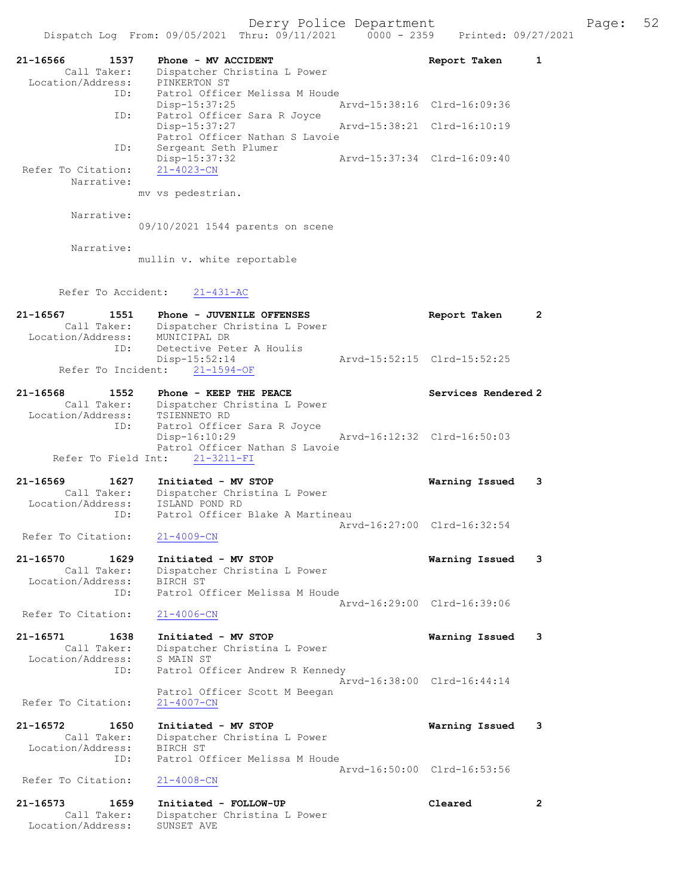Dispatch Log From: 09/05/2021 Thru: 09/11/2021 0000 - 2359 Printed: 09/27/2021

```
21-16566        1537    Phone - MV ACCIDENT                         Report Taken      1
         Call Taker:    Dispatcher Christina L Power
   Location/Address:    PINKERTON ST
                 ID:    Patrol Officer Melissa M Houde
                        Disp-15:37:25               Arvd-15:38:16  Clrd-16:09:36
                 ID:    Patrol Officer Sara R Joyce
                        Disp-15:37:27               Arvd-15:38:21  Clrd-16:10:19
                        Patrol Officer Nathan S Lavoie
                 ID:    Sergeant Seth Plumer
                        Disp-15:37:32               Arvd-15:37:34  Clrd-16:09:40
 Refer To Citation:    21-4023-CN
         Narrative:
                  mv vs pedestrian.

         Narrative:
                  09/10/2021 1544 parents on scene

         Narrative:
                  mullin v. white reportable


       Refer To Accident:    21-431-AC

21-16567        1551    Phone - JUVENILE OFFENSES                   Report Taken      2
         Call Taker:    Dispatcher Christina L Power
   Location/Address:    MUNICIPAL DR
                 ID:    Detective Peter A Houlis
                        Disp-15:52:14               Arvd-15:52:15  Clrd-15:52:25
      Refer To Incident:    21-1594-OF

21-16568        1552    Phone - KEEP THE PEACE                      Services Rendered 2
         Call Taker:    Dispatcher Christina L Power
   Location/Address:    TSIENNETO RD
                 ID:    Patrol Officer Sara R Joyce
                        Disp-16:10:29               Arvd-16:12:32  Clrd-16:50:03
                        Patrol Officer Nathan S Lavoie
     Refer To Field Int:    21-3211-FI

21-16569        1627    Initiated - MV STOP                         Warning Issued    3
         Call Taker:    Dispatcher Christina L Power
   Location/Address:    ISLAND POND RD
                 ID:    Patrol Officer Blake A Martineau
                                                    Arvd-16:27:00  Clrd-16:32:54
 Refer To Citation:    21-4009-CN

21-16570        1629    Initiated - MV STOP                         Warning Issued    3
         Call Taker:    Dispatcher Christina L Power
   Location/Address:    BIRCH ST
                 ID:    Patrol Officer Melissa M Houde
                                                    Arvd-16:29:00  Clrd-16:39:06
 Refer To Citation:    21-4006-CN

21-16571        1638    Initiated - MV STOP                         Warning Issued    3
         Call Taker:    Dispatcher Christina L Power
   Location/Address:    S MAIN ST
                 ID:    Patrol Officer Andrew R Kennedy
                                                    Arvd-16:38:00  Clrd-16:44:14
                        Patrol Officer Scott M Beegan
 Refer To Citation:    21-4007-CN

21-16572        1650    Initiated - MV STOP                         Warning Issued    3
         Call Taker:    Dispatcher Christina L Power
   Location/Address:    BIRCH ST
                 ID:    Patrol Officer Melissa M Houde
                                                    Arvd-16:50:00  Clrd-16:53:56
 Refer To Citation:    21-4008-CN

21-16573        1659    Initiated - FOLLOW-UP                       Cleared           2
         Call Taker:    Dispatcher Christina L Power
   Location/Address:    SUNSET AVE
```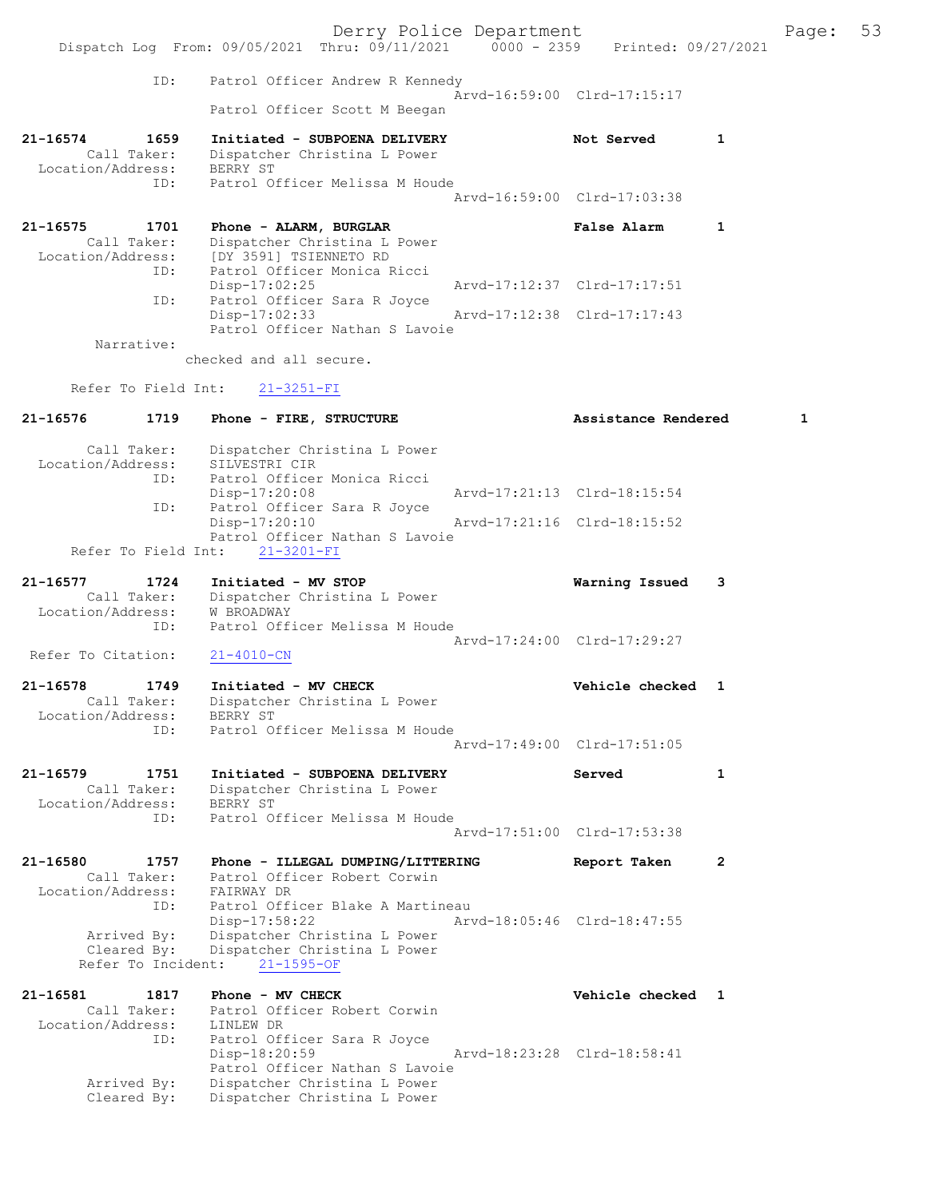```
            ID:    Patrol Officer Andrew R Kennedy
                                              Arvd-16:59:00  Clrd-17:15:17
                   Patrol Officer Scott M Beegan

21-16574       1659    Initiated - SUBPOENA DELIVERY             Not Served        1
       Call Taker:    Dispatcher Christina L Power
  Location/Address:   BERRY ST
               ID:    Patrol Officer Melissa M Houde
                                              Arvd-16:59:00  Clrd-17:03:38

21-16575       1701    Phone - ALARM, BURGLAR                    False Alarm       1
       Call Taker:    Dispatcher Christina L Power
  Location/Address:   [DY 3591] TSIENNETO RD
               ID:    Patrol Officer Monica Ricci
                      Disp-17:02:25           Arvd-17:12:37  Clrd-17:17:51
               ID:    Patrol Officer Sara R Joyce
                      Disp-17:02:33           Arvd-17:12:38  Clrd-17:17:43
                      Patrol Officer Nathan S Lavoie
        Narrative:
                  checked and all secure.

      Refer To Field Int:    21-3251-FI

21-16576       1719    Phone - FIRE, STRUCTURE                   Assistance Rendered        1

       Call Taker:    Dispatcher Christina L Power
  Location/Address:   SILVESTRI CIR
               ID:    Patrol Officer Monica Ricci
                      Disp-17:20:08           Arvd-17:21:13  Clrd-18:15:54
               ID:    Patrol Officer Sara R Joyce
                      Disp-17:20:10           Arvd-17:21:16  Clrd-18:15:52
                      Patrol Officer Nathan S Lavoie
      Refer To Field Int:    21-3201-FI

21-16577       1724    Initiated - MV STOP                       Warning Issued    3
       Call Taker:    Dispatcher Christina L Power
  Location/Address:   W BROADWAY
               ID:    Patrol Officer Melissa M Houde
                                              Arvd-17:24:00  Clrd-17:29:27
  Refer To Citation:   21-4010-CN

21-16578       1749    Initiated - MV CHECK                      Vehicle checked   1
       Call Taker:    Dispatcher Christina L Power
  Location/Address:   BERRY ST
               ID:    Patrol Officer Melissa M Houde
                                              Arvd-17:49:00  Clrd-17:51:05

21-16579       1751    Initiated - SUBPOENA DELIVERY             Served            1
       Call Taker:    Dispatcher Christina L Power
  Location/Address:   BERRY ST
               ID:    Patrol Officer Melissa M Houde
                                              Arvd-17:51:00  Clrd-17:53:38

21-16580       1757    Phone - ILLEGAL DUMPING/LITTERING         Report Taken      2
       Call Taker:    Patrol Officer Robert Corwin
  Location/Address:   FAIRWAY DR
               ID:    Patrol Officer Blake A Martineau
                      Disp-17:58:22           Arvd-18:05:46  Clrd-18:47:55
       Arrived By:    Dispatcher Christina L Power
       Cleared By:    Dispatcher Christina L Power
      Refer To Incident:    21-1595-OF

21-16581       1817    Phone - MV CHECK                          Vehicle checked   1
       Call Taker:    Patrol Officer Robert Corwin
  Location/Address:   LINLEW DR
               ID:    Patrol Officer Sara R Joyce
                      Disp-18:20:59           Arvd-18:23:28  Clrd-18:58:41
                      Patrol Officer Nathan S Lavoie
       Arrived By:    Dispatcher Christina L Power
       Cleared By:    Dispatcher Christina L Power
```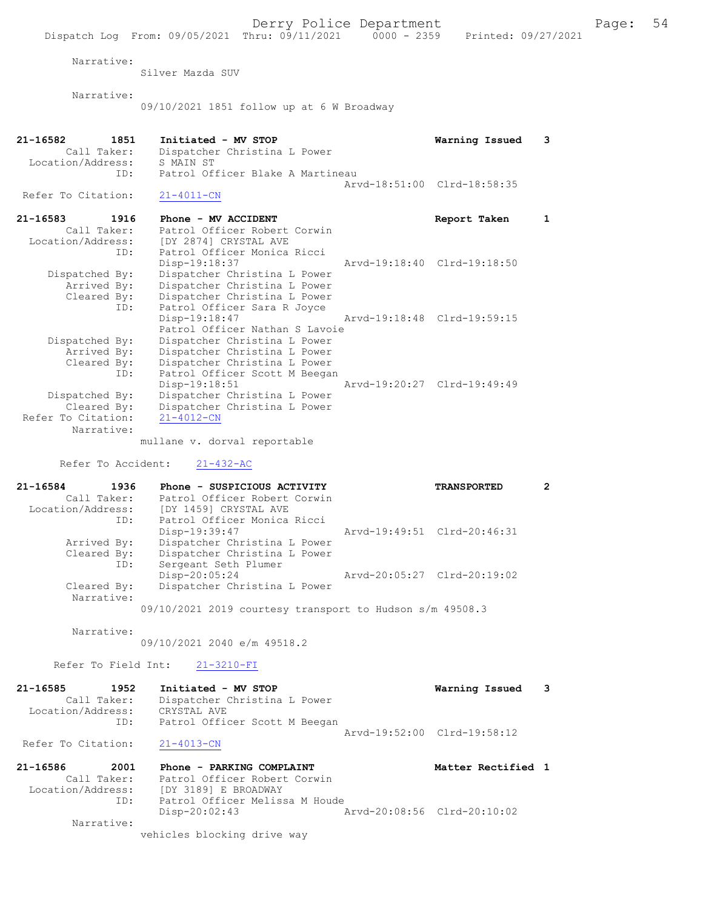Narrative:
Silver Mazda SUV

Narrative:
09/10/2021 1851 follow up at 6 W Broadway

**21-16582 1851 Initiated - MV STOP** **Warning Issued 3**
Call Taker: Dispatcher Christina L Power
Location/Address: S MAIN ST
ID: Patrol Officer Blake A Martineau
Arvd-18:51:00 Clrd-18:58:35
Refer To Citation: 21-4011-CN

**21-16583 1916 Phone - MV ACCIDENT** **Report Taken 1**
Call Taker: Patrol Officer Robert Corwin
Location/Address: [DY 2874] CRYSTAL AVE
ID: Patrol Officer Monica Ricci
Disp-19:18:37 Arvd-19:18:40 Clrd-19:18:50
Dispatched By: Dispatcher Christina L Power
Arrived By: Dispatcher Christina L Power
Cleared By: Dispatcher Christina L Power
ID: Patrol Officer Sara R Joyce
Disp-19:18:47 Arvd-19:18:48 Clrd-19:59:15
Patrol Officer Nathan S Lavoie
Dispatched By: Dispatcher Christina L Power
Arrived By: Dispatcher Christina L Power
Cleared By: Dispatcher Christina L Power
ID: Patrol Officer Scott M Beegan
Disp-19:18:51 Arvd-19:20:27 Clrd-19:49:49
Dispatched By: Dispatcher Christina L Power
Cleared By: Dispatcher Christina L Power
Refer To Citation: 21-4012-CN
Narrative:
mullane v. dorval reportable

Refer To Accident: 21-432-AC

**21-16584 1936 Phone - SUSPICIOUS ACTIVITY** **TRANSPORTED 2**
Call Taker: Patrol Officer Robert Corwin
Location/Address: [DY 1459] CRYSTAL AVE
ID: Patrol Officer Monica Ricci
Disp-19:39:47 Arvd-19:49:51 Clrd-20:46:31
Arrived By: Dispatcher Christina L Power
Cleared By: Dispatcher Christina L Power
ID: Sergeant Seth Plumer
Disp-20:05:24 Arvd-20:05:27 Clrd-20:19:02
Cleared By: Dispatcher Christina L Power
Narrative:
09/10/2021 2019 courtesy transport to Hudson s/m 49508.3

Narrative:
09/10/2021 2040 e/m 49518.2

Refer To Field Int: 21-3210-FI

**21-16585 1952 Initiated - MV STOP** **Warning Issued 3**
Call Taker: Dispatcher Christina L Power
Location/Address: CRYSTAL AVE
ID: Patrol Officer Scott M Beegan
Arvd-19:52:00 Clrd-19:58:12
Refer To Citation: 21-4013-CN

**21-16586 2001 Phone - PARKING COMPLAINT** **Matter Rectified 1**
Call Taker: Patrol Officer Robert Corwin
Location/Address: [DY 3189] E BROADWAY
ID: Patrol Officer Melissa M Houde
Disp-20:02:43 Arvd-20:08:56 Clrd-20:10:02
Narrative:
vehicles blocking drive way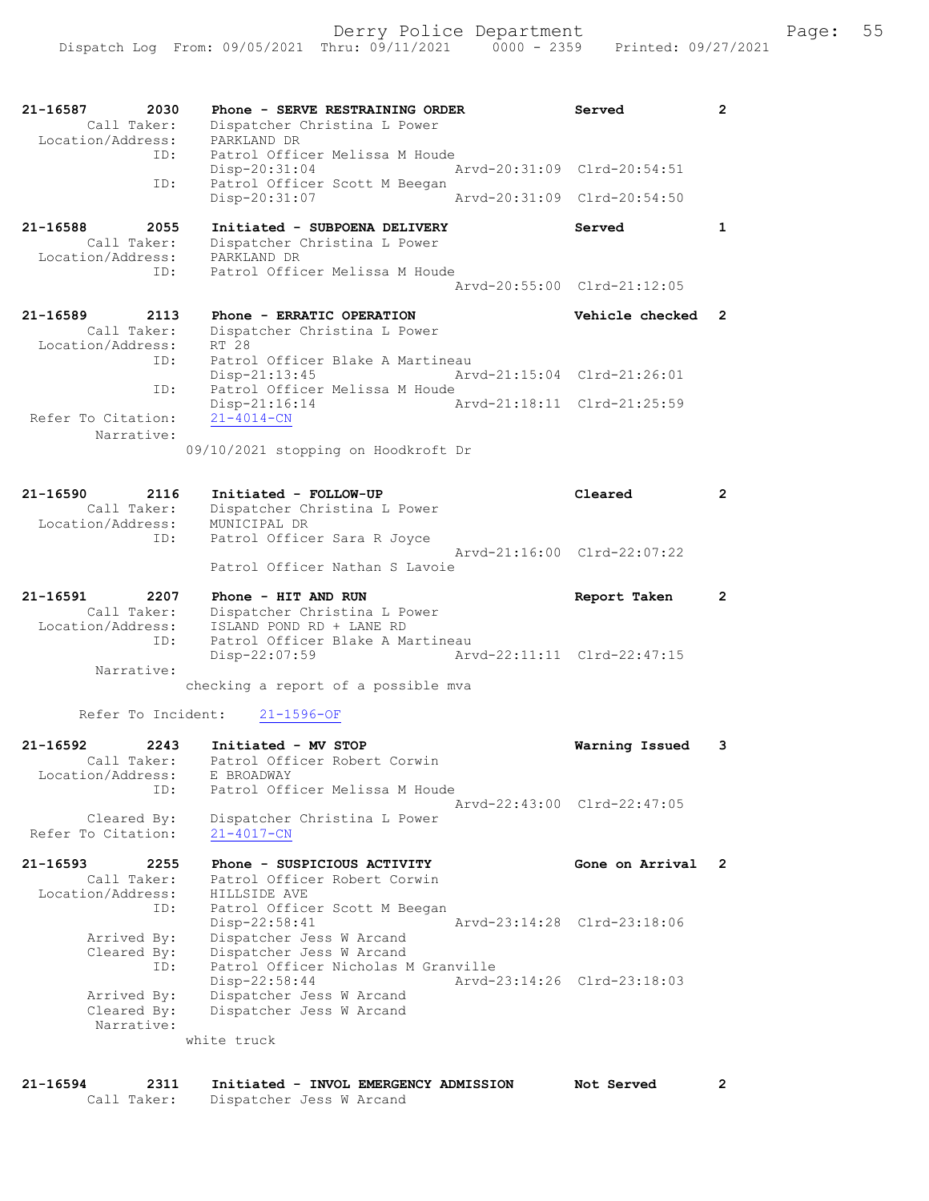21-16587 2030 Phone - SERVE RESTRAINING ORDER Served 2
Call Taker: Dispatcher Christina L Power
Location/Address: PARKLAND DR
ID: Patrol Officer Melissa M Houde
Disp-20:31:04 Arvd-20:31:09 Clrd-20:54:51
ID: Patrol Officer Scott M Beegan
Disp-20:31:07 Arvd-20:31:09 Clrd-20:54:50

21-16588 2055 Initiated - SUBPOENA DELIVERY Served 1
Call Taker: Dispatcher Christina L Power
Location/Address: PARKLAND DR
ID: Patrol Officer Melissa M Houde
Arvd-20:55:00 Clrd-21:12:05

21-16589 2113 Phone - ERRATIC OPERATION Vehicle checked 2
Call Taker: Dispatcher Christina L Power
Location/Address: RT 28
ID: Patrol Officer Blake A Martineau
Disp-21:13:45 Arvd-21:15:04 Clrd-21:26:01
ID: Patrol Officer Melissa M Houde
Disp-21:16:14 Arvd-21:18:11 Clrd-21:25:59
Refer To Citation: 21-4014-CN
Narrative:
09/10/2021 stopping on Hoodkroft Dr

21-16590 2116 Initiated - FOLLOW-UP Cleared 2
Call Taker: Dispatcher Christina L Power
Location/Address: MUNICIPAL DR
ID: Patrol Officer Sara R Joyce
Arvd-21:16:00 Clrd-22:07:22
Patrol Officer Nathan S Lavoie

21-16591 2207 Phone - HIT AND RUN Report Taken 2
Call Taker: Dispatcher Christina L Power
Location/Address: ISLAND POND RD + LANE RD
ID: Patrol Officer Blake A Martineau
Disp-22:07:59 Arvd-22:11:11 Clrd-22:47:15
Narrative:
checking a report of a possible mva

Refer To Incident: 21-1596-OF

21-16592 2243 Initiated - MV STOP Warning Issued 3
Call Taker: Patrol Officer Robert Corwin
Location/Address: E BROADWAY
ID: Patrol Officer Melissa M Houde
Arvd-22:43:00 Clrd-22:47:05
Cleared By: Dispatcher Christina L Power
Refer To Citation: 21-4017-CN

21-16593 2255 Phone - SUSPICIOUS ACTIVITY Gone on Arrival 2
Call Taker: Patrol Officer Robert Corwin
Location/Address: HILLSIDE AVE
ID: Patrol Officer Scott M Beegan
Disp-22:58:41 Arvd-23:14:28 Clrd-23:18:06
Arrived By: Dispatcher Jess W Arcand
Cleared By: Dispatcher Jess W Arcand
ID: Patrol Officer Nicholas M Granville
Disp-22:58:44 Arvd-23:14:26 Clrd-23:18:03
Arrived By: Dispatcher Jess W Arcand
Cleared By: Dispatcher Jess W Arcand
Narrative:
white truck

21-16594 2311 Initiated - INVOL EMERGENCY ADMISSION Not Served 2
Call Taker: Dispatcher Jess W Arcand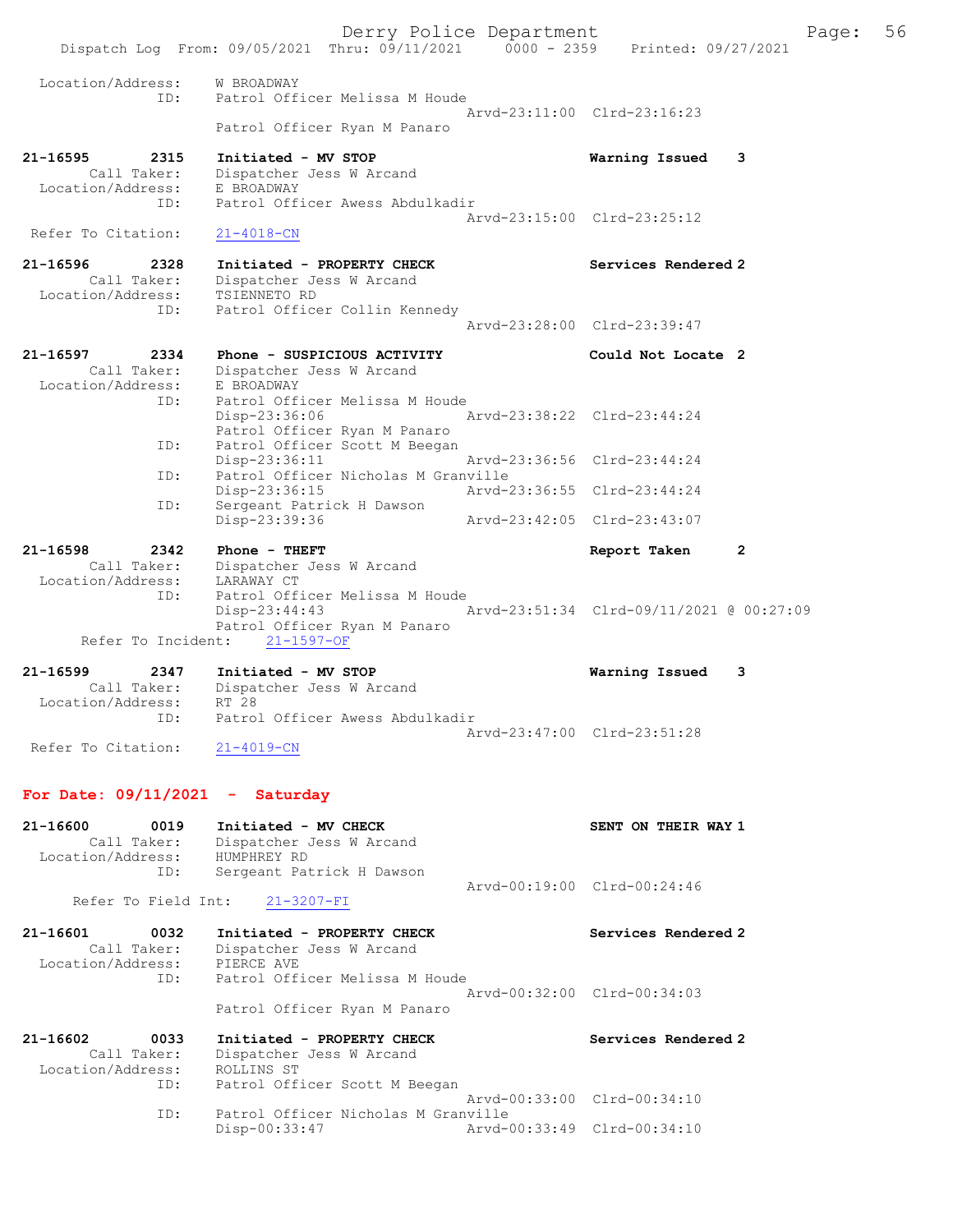```
 Location/Address:     W BROADWAY
               ID:     Patrol Officer Melissa M Houde
                                                   Arvd-23:11:00  Clrd-23:16:23
                       Patrol Officer Ryan M Panaro

21-16595        2315   Initiated - MV STOP                          Warning Issued    3
        Call Taker:    Dispatcher Jess W Arcand
 Location/Address:     E BROADWAY
               ID:     Patrol Officer Awess Abdulkadir
                                                   Arvd-23:15:00  Clrd-23:25:12
 Refer To Citation:    21-4018-CN

21-16596        2328   Initiated - PROPERTY CHECK                   Services Rendered 2
        Call Taker:    Dispatcher Jess W Arcand
 Location/Address:     TSIENNETO RD
               ID:     Patrol Officer Collin Kennedy
                                                   Arvd-23:28:00  Clrd-23:39:47

21-16597        2334   Phone - SUSPICIOUS ACTIVITY                  Could Not Locate  2
        Call Taker:    Dispatcher Jess W Arcand
 Location/Address:     E BROADWAY
               ID:     Patrol Officer Melissa M Houde
                       Disp-23:36:06               Arvd-23:38:22  Clrd-23:44:24
                       Patrol Officer Ryan M Panaro
               ID:     Patrol Officer Scott M Beegan
                       Disp-23:36:11               Arvd-23:36:56  Clrd-23:44:24
               ID:     Patrol Officer Nicholas M Granville
                       Disp-23:36:15               Arvd-23:36:55  Clrd-23:44:24
               ID:     Sergeant Patrick H Dawson
                       Disp-23:39:36               Arvd-23:42:05  Clrd-23:43:07

21-16598        2342   Phone - THEFT                                Report Taken      2
        Call Taker:    Dispatcher Jess W Arcand
 Location/Address:     LARAWAY CT
               ID:     Patrol Officer Melissa M Houde
                       Disp-23:44:43               Arvd-23:51:34  Clrd-09/11/2021 @ 00:27:09
                       Patrol Officer Ryan M Panaro
       Refer To Incident:    21-1597-OF

21-16599        2347   Initiated - MV STOP                          Warning Issued    3
        Call Taker:    Dispatcher Jess W Arcand
 Location/Address:     RT 28
               ID:     Patrol Officer Awess Abdulkadir
                                                   Arvd-23:47:00  Clrd-23:51:28
 Refer To Citation:    21-4019-CN
```

**For Date: 09/11/2021 - Saturday**

```
21-16600        0019   Initiated - MV CHECK                         SENT ON THEIR WAY 1
        Call Taker:    Dispatcher Jess W Arcand
 Location/Address:     HUMPHREY RD
               ID:     Sergeant Patrick H Dawson
                                                   Arvd-00:19:00  Clrd-00:24:46
      Refer To Field Int:    21-3207-FI

21-16601        0032   Initiated - PROPERTY CHECK                   Services Rendered 2
        Call Taker:    Dispatcher Jess W Arcand
 Location/Address:     PIERCE AVE
               ID:     Patrol Officer Melissa M Houde
                                                   Arvd-00:32:00  Clrd-00:34:03
                       Patrol Officer Ryan M Panaro

21-16602        0033   Initiated - PROPERTY CHECK                   Services Rendered 2
        Call Taker:    Dispatcher Jess W Arcand
 Location/Address:     ROLLINS ST
               ID:     Patrol Officer Scott M Beegan
                                                   Arvd-00:33:00  Clrd-00:34:10
               ID:     Patrol Officer Nicholas M Granville
                       Disp-00:33:47               Arvd-00:33:49  Clrd-00:34:10
```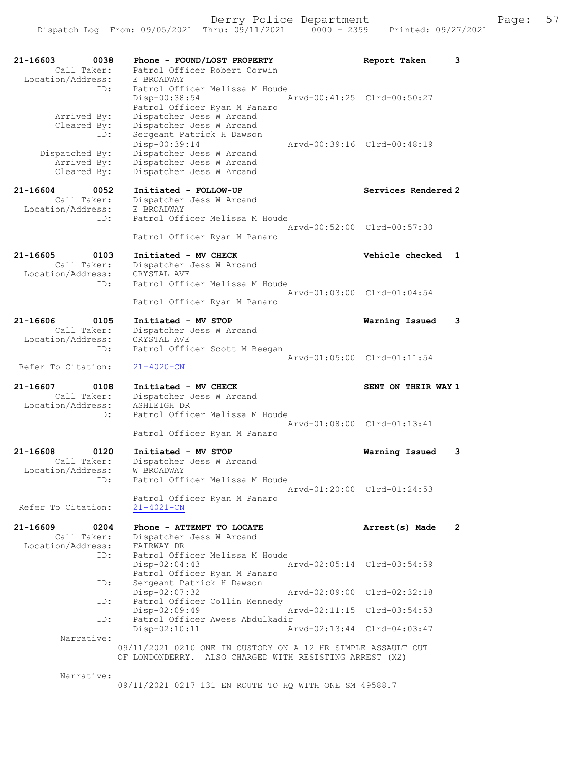```
21-16603        0038    Phone - FOUND/LOST PROPERTY                Report Taken       3
        Call Taker:     Patrol Officer Robert Corwin
  Location/Address:     E BROADWAY
                ID:     Patrol Officer Melissa M Houde
                        Disp-00:38:54                   Arvd-00:41:25  Clrd-00:50:27
                        Patrol Officer Ryan M Panaro
        Arrived By:     Dispatcher Jess W Arcand
        Cleared By:     Dispatcher Jess W Arcand
                ID:     Sergeant Patrick H Dawson
                        Disp-00:39:14                   Arvd-00:39:16  Clrd-00:48:19
     Dispatched By:     Dispatcher Jess W Arcand
        Arrived By:     Dispatcher Jess W Arcand
        Cleared By:     Dispatcher Jess W Arcand

21-16604        0052    Initiated - FOLLOW-UP                      Services Rendered 2
        Call Taker:     Dispatcher Jess W Arcand
  Location/Address:     E BROADWAY
                ID:     Patrol Officer Melissa M Houde
                                                        Arvd-00:52:00  Clrd-00:57:30
                        Patrol Officer Ryan M Panaro

21-16605        0103    Initiated - MV CHECK                       Vehicle checked   1
        Call Taker:     Dispatcher Jess W Arcand
  Location/Address:     CRYSTAL AVE
                ID:     Patrol Officer Melissa M Houde
                                                        Arvd-01:03:00  Clrd-01:04:54
                        Patrol Officer Ryan M Panaro

21-16606        0105    Initiated - MV STOP                        Warning Issued    3
        Call Taker:     Dispatcher Jess W Arcand
  Location/Address:     CRYSTAL AVE
                ID:     Patrol Officer Scott M Beegan
                                                        Arvd-01:05:00  Clrd-01:11:54
 Refer To Citation:     21-4020-CN

21-16607        0108    Initiated - MV CHECK                       SENT ON THEIR WAY 1
        Call Taker:     Dispatcher Jess W Arcand
  Location/Address:     ASHLEIGH DR
                ID:     Patrol Officer Melissa M Houde
                                                        Arvd-01:08:00  Clrd-01:13:41
                        Patrol Officer Ryan M Panaro

21-16608        0120    Initiated - MV STOP                        Warning Issued    3
        Call Taker:     Dispatcher Jess W Arcand
  Location/Address:     W BROADWAY
                ID:     Patrol Officer Melissa M Houde
                                                        Arvd-01:20:00  Clrd-01:24:53
                        Patrol Officer Ryan M Panaro
 Refer To Citation:     21-4021-CN

21-16609        0204    Phone - ATTEMPT TO LOCATE                  Arrest(s) Made    2
        Call Taker:     Dispatcher Jess W Arcand
  Location/Address:     FAIRWAY DR
                ID:     Patrol Officer Melissa M Houde
                        Disp-02:04:43                   Arvd-02:05:14  Clrd-03:54:59
                        Patrol Officer Ryan M Panaro
                ID:     Sergeant Patrick H Dawson
                        Disp-02:07:32                   Arvd-02:09:00  Clrd-02:32:18
                ID:     Patrol Officer Collin Kennedy
                        Disp-02:09:49                   Arvd-02:11:15  Clrd-03:54:53
                ID:     Patrol Officer Awess Abdulkadir
                        Disp-02:10:11                   Arvd-02:13:44  Clrd-04:03:47
         Narrative:
                      09/11/2021 0210 ONE IN CUSTODY ON A 12 HR SIMPLE ASSAULT OUT
                      OF LONDONDERRY.  ALSO CHARGED WITH RESISTING ARREST (X2)

         Narrative:
                      09/11/2021 0217 131 EN ROUTE TO HQ WITH ONE SM 49588.7
```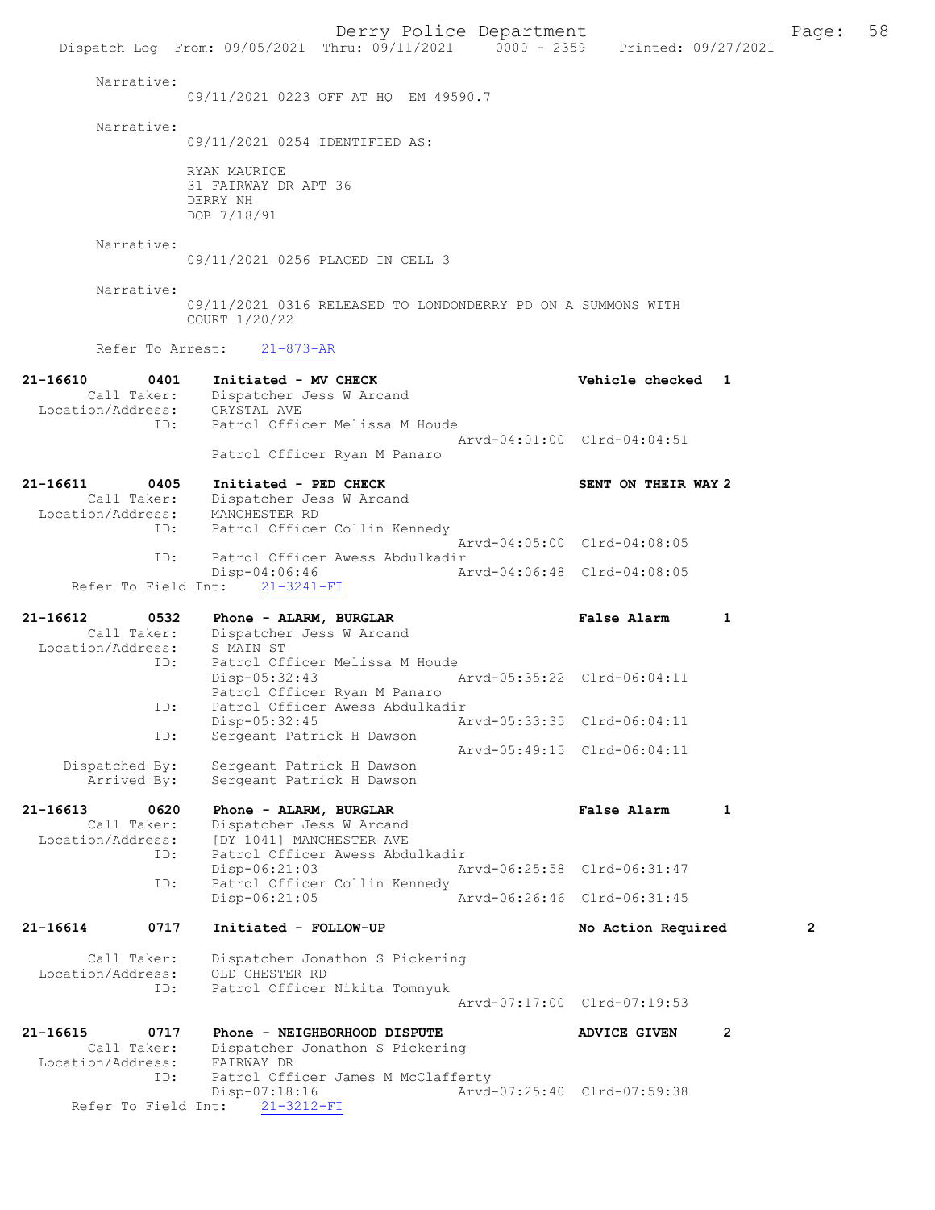Narrative:
09/11/2021 0223 OFF AT HQ EM 49590.7

Narrative:
09/11/2021 0254 IDENTIFIED AS:

RYAN MAURICE
31 FAIRWAY DR APT 36
DERRY NH
DOB 7/18/91

Narrative:
09/11/2021 0256 PLACED IN CELL 3

Narrative:
09/11/2021 0316 RELEASED TO LONDONDERRY PD ON A SUMMONS WITH COURT 1/20/22

Refer To Arrest: 21-873-AR

**21-16610 0401 Initiated - MV CHECK** — **Vehicle checked 1**
Call Taker: Dispatcher Jess W Arcand
Location/Address: CRYSTAL AVE
ID: Patrol Officer Melissa M Houde
Arvd-04:01:00 Clrd-04:04:51
Patrol Officer Ryan M Panaro

**21-16611 0405 Initiated - PED CHECK** — **SENT ON THEIR WAY 2**
Call Taker: Dispatcher Jess W Arcand
Location/Address: MANCHESTER RD
ID: Patrol Officer Collin Kennedy
Arvd-04:05:00 Clrd-04:08:05
ID: Patrol Officer Awess Abdulkadir
Disp-04:06:46 Arvd-04:06:48 Clrd-04:08:05
Refer To Field Int: 21-3241-FI

**21-16612 0532 Phone - ALARM, BURGLAR** — **False Alarm 1**
Call Taker: Dispatcher Jess W Arcand
Location/Address: S MAIN ST
ID: Patrol Officer Melissa M Houde
Disp-05:32:43 Arvd-05:35:22 Clrd-06:04:11
Patrol Officer Ryan M Panaro
ID: Patrol Officer Awess Abdulkadir
Disp-05:32:45 Arvd-05:33:35 Clrd-06:04:11
ID: Sergeant Patrick H Dawson
Arvd-05:49:15 Clrd-06:04:11
Dispatched By: Sergeant Patrick H Dawson
Arrived By: Sergeant Patrick H Dawson

**21-16613 0620 Phone - ALARM, BURGLAR** — **False Alarm 1**
Call Taker: Dispatcher Jess W Arcand
Location/Address: [DY 1041] MANCHESTER AVE
ID: Patrol Officer Awess Abdulkadir
Disp-06:21:03 Arvd-06:25:58 Clrd-06:31:47
ID: Patrol Officer Collin Kennedy
Disp-06:21:05 Arvd-06:26:46 Clrd-06:31:45

**21-16614 0717 Initiated - FOLLOW-UP** — **No Action Required 2**
Call Taker: Dispatcher Jonathon S Pickering
Location/Address: OLD CHESTER RD
ID: Patrol Officer Nikita Tomnyuk
Arvd-07:17:00 Clrd-07:19:53

**21-16615 0717 Phone - NEIGHBORHOOD DISPUTE** — **ADVICE GIVEN 2**
Call Taker: Dispatcher Jonathon S Pickering
Location/Address: FAIRWAY DR
ID: Patrol Officer James M McClafferty
Disp-07:18:16 Arvd-07:25:40 Clrd-07:59:38
Refer To Field Int: 21-3212-FI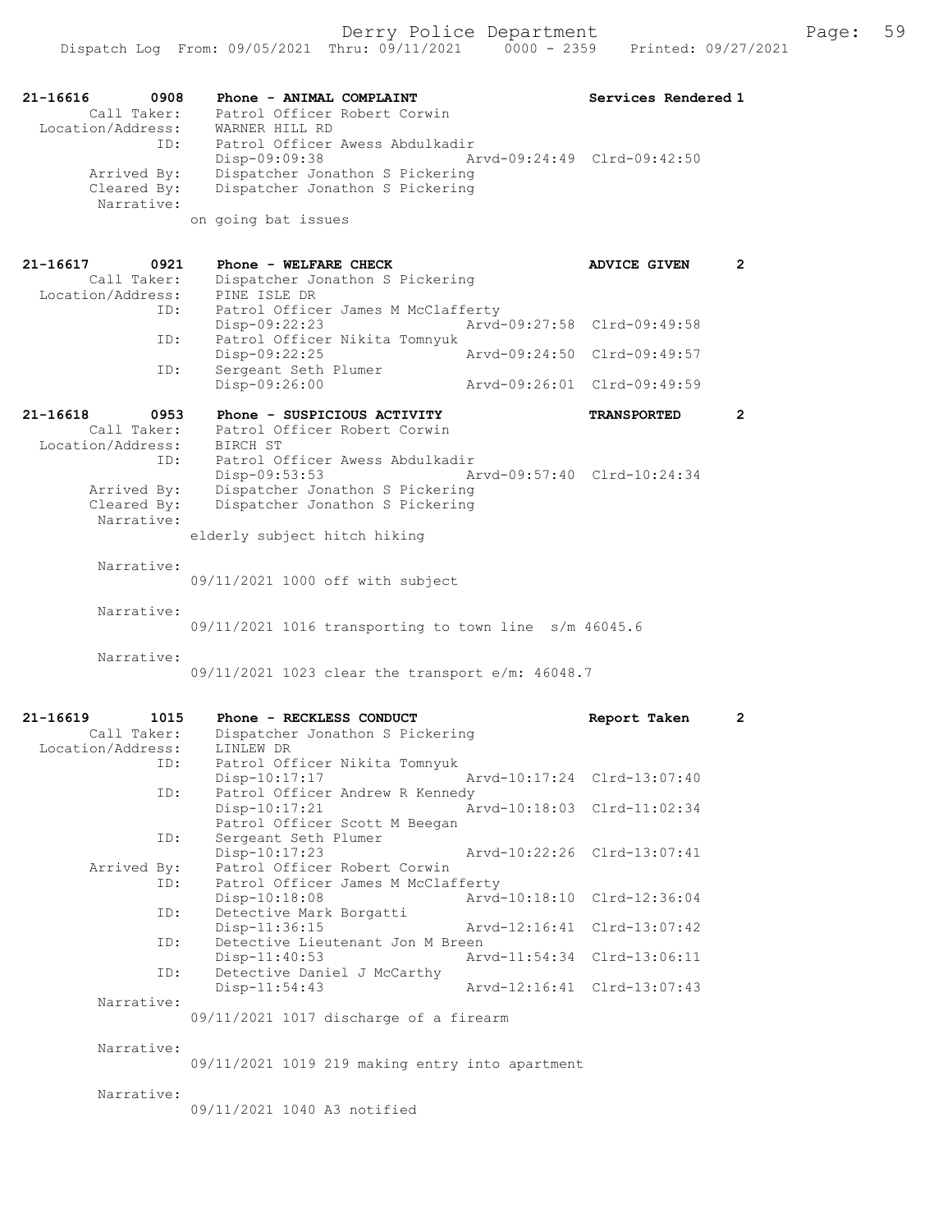```
21-16616        0908    Phone - ANIMAL COMPLAINT                      Services Rendered 1
        Call Taker:     Patrol Officer Robert Corwin
  Location/Address:     WARNER HILL RD
                ID:     Patrol Officer Awess Abdulkadir
                        Disp-09:09:38                  Arvd-09:24:49  Clrd-09:42:50
        Arrived By:     Dispatcher Jonathon S Pickering
        Cleared By:     Dispatcher Jonathon S Pickering
         Narrative:
                        on going bat issues


21-16617        0921    Phone - WELFARE CHECK                         ADVICE GIVEN      2
        Call Taker:     Dispatcher Jonathon S Pickering
  Location/Address:     PINE ISLE DR
                ID:     Patrol Officer James M McClafferty
                        Disp-09:22:23                  Arvd-09:27:58  Clrd-09:49:58
                ID:     Patrol Officer Nikita Tomnyuk
                        Disp-09:22:25                  Arvd-09:24:50  Clrd-09:49:57
                ID:     Sergeant Seth Plumer
                        Disp-09:26:00                  Arvd-09:26:01  Clrd-09:49:59

21-16618        0953    Phone - SUSPICIOUS ACTIVITY                   TRANSPORTED       2
        Call Taker:     Patrol Officer Robert Corwin
  Location/Address:     BIRCH ST
                ID:     Patrol Officer Awess Abdulkadir
                        Disp-09:53:53                  Arvd-09:57:40  Clrd-10:24:34
        Arrived By:     Dispatcher Jonathon S Pickering
        Cleared By:     Dispatcher Jonathon S Pickering
         Narrative:
                        elderly subject hitch hiking

         Narrative:
                        09/11/2021 1000 off with subject

         Narrative:
                        09/11/2021 1016 transporting to town line  s/m 46045.6

         Narrative:
                        09/11/2021 1023 clear the transport e/m: 46048.7


21-16619        1015    Phone - RECKLESS CONDUCT                      Report Taken      2
        Call Taker:     Dispatcher Jonathon S Pickering
  Location/Address:     LINLEW DR
                ID:     Patrol Officer Nikita Tomnyuk
                        Disp-10:17:17                  Arvd-10:17:24  Clrd-13:07:40
                ID:     Patrol Officer Andrew R Kennedy
                        Disp-10:17:21                  Arvd-10:18:03  Clrd-11:02:34
                        Patrol Officer Scott M Beegan
                ID:     Sergeant Seth Plumer
                        Disp-10:17:23                  Arvd-10:22:26  Clrd-13:07:41
        Arrived By:     Patrol Officer Robert Corwin
                ID:     Patrol Officer James M McClafferty
                        Disp-10:18:08                  Arvd-10:18:10  Clrd-12:36:04
                ID:     Detective Mark Borgatti
                        Disp-11:36:15                  Arvd-12:16:41  Clrd-13:07:42
                ID:     Detective Lieutenant Jon M Breen
                        Disp-11:40:53                  Arvd-11:54:34  Clrd-13:06:11
                ID:     Detective Daniel J McCarthy
                        Disp-11:54:43                  Arvd-12:16:41  Clrd-13:07:43
         Narrative:
                        09/11/2021 1017 discharge of a firearm

         Narrative:
                        09/11/2021 1019 219 making entry into apartment

         Narrative:
                        09/11/2021 1040 A3 notified
```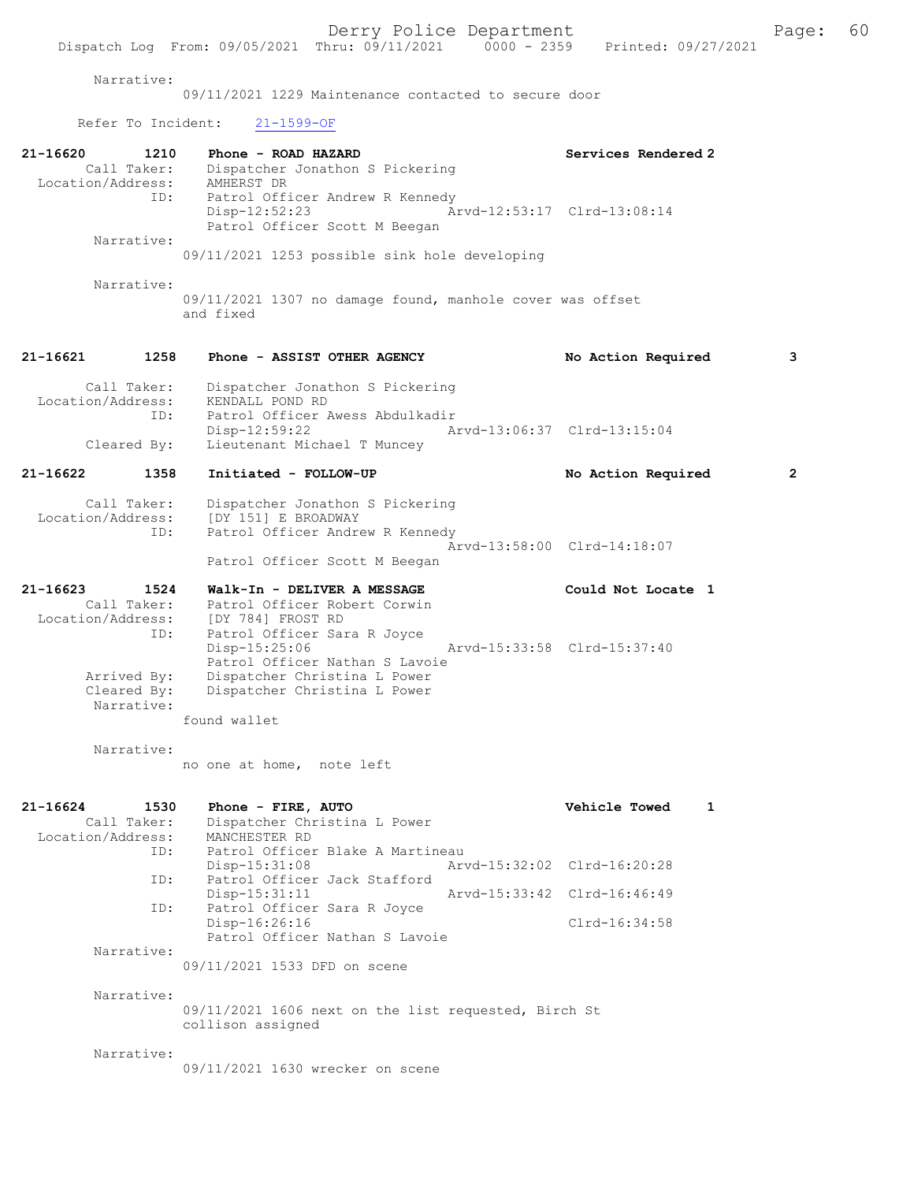Narrative:
09/11/2021 1229 Maintenance contacted to secure door

Refer To Incident: 21-1599-OF

**21-16620 1210 Phone - ROAD HAZARD — Services Rendered 2**

Call Taker: Dispatcher Jonathon S Pickering
Location/Address: AMHERST DR
ID: Patrol Officer Andrew R Kennedy
Disp-12:52:23 Arvd-12:53:17 Clrd-13:08:14
Patrol Officer Scott M Beegan

Narrative:
09/11/2021 1253 possible sink hole developing

Narrative:
09/11/2021 1307 no damage found, manhole cover was offset and fixed

**21-16621 1258 Phone - ASSIST OTHER AGENCY — No Action Required 3**

Call Taker: Dispatcher Jonathon S Pickering
Location/Address: KENDALL POND RD
ID: Patrol Officer Awess Abdulkadir
Disp-12:59:22 Arvd-13:06:37 Clrd-13:15:04
Cleared By: Lieutenant Michael T Muncey

**21-16622 1358 Initiated - FOLLOW-UP — No Action Required 2**

Call Taker: Dispatcher Jonathon S Pickering
Location/Address: [DY 151] E BROADWAY
ID: Patrol Officer Andrew R Kennedy
Arvd-13:58:00 Clrd-14:18:07
Patrol Officer Scott M Beegan

**21-16623 1524 Walk-In - DELIVER A MESSAGE — Could Not Locate 1**

Call Taker: Patrol Officer Robert Corwin
Location/Address: [DY 784] FROST RD
ID: Patrol Officer Sara R Joyce
Disp-15:25:06 Arvd-15:33:58 Clrd-15:37:40
Patrol Officer Nathan S Lavoie
Arrived By: Dispatcher Christina L Power
Cleared By: Dispatcher Christina L Power

Narrative:
found wallet

Narrative:
no one at home, note left

**21-16624 1530 Phone - FIRE, AUTO — Vehicle Towed 1**

Call Taker: Dispatcher Christina L Power
Location/Address: MANCHESTER RD
ID: Patrol Officer Blake A Martineau
Disp-15:31:08 Arvd-15:32:02 Clrd-16:20:28
ID: Patrol Officer Jack Stafford
Disp-15:31:11 Arvd-15:33:42 Clrd-16:46:49
ID: Patrol Officer Sara R Joyce
Disp-16:26:16 Clrd-16:34:58
Patrol Officer Nathan S Lavoie

Narrative:
09/11/2021 1533 DFD on scene

Narrative:
09/11/2021 1606 next on the list requested, Birch St collison assigned

Narrative:
09/11/2021 1630 wrecker on scene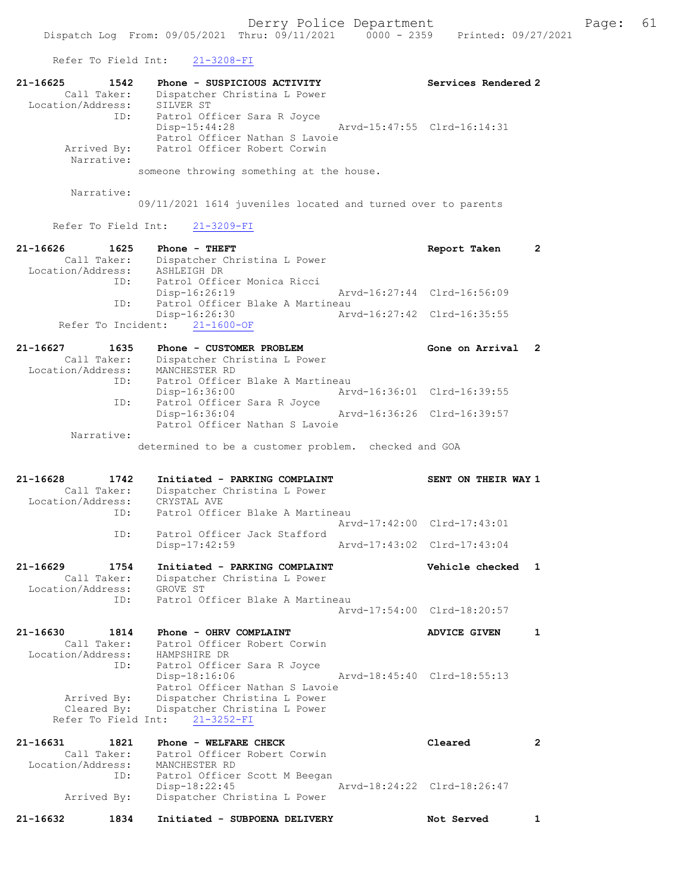Refer To Field Int: 21-3208-FI

```
21-16625        1542    Phone - SUSPICIOUS ACTIVITY                    Services Rendered 2
        Call Taker:     Dispatcher Christina L Power
  Location/Address:     SILVER ST
                ID:     Patrol Officer Sara R Joyce
                        Disp-15:44:28                  Arvd-15:47:55  Clrd-16:14:31
                        Patrol Officer Nathan S Lavoie
        Arrived By:     Patrol Officer Robert Corwin
         Narrative:
                      someone throwing something at the house.

         Narrative:
                      09/11/2021 1614 juveniles located and turned over to parents

      Refer To Field Int:     21-3209-FI

21-16626        1625    Phone - THEFT                                  Report Taken      2
        Call Taker:     Dispatcher Christina L Power
  Location/Address:     ASHLEIGH DR
                ID:     Patrol Officer Monica Ricci
                        Disp-16:26:19                  Arvd-16:27:44  Clrd-16:56:09
                ID:     Patrol Officer Blake A Martineau
                        Disp-16:26:30                  Arvd-16:27:42  Clrd-16:35:55
       Refer To Incident:     21-1600-OF

21-16627        1635    Phone - CUSTOMER PROBLEM                       Gone on Arrival   2
        Call Taker:     Dispatcher Christina L Power
  Location/Address:     MANCHESTER RD
                ID:     Patrol Officer Blake A Martineau
                        Disp-16:36:00                  Arvd-16:36:01  Clrd-16:39:55
                ID:     Patrol Officer Sara R Joyce
                        Disp-16:36:04                  Arvd-16:36:26  Clrd-16:39:57
                        Patrol Officer Nathan S Lavoie
         Narrative:
                      determined to be a customer problem.  checked and GOA

21-16628        1742    Initiated - PARKING COMPLAINT                  SENT ON THEIR WAY 1
        Call Taker:     Dispatcher Christina L Power
  Location/Address:     CRYSTAL AVE
                ID:     Patrol Officer Blake A Martineau
                                                       Arvd-17:42:00  Clrd-17:43:01
                ID:     Patrol Officer Jack Stafford
                        Disp-17:42:59                  Arvd-17:43:02  Clrd-17:43:04

21-16629        1754    Initiated - PARKING COMPLAINT                  Vehicle checked   1
        Call Taker:     Dispatcher Christina L Power
  Location/Address:     GROVE ST
                ID:     Patrol Officer Blake A Martineau
                                                       Arvd-17:54:00  Clrd-18:20:57

21-16630        1814    Phone - OHRV COMPLAINT                         ADVICE GIVEN      1
        Call Taker:     Patrol Officer Robert Corwin
  Location/Address:     HAMPSHIRE DR
                ID:     Patrol Officer Sara R Joyce
                        Disp-18:16:06                  Arvd-18:45:40  Clrd-18:55:13
                        Patrol Officer Nathan S Lavoie
        Arrived By:     Dispatcher Christina L Power
        Cleared By:     Dispatcher Christina L Power
      Refer To Field Int:     21-3252-FI

21-16631        1821    Phone - WELFARE CHECK                          Cleared           2
        Call Taker:     Patrol Officer Robert Corwin
  Location/Address:     MANCHESTER RD
                ID:     Patrol Officer Scott M Beegan
                        Disp-18:22:45                  Arvd-18:24:22  Clrd-18:26:47
        Arrived By:     Dispatcher Christina L Power

21-16632        1834    Initiated - SUBPOENA DELIVERY                  Not Served        1
```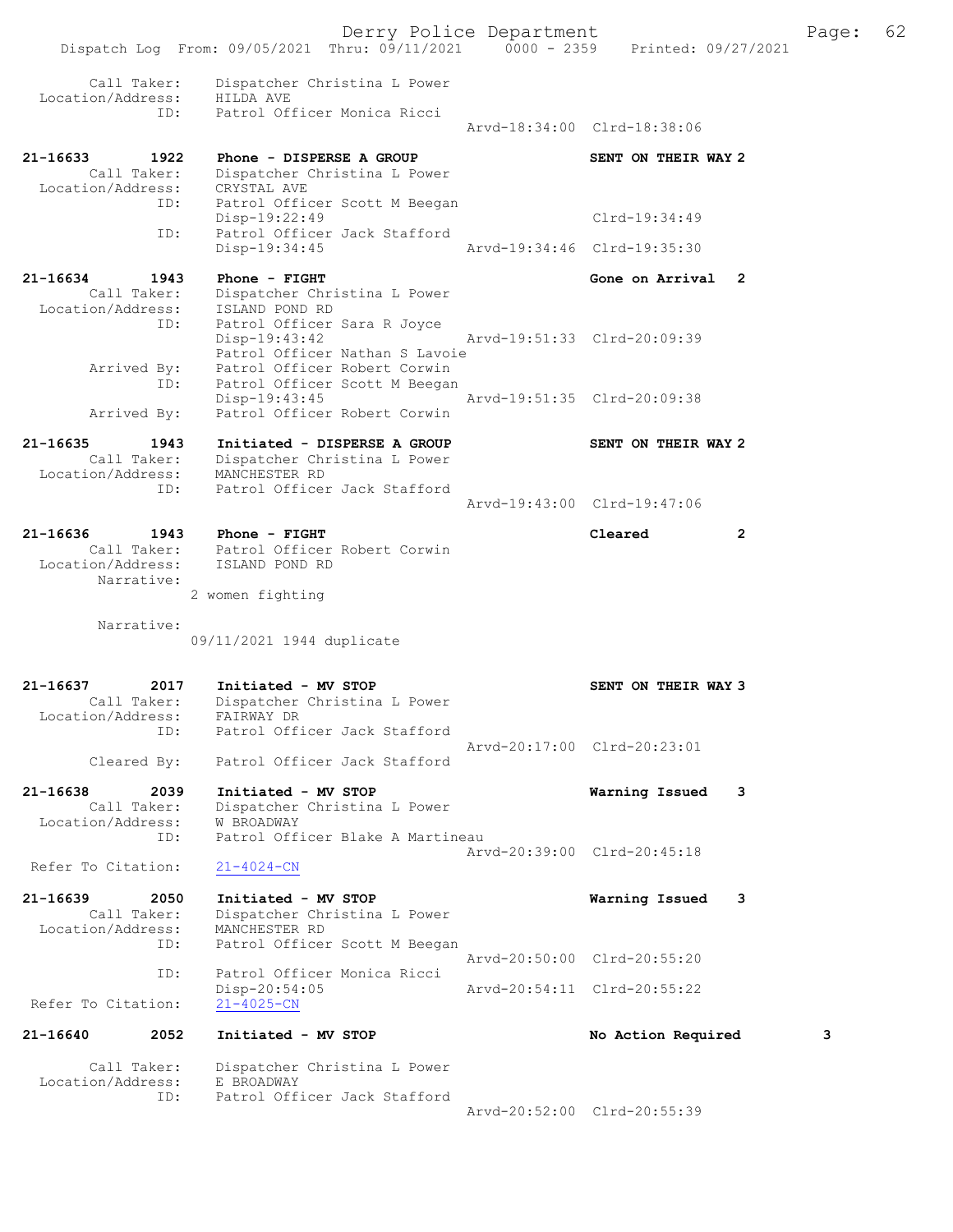```
        Call Taker:    Dispatcher Christina L Power
  Location/Address:    HILDA AVE
               ID:    Patrol Officer Monica Ricci
                                                  Arvd-18:34:00  Clrd-18:38:06

21-16633      1922    Phone - DISPERSE A GROUP                  SENT ON THEIR WAY 2
        Call Taker:    Dispatcher Christina L Power
  Location/Address:    CRYSTAL AVE
               ID:    Patrol Officer Scott M Beegan
                      Disp-19:22:49                              Clrd-19:34:49
               ID:    Patrol Officer Jack Stafford
                      Disp-19:34:45               Arvd-19:34:46  Clrd-19:35:30

21-16634      1943    Phone - FIGHT                             Gone on Arrival   2
        Call Taker:    Dispatcher Christina L Power
  Location/Address:    ISLAND POND RD
               ID:    Patrol Officer Sara R Joyce
                      Disp-19:43:42               Arvd-19:51:33  Clrd-20:09:39
                      Patrol Officer Nathan S Lavoie
       Arrived By:    Patrol Officer Robert Corwin
               ID:    Patrol Officer Scott M Beegan
                      Disp-19:43:45               Arvd-19:51:35  Clrd-20:09:38
       Arrived By:    Patrol Officer Robert Corwin

21-16635      1943    Initiated - DISPERSE A GROUP              SENT ON THEIR WAY 2
        Call Taker:    Dispatcher Christina L Power
  Location/Address:    MANCHESTER RD
               ID:    Patrol Officer Jack Stafford
                                                  Arvd-19:43:00  Clrd-19:47:06

21-16636      1943    Phone - FIGHT                             Cleared           2
        Call Taker:    Patrol Officer Robert Corwin
  Location/Address:    ISLAND POND RD
        Narrative:
                  2 women fighting

        Narrative:
                  09/11/2021 1944 duplicate

21-16637      2017    Initiated - MV STOP                       SENT ON THEIR WAY 3
        Call Taker:    Dispatcher Christina L Power
  Location/Address:    FAIRWAY DR
               ID:    Patrol Officer Jack Stafford
                                                  Arvd-20:17:00  Clrd-20:23:01
       Cleared By:    Patrol Officer Jack Stafford

21-16638      2039    Initiated - MV STOP                       Warning Issued    3
        Call Taker:    Dispatcher Christina L Power
  Location/Address:    W BROADWAY
               ID:    Patrol Officer Blake A Martineau
                                                  Arvd-20:39:00  Clrd-20:45:18
 Refer To Citation:    21-4024-CN

21-16639      2050    Initiated - MV STOP                       Warning Issued    3
        Call Taker:    Dispatcher Christina L Power
  Location/Address:    MANCHESTER RD
               ID:    Patrol Officer Scott M Beegan
                                                  Arvd-20:50:00  Clrd-20:55:20
               ID:    Patrol Officer Monica Ricci
                      Disp-20:54:05               Arvd-20:54:11  Clrd-20:55:22
 Refer To Citation:    21-4025-CN

21-16640      2052    Initiated - MV STOP                       No Action Required        3

        Call Taker:    Dispatcher Christina L Power
  Location/Address:    E BROADWAY
               ID:    Patrol Officer Jack Stafford
                                                  Arvd-20:52:00  Clrd-20:55:39
```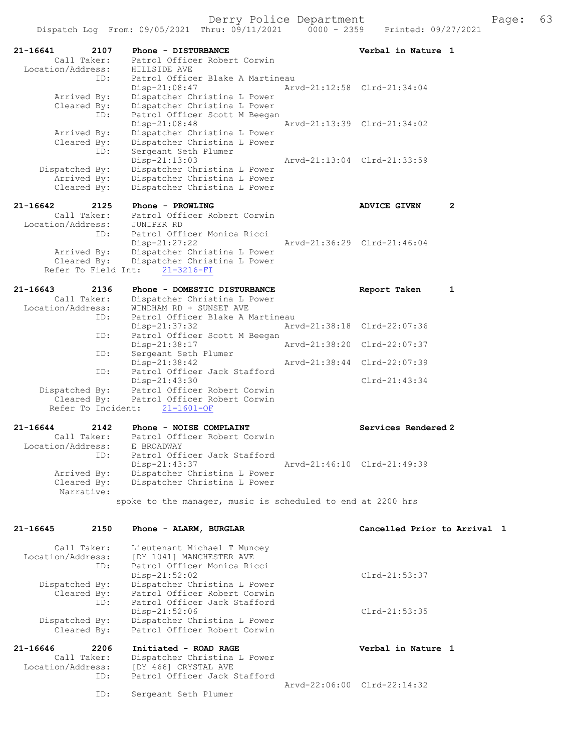```
21-16641        2107     Phone - DISTURBANCE                         Verbal in Nature 1
        Call Taker:      Patrol Officer Robert Corwin
  Location/Address:      HILLSIDE AVE
                ID:      Patrol Officer Blake A Martineau
                         Disp-21:08:47                Arvd-21:12:58  Clrd-21:34:04
        Arrived By:      Dispatcher Christina L Power
        Cleared By:      Dispatcher Christina L Power
                ID:      Patrol Officer Scott M Beegan
                         Disp-21:08:48                Arvd-21:13:39  Clrd-21:34:02
        Arrived By:      Dispatcher Christina L Power
        Cleared By:      Dispatcher Christina L Power
                ID:      Sergeant Seth Plumer
                         Disp-21:13:03                Arvd-21:13:04  Clrd-21:33:59
     Dispatched By:      Dispatcher Christina L Power
        Arrived By:      Dispatcher Christina L Power
        Cleared By:      Dispatcher Christina L Power

21-16642        2125     Phone - PROWLING                            ADVICE GIVEN     2
        Call Taker:      Patrol Officer Robert Corwin
  Location/Address:      JUNIPER RD
                ID:      Patrol Officer Monica Ricci
                         Disp-21:27:22                Arvd-21:36:29  Clrd-21:46:04
        Arrived By:      Dispatcher Christina L Power
        Cleared By:      Dispatcher Christina L Power
   Refer To Field Int:      21-3216-FI

21-16643        2136     Phone - DOMESTIC DISTURBANCE                Report Taken     1
        Call Taker:      Dispatcher Christina L Power
  Location/Address:      WINDHAM RD + SUNSET AVE
                ID:      Patrol Officer Blake A Martineau
                         Disp-21:37:32                Arvd-21:38:18  Clrd-22:07:36
                ID:      Patrol Officer Scott M Beegan
                         Disp-21:38:17                Arvd-21:38:20  Clrd-22:07:37
                ID:      Sergeant Seth Plumer
                         Disp-21:38:42                Arvd-21:38:44  Clrd-22:07:39
                ID:      Patrol Officer Jack Stafford
                         Disp-21:43:30                               Clrd-21:43:34
     Dispatched By:      Patrol Officer Robert Corwin
        Cleared By:      Patrol Officer Robert Corwin
   Refer To Incident:     21-1601-OF

21-16644        2142     Phone - NOISE COMPLAINT                     Services Rendered 2
        Call Taker:      Patrol Officer Robert Corwin
  Location/Address:      E BROADWAY
                ID:      Patrol Officer Jack Stafford
                         Disp-21:43:37                Arvd-21:46:10  Clrd-21:49:39
        Arrived By:      Dispatcher Christina L Power
        Cleared By:      Dispatcher Christina L Power
         Narrative:
                spoke to the manager, music is scheduled to end at 2200 hrs

21-16645        2150     Phone - ALARM, BURGLAR                      Cancelled Prior to Arrival  1

        Call Taker:      Lieutenant Michael T Muncey
  Location/Address:      [DY 1041] MANCHESTER AVE
                ID:      Patrol Officer Monica Ricci
                         Disp-21:52:02                               Clrd-21:53:37
     Dispatched By:      Dispatcher Christina L Power
        Cleared By:      Patrol Officer Robert Corwin
                ID:      Patrol Officer Jack Stafford
                         Disp-21:52:06                               Clrd-21:53:35
     Dispatched By:      Dispatcher Christina L Power
        Cleared By:      Patrol Officer Robert Corwin

21-16646        2206     Initiated - ROAD RAGE                       Verbal in Nature 1
        Call Taker:      Dispatcher Christina L Power
  Location/Address:      [DY 466] CRYSTAL AVE
                ID:      Patrol Officer Jack Stafford
                                                      Arvd-22:06:00  Clrd-22:14:32
                ID:      Sergeant Seth Plumer
```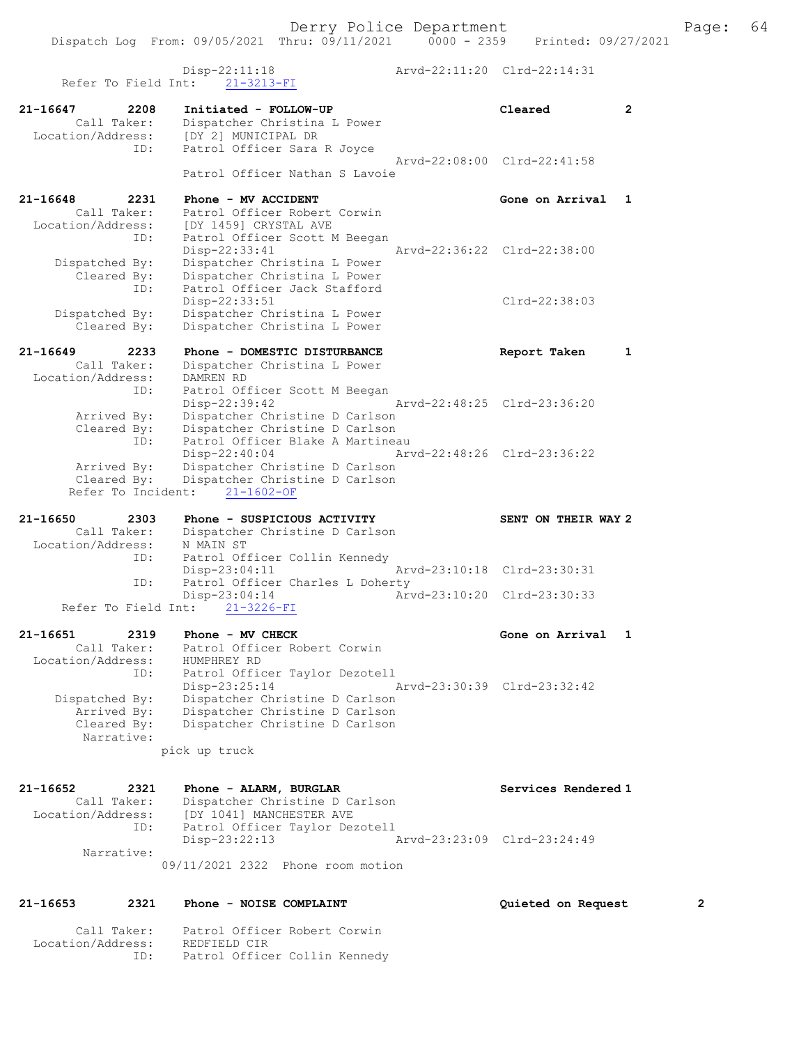```
                Disp-22:11:18                Arvd-22:11:20  Clrd-22:14:31
   Refer To Field Int:    21-3213-FI

21-16647       2208    Initiated - FOLLOW-UP                  Cleared          2
        Call Taker:    Dispatcher Christina L Power
  Location/Address:    [DY 2] MUNICIPAL DR
               ID:     Patrol Officer Sara R Joyce
                                             Arvd-22:08:00  Clrd-22:41:58
                       Patrol Officer Nathan S Lavoie

21-16648       2231    Phone - MV ACCIDENT                    Gone on Arrival  1
        Call Taker:    Patrol Officer Robert Corwin
  Location/Address:    [DY 1459] CRYSTAL AVE
               ID:     Patrol Officer Scott M Beegan
                       Disp-22:33:41         Arvd-22:36:22  Clrd-22:38:00
     Dispatched By:    Dispatcher Christina L Power
        Cleared By:    Dispatcher Christina L Power
               ID:     Patrol Officer Jack Stafford
                       Disp-22:33:51                        Clrd-22:38:03
     Dispatched By:    Dispatcher Christina L Power
        Cleared By:    Dispatcher Christina L Power

21-16649       2233    Phone - DOMESTIC DISTURBANCE           Report Taken     1
        Call Taker:    Dispatcher Christina L Power
  Location/Address:    DAMREN RD
               ID:     Patrol Officer Scott M Beegan
                       Disp-22:39:42         Arvd-22:48:25  Clrd-23:36:20
        Arrived By:    Dispatcher Christine D Carlson
        Cleared By:    Dispatcher Christine D Carlson
               ID:     Patrol Officer Blake A Martineau
                       Disp-22:40:04         Arvd-22:48:26  Clrd-23:36:22
        Arrived By:    Dispatcher Christine D Carlson
        Cleared By:    Dispatcher Christine D Carlson
   Refer To Incident:    21-1602-OF

21-16650       2303    Phone - SUSPICIOUS ACTIVITY            SENT ON THEIR WAY 2
        Call Taker:    Dispatcher Christine D Carlson
  Location/Address:    N MAIN ST
               ID:     Patrol Officer Collin Kennedy
                       Disp-23:04:11         Arvd-23:10:18  Clrd-23:30:31
               ID:     Patrol Officer Charles L Doherty
                       Disp-23:04:14         Arvd-23:10:20  Clrd-23:30:33
   Refer To Field Int:    21-3226-FI

21-16651       2319    Phone - MV CHECK                       Gone on Arrival  1
        Call Taker:    Patrol Officer Robert Corwin
  Location/Address:    HUMPHREY RD
               ID:     Patrol Officer Taylor Dezotell
                       Disp-23:25:14         Arvd-23:30:39  Clrd-23:32:42
     Dispatched By:    Dispatcher Christine D Carlson
        Arrived By:    Dispatcher Christine D Carlson
        Cleared By:    Dispatcher Christine D Carlson
         Narrative:
                   pick up truck

21-16652       2321    Phone - ALARM, BURGLAR                 Services Rendered 1
        Call Taker:    Dispatcher Christine D Carlson
  Location/Address:    [DY 1041] MANCHESTER AVE
               ID:     Patrol Officer Taylor Dezotell
                       Disp-23:22:13         Arvd-23:23:09  Clrd-23:24:49
         Narrative:
                   09/11/2021 2322  Phone room motion

21-16653       2321    Phone - NOISE COMPLAINT                Quieted on Request       2

        Call Taker:    Patrol Officer Robert Corwin
  Location/Address:    REDFIELD CIR
               ID:     Patrol Officer Collin Kennedy
```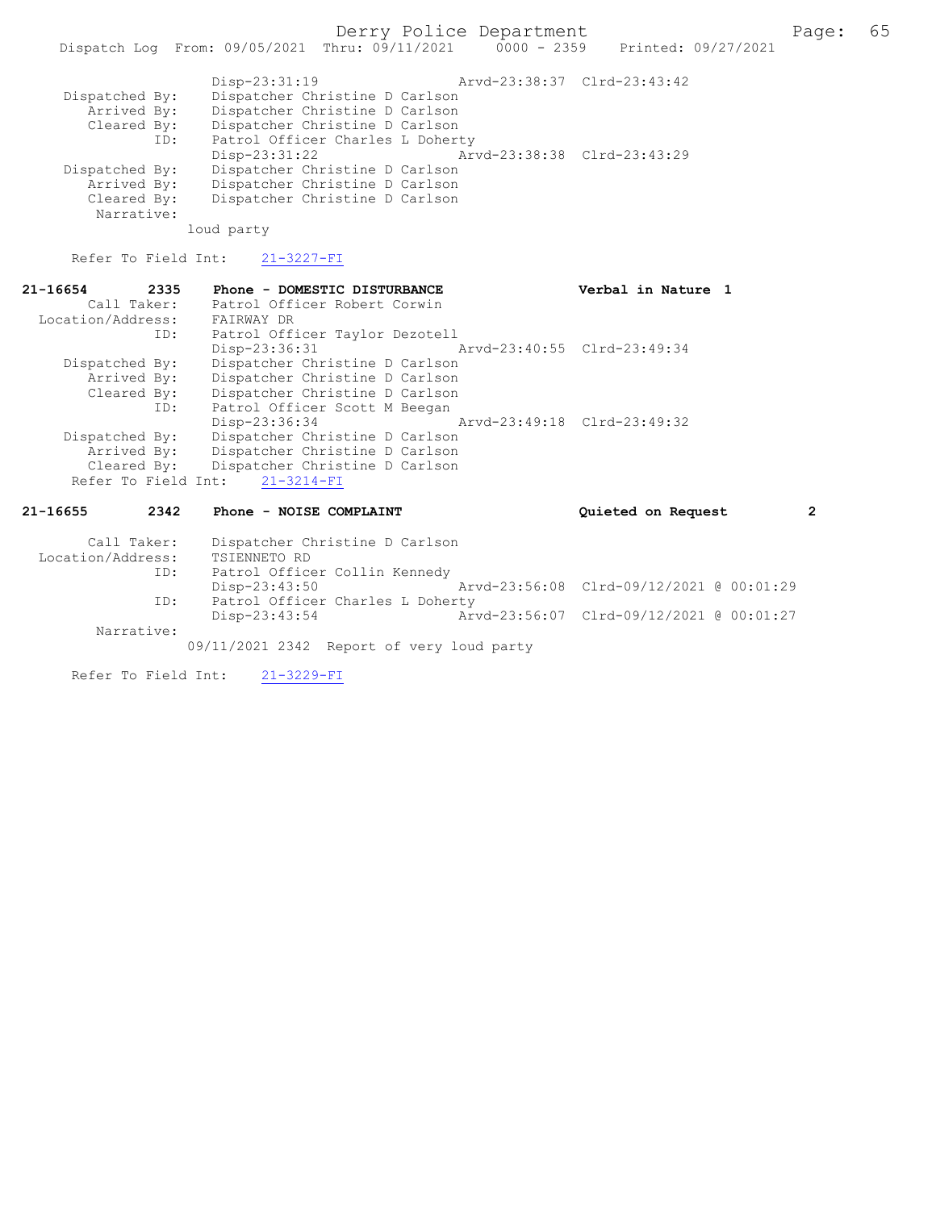Disp-23:31:19 Arvd-23:38:37 Clrd-23:43:42
Dispatched By: Dispatcher Christine D Carlson
Arrived By: Dispatcher Christine D Carlson
Cleared By: Dispatcher Christine D Carlson
ID: Patrol Officer Charles L Doherty
Disp-23:31:22 Arvd-23:38:38 Clrd-23:43:29
Dispatched By: Dispatcher Christine D Carlson
Arrived By: Dispatcher Christine D Carlson
Cleared By: Dispatcher Christine D Carlson
Narrative:
loud party

Refer To Field Int: 21-3227-FI

**21-16654 2335 Phone - DOMESTIC DISTURBANCE Verbal in Nature 1**
Call Taker: Patrol Officer Robert Corwin
Location/Address: FAIRWAY DR
ID: Patrol Officer Taylor Dezotell
Disp-23:36:31 Arvd-23:40:55 Clrd-23:49:34
Dispatched By: Dispatcher Christine D Carlson
Arrived By: Dispatcher Christine D Carlson
Cleared By: Dispatcher Christine D Carlson
ID: Patrol Officer Scott M Beegan
Disp-23:36:34 Arvd-23:49:18 Clrd-23:49:32
Dispatched By: Dispatcher Christine D Carlson
Arrived By: Dispatcher Christine D Carlson
Cleared By: Dispatcher Christine D Carlson
Refer To Field Int: 21-3214-FI

**21-16655 2342 Phone - NOISE COMPLAINT Quieted on Request 2**

Call Taker: Dispatcher Christine D Carlson
Location/Address: TSIENNETO RD
ID: Patrol Officer Collin Kennedy
Disp-23:43:50 Arvd-23:56:08 Clrd-09/12/2021 @ 00:01:29
ID: Patrol Officer Charles L Doherty
Disp-23:43:54 Arvd-23:56:07 Clrd-09/12/2021 @ 00:01:27
Narrative:
09/11/2021 2342 Report of very loud party

Refer To Field Int: 21-3229-FI